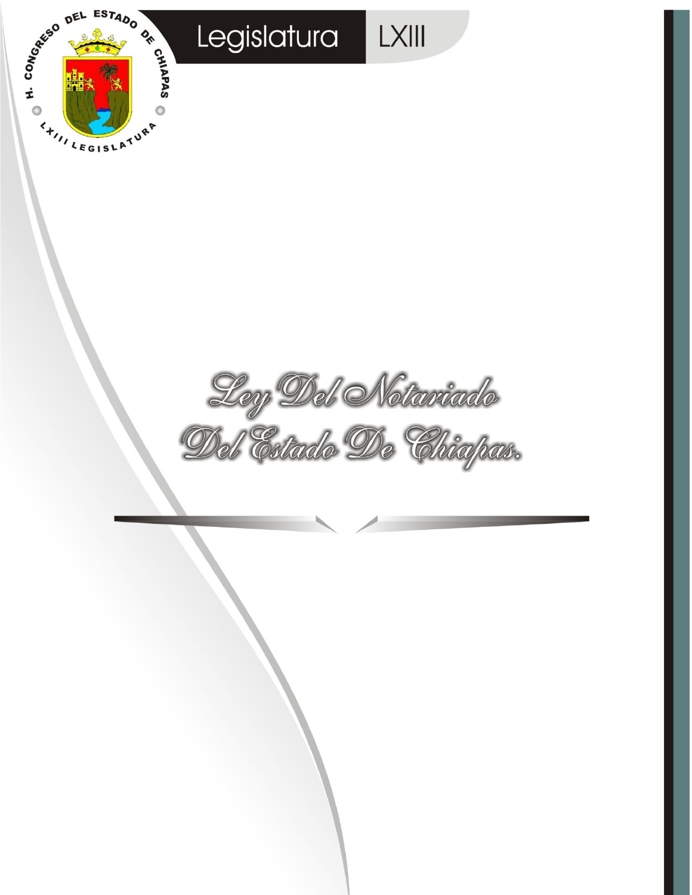Legislatura LXIII

H. CONGRESO DEL ESTADO DE CHIAPAS

LXIII LEGISLATURA

# Ley Del Notariado Del Estado De Chiapas.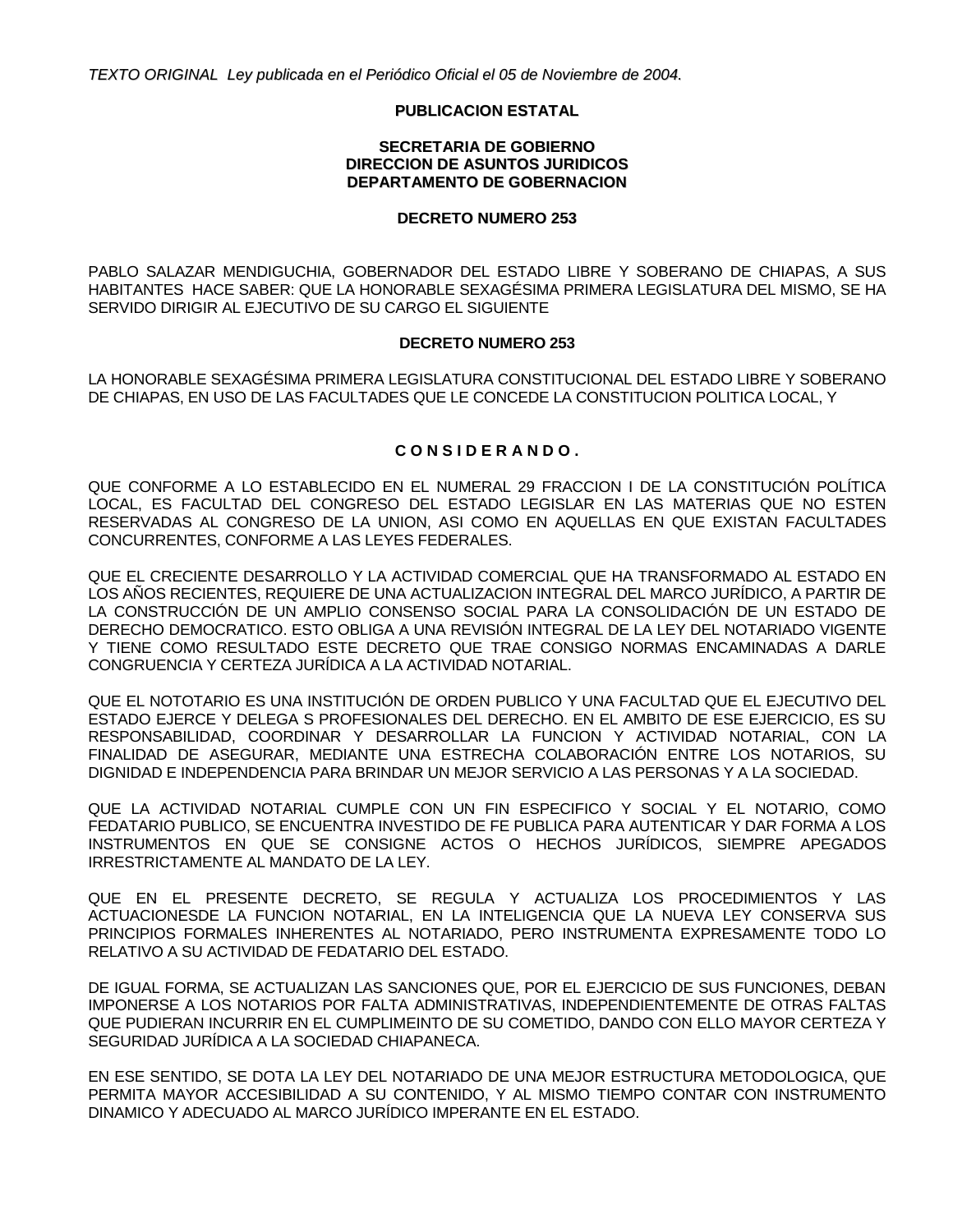*TEXTO ORIGINAL Ley publicada en el Periódico Oficial el 05 de Noviembre de 2004.*

**PUBLICACION ESTATAL**

**SECRETARIA DE GOBIERNO**
**DIRECCION DE ASUNTOS JURIDICOS**
**DEPARTAMENTO DE GOBERNACION**

**DECRETO NUMERO 253**

PABLO SALAZAR MENDIGUCHIA, GOBERNADOR DEL ESTADO LIBRE Y SOBERANO DE CHIAPAS, A SUS HABITANTES HACE SABER: QUE LA HONORABLE SEXAGÉSIMA PRIMERA LEGISLATURA DEL MISMO, SE HA SERVIDO DIRIGIR AL EJECUTIVO DE SU CARGO EL SIGUIENTE

**DECRETO NUMERO 253**

LA HONORABLE SEXAGÉSIMA PRIMERA LEGISLATURA CONSTITUCIONAL DEL ESTADO LIBRE Y SOBERANO DE CHIAPAS, EN USO DE LAS FACULTADES QUE LE CONCEDE LA CONSTITUCION POLITICA LOCAL, Y

**C O N S I D E R A N D O .**

QUE CONFORME A LO ESTABLECIDO EN EL NUMERAL 29 FRACCION I DE LA CONSTITUCIÓN POLÍTICA LOCAL, ES FACULTAD DEL CONGRESO DEL ESTADO LEGISLAR EN LAS MATERIAS QUE NO ESTEN RESERVADAS AL CONGRESO DE LA UNION, ASI COMO EN AQUELLAS EN QUE EXISTAN FACULTADES CONCURRENTES, CONFORME A LAS LEYES FEDERALES.

QUE EL CRECIENTE DESARROLLO Y LA ACTIVIDAD COMERCIAL QUE HA TRANSFORMADO AL ESTADO EN LOS AÑOS RECIENTES, REQUIERE DE UNA ACTUALIZACION INTEGRAL DEL MARCO JURÍDICO, A PARTIR DE LA CONSTRUCCIÓN DE UN AMPLIO CONSENSO SOCIAL PARA LA CONSOLIDACIÓN DE UN ESTADO DE DERECHO DEMOCRATICO. ESTO OBLIGA A UNA REVISIÓN INTEGRAL DE LA LEY DEL NOTARIADO VIGENTE Y TIENE COMO RESULTADO ESTE DECRETO QUE TRAE CONSIGO NORMAS ENCAMINADAS A DARLE CONGRUENCIA Y CERTEZA JURÍDICA A LA ACTIVIDAD NOTARIAL.

QUE EL NOTOTARIO ES UNA INSTITUCIÓN DE ORDEN PUBLICO Y UNA FACULTAD QUE EL EJECUTIVO DEL ESTADO EJERCE Y DELEGA S PROFESIONALES DEL DERECHO. EN EL AMBITO DE ESE EJERCICIO, ES SU RESPONSABILIDAD, COORDINAR Y DESARROLLAR LA FUNCION Y ACTIVIDAD NOTARIAL, CON LA FINALIDAD DE ASEGURAR, MEDIANTE UNA ESTRECHA COLABORACIÓN ENTRE LOS NOTARIOS, SU DIGNIDAD E INDEPENDENCIA PARA BRINDAR UN MEJOR SERVICIO A LAS PERSONAS Y A LA SOCIEDAD.

QUE LA ACTIVIDAD NOTARIAL CUMPLE CON UN FIN ESPECIFICO Y SOCIAL Y EL NOTARIO, COMO FEDATARIO PUBLICO, SE ENCUENTRA INVESTIDO DE FE PUBLICA PARA AUTENTICAR Y DAR FORMA A LOS INSTRUMENTOS EN QUE SE CONSIGNE ACTOS O HECHOS JURÍDICOS, SIEMPRE APEGADOS IRRESTRICTAMENTE AL MANDATO DE LA LEY.

QUE EN EL PRESENTE DECRETO, SE REGULA Y ACTUALIZA LOS PROCEDIMIENTOS Y LAS ACTUACIONESDE LA FUNCION NOTARIAL, EN LA INTELIGENCIA QUE LA NUEVA LEY CONSERVA SUS PRINCIPIOS FORMALES INHERENTES AL NOTARIADO, PERO INSTRUMENTA EXPRESAMENTE TODO LO RELATIVO A SU ACTIVIDAD DE FEDATARIO DEL ESTADO.

DE IGUAL FORMA, SE ACTUALIZAN LAS SANCIONES QUE, POR EL EJERCICIO DE SUS FUNCIONES, DEBAN IMPONERSE A LOS NOTARIOS POR FALTA ADMINISTRATIVAS, INDEPENDIENTEMENTE DE OTRAS FALTAS QUE PUDIERAN INCURRIR EN EL CUMPLIMEINTO DE SU COMETIDO, DANDO CON ELLO MAYOR CERTEZA Y SEGURIDAD JURÍDICA A LA SOCIEDAD CHIAPANECA.

EN ESE SENTIDO, SE DOTA LA LEY DEL NOTARIADO DE UNA MEJOR ESTRUCTURA METODOLOGICA, QUE PERMITA MAYOR ACCESIBILIDAD A SU CONTENIDO, Y AL MISMO TIEMPO CONTAR CON INSTRUMENTO DINAMICO Y ADECUADO AL MARCO JURÍDICO IMPERANTE EN EL ESTADO.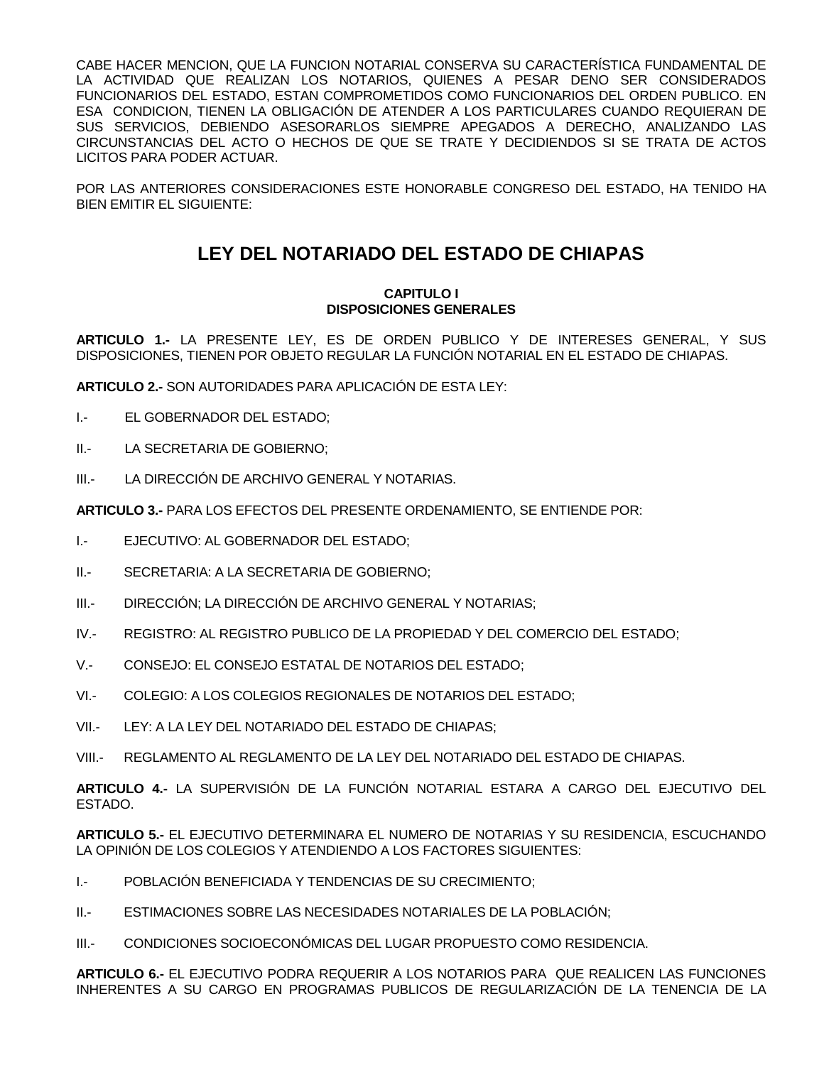CABE HACER MENCION, QUE LA FUNCION NOTARIAL CONSERVA SU CARACTERÍSTICA FUNDAMENTAL DE LA ACTIVIDAD QUE REALIZAN LOS NOTARIOS, QUIENES A PESAR DENO SER CONSIDERADOS FUNCIONARIOS DEL ESTADO, ESTAN COMPROMETIDOS COMO FUNCIONARIOS DEL ORDEN PUBLICO. EN ESA CONDICION, TIENEN LA OBLIGACIÓN DE ATENDER A LOS PARTICULARES CUANDO REQUIERAN DE SUS SERVICIOS, DEBIENDO ASESORARLOS SIEMPRE APEGADOS A DERECHO, ANALIZANDO LAS CIRCUNSTANCIAS DEL ACTO O HECHOS DE QUE SE TRATE Y DECIDIENDOS SI SE TRATA DE ACTOS LICITOS PARA PODER ACTUAR.

POR LAS ANTERIORES CONSIDERACIONES ESTE HONORABLE CONGRESO DEL ESTADO, HA TENIDO HA BIEN EMITIR EL SIGUIENTE:

# LEY DEL NOTARIADO DEL ESTADO DE CHIAPAS

## CAPITULO I
## DISPOSICIONES GENERALES

**ARTICULO 1.-** LA PRESENTE LEY, ES DE ORDEN PUBLICO Y DE INTERESES GENERAL, Y SUS DISPOSICIONES, TIENEN POR OBJETO REGULAR LA FUNCIÓN NOTARIAL EN EL ESTADO DE CHIAPAS.

**ARTICULO 2.-** SON AUTORIDADES PARA APLICACIÓN DE ESTA LEY:

I.- EL GOBERNADOR DEL ESTADO;

II.- LA SECRETARIA DE GOBIERNO;

III.- LA DIRECCIÓN DE ARCHIVO GENERAL Y NOTARIAS.

**ARTICULO 3.-** PARA LOS EFECTOS DEL PRESENTE ORDENAMIENTO, SE ENTIENDE POR:

I.- EJECUTIVO: AL GOBERNADOR DEL ESTADO;

II.- SECRETARIA: A LA SECRETARIA DE GOBIERNO;

III.- DIRECCIÓN; LA DIRECCIÓN DE ARCHIVO GENERAL Y NOTARIAS;

IV.- REGISTRO: AL REGISTRO PUBLICO DE LA PROPIEDAD Y DEL COMERCIO DEL ESTADO;

V.- CONSEJO: EL CONSEJO ESTATAL DE NOTARIOS DEL ESTADO;

VI.- COLEGIO: A LOS COLEGIOS REGIONALES DE NOTARIOS DEL ESTADO;

VII.- LEY: A LA LEY DEL NOTARIADO DEL ESTADO DE CHIAPAS;

VIII.- REGLAMENTO AL REGLAMENTO DE LA LEY DEL NOTARIADO DEL ESTADO DE CHIAPAS.

**ARTICULO 4.-** LA SUPERVISIÓN DE LA FUNCIÓN NOTARIAL ESTARA A CARGO DEL EJECUTIVO DEL ESTADO.

**ARTICULO 5.-** EL EJECUTIVO DETERMINARA EL NUMERO DE NOTARIAS Y SU RESIDENCIA, ESCUCHANDO LA OPINIÓN DE LOS COLEGIOS Y ATENDIENDO A LOS FACTORES SIGUIENTES:

I.- POBLACIÓN BENEFICIADA Y TENDENCIAS DE SU CRECIMIENTO;

II.- ESTIMACIONES SOBRE LAS NECESIDADES NOTARIALES DE LA POBLACIÓN;

III.- CONDICIONES SOCIOECONÓMICAS DEL LUGAR PROPUESTO COMO RESIDENCIA.

**ARTICULO 6.-** EL EJECUTIVO PODRA REQUERIR A LOS NOTARIOS PARA QUE REALICEN LAS FUNCIONES INHERENTES A SU CARGO EN PROGRAMAS PUBLICOS DE REGULARIZACIÓN DE LA TENENCIA DE LA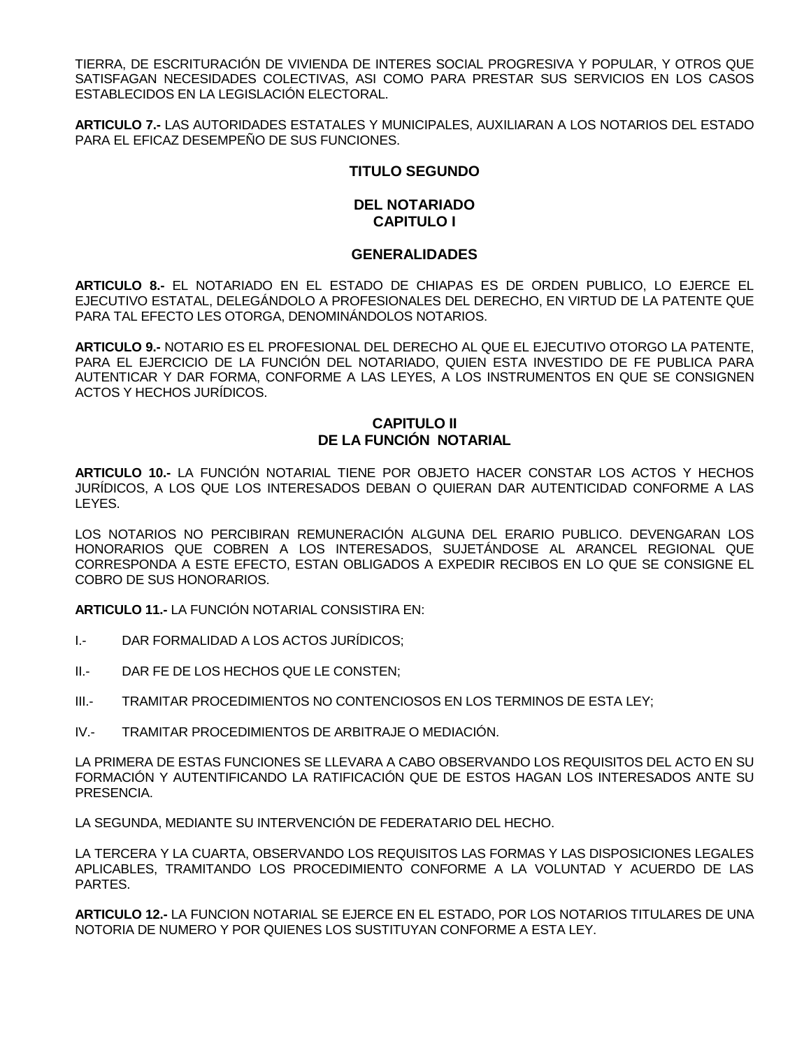TIERRA, DE ESCRITURACIÓN DE VIVIENDA DE INTERES SOCIAL PROGRESIVA Y POPULAR, Y OTROS QUE SATISFAGAN NECESIDADES COLECTIVAS, ASI COMO PARA PRESTAR SUS SERVICIOS EN LOS CASOS ESTABLECIDOS EN LA LEGISLACIÓN ELECTORAL.

**ARTICULO 7.-** LAS AUTORIDADES ESTATALES Y MUNICIPALES, AUXILIARAN A LOS NOTARIOS DEL ESTADO PARA EL EFICAZ DESEMPEÑO DE SUS FUNCIONES.

## TITULO SEGUNDO

## DEL NOTARIADO
## CAPITULO I

### GENERALIDADES

**ARTICULO 8.-** EL NOTARIADO EN EL ESTADO DE CHIAPAS ES DE ORDEN PUBLICO, LO EJERCE EL EJECUTIVO ESTATAL, DELEGÁNDOLO A PROFESIONALES DEL DERECHO, EN VIRTUD DE LA PATENTE QUE PARA TAL EFECTO LES OTORGA, DENOMINÁNDOLOS NOTARIOS.

**ARTICULO 9.-** NOTARIO ES EL PROFESIONAL DEL DERECHO AL QUE EL EJECUTIVO OTORGO LA PATENTE, PARA EL EJERCICIO DE LA FUNCIÓN DEL NOTARIADO, QUIEN ESTA INVESTIDO DE FE PUBLICA PARA AUTENTICAR Y DAR FORMA, CONFORME A LAS LEYES, A LOS INSTRUMENTOS EN QUE SE CONSIGNEN ACTOS Y HECHOS JURÍDICOS.

## CAPITULO II
## DE LA FUNCIÓN NOTARIAL

**ARTICULO 10.-** LA FUNCIÓN NOTARIAL TIENE POR OBJETO HACER CONSTAR LOS ACTOS Y HECHOS JURÍDICOS, A LOS QUE LOS INTERESADOS DEBAN O QUIERAN DAR AUTENTICIDAD CONFORME A LAS LEYES.

LOS NOTARIOS NO PERCIBIRAN REMUNERACIÓN ALGUNA DEL ERARIO PUBLICO. DEVENGARAN LOS HONORARIOS QUE COBREN A LOS INTERESADOS, SUJETÁNDOSE AL ARANCEL REGIONAL QUE CORRESPONDA A ESTE EFECTO, ESTAN OBLIGADOS A EXPEDIR RECIBOS EN LO QUE SE CONSIGNE EL COBRO DE SUS HONORARIOS.

**ARTICULO 11.-** LA FUNCIÓN NOTARIAL CONSISTIRA EN:

I.- DAR FORMALIDAD A LOS ACTOS JURÍDICOS;

II.- DAR FE DE LOS HECHOS QUE LE CONSTEN;

III.- TRAMITAR PROCEDIMIENTOS NO CONTENCIOSOS EN LOS TERMINOS DE ESTA LEY;

IV.- TRAMITAR PROCEDIMIENTOS DE ARBITRAJE O MEDIACIÓN.

LA PRIMERA DE ESTAS FUNCIONES SE LLEVARA A CABO OBSERVANDO LOS REQUISITOS DEL ACTO EN SU FORMACIÓN Y AUTENTIFICANDO LA RATIFICACIÓN QUE DE ESTOS HAGAN LOS INTERESADOS ANTE SU PRESENCIA.

LA SEGUNDA, MEDIANTE SU INTERVENCIÓN DE FEDERATARIO DEL HECHO.

LA TERCERA Y LA CUARTA, OBSERVANDO LOS REQUISITOS LAS FORMAS Y LAS DISPOSICIONES LEGALES APLICABLES, TRAMITANDO LOS PROCEDIMIENTO CONFORME A LA VOLUNTAD Y ACUERDO DE LAS PARTES.

**ARTICULO 12.-** LA FUNCION NOTARIAL SE EJERCE EN EL ESTADO, POR LOS NOTARIOS TITULARES DE UNA NOTORIA DE NUMERO Y POR QUIENES LOS SUSTITUYAN CONFORME A ESTA LEY.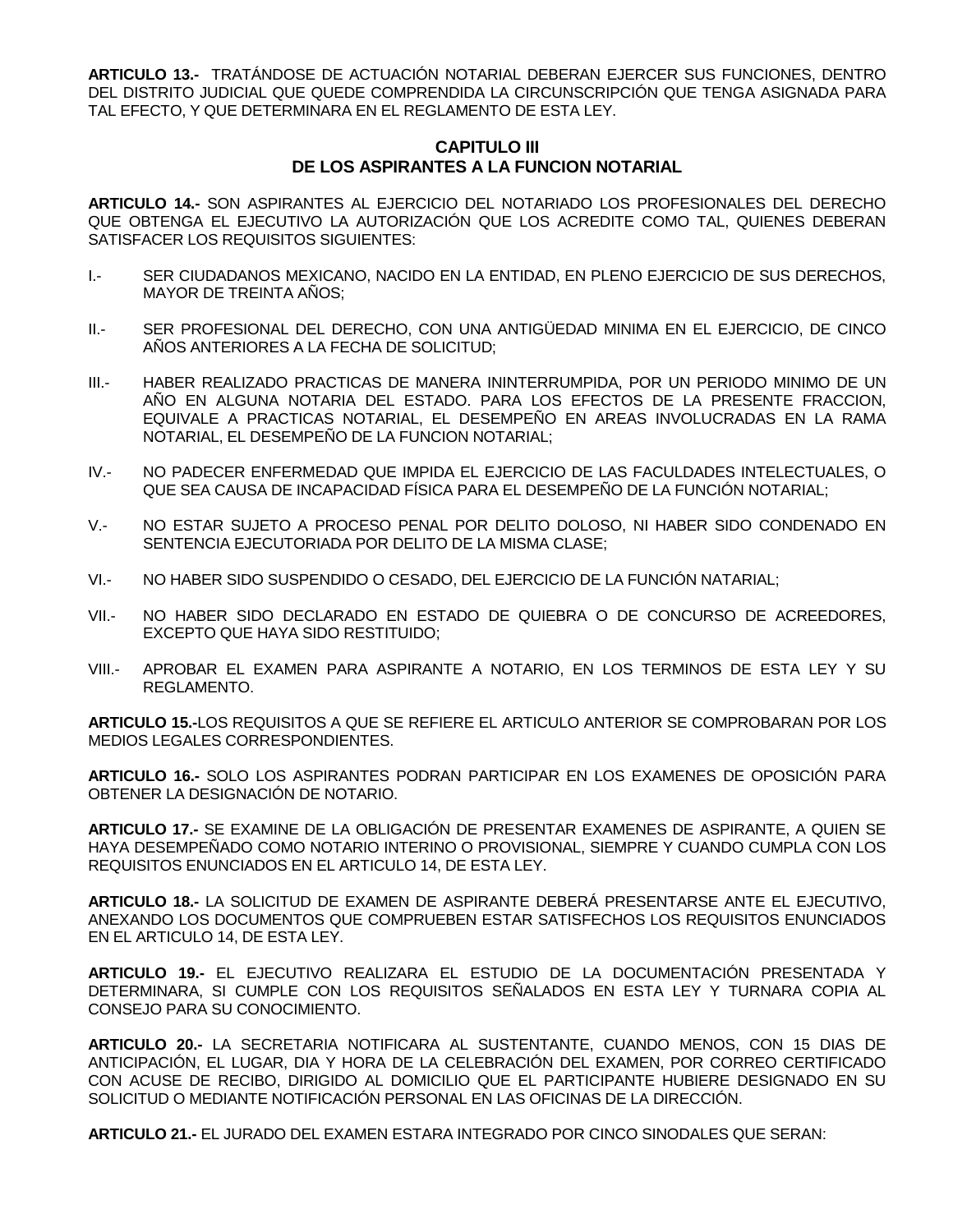**ARTICULO 13.-** TRATÁNDOSE DE ACTUACIÓN NOTARIAL DEBERAN EJERCER SUS FUNCIONES, DENTRO DEL DISTRITO JUDICIAL QUE QUEDE COMPRENDIDA LA CIRCUNSCRIPCIÓN QUE TENGA ASIGNADA PARA TAL EFECTO, Y QUE DETERMINARA EN EL REGLAMENTO DE ESTA LEY.

## CAPITULO III
## DE LOS ASPIRANTES A LA FUNCION NOTARIAL

**ARTICULO 14.-** SON ASPIRANTES AL EJERCICIO DEL NOTARIADO LOS PROFESIONALES DEL DERECHO QUE OBTENGA EL EJECUTIVO LA AUTORIZACIÓN QUE LOS ACREDITE COMO TAL, QUIENES DEBERAN SATISFACER LOS REQUISITOS SIGUIENTES:

I.- SER CIUDADANOS MEXICANO, NACIDO EN LA ENTIDAD, EN PLENO EJERCICIO DE SUS DERECHOS, MAYOR DE TREINTA AÑOS;

II.- SER PROFESIONAL DEL DERECHO, CON UNA ANTIGÜEDAD MINIMA EN EL EJERCICIO, DE CINCO AÑOS ANTERIORES A LA FECHA DE SOLICITUD;

III.- HABER REALIZADO PRACTICAS DE MANERA ININTERRUMPIDA, POR UN PERIODO MINIMO DE UN AÑO EN ALGUNA NOTARIA DEL ESTADO. PARA LOS EFECTOS DE LA PRESENTE FRACCION, EQUIVALE A PRACTICAS NOTARIAL, EL DESEMPEÑO EN AREAS INVOLUCRADAS EN LA RAMA NOTARIAL, EL DESEMPEÑO DE LA FUNCION NOTARIAL;

IV.- NO PADECER ENFERMEDAD QUE IMPIDA EL EJERCICIO DE LAS FACULDADES INTELECTUALES, O QUE SEA CAUSA DE INCAPACIDAD FÍSICA PARA EL DESEMPEÑO DE LA FUNCIÓN NOTARIAL;

V.- NO ESTAR SUJETO A PROCESO PENAL POR DELITO DOLOSO, NI HABER SIDO CONDENADO EN SENTENCIA EJECUTORIADA POR DELITO DE LA MISMA CLASE;

VI.- NO HABER SIDO SUSPENDIDO O CESADO, DEL EJERCICIO DE LA FUNCIÓN NATARIAL;

VII.- NO HABER SIDO DECLARADO EN ESTADO DE QUIEBRA O DE CONCURSO DE ACREEDORES, EXCEPTO QUE HAYA SIDO RESTITUIDO;

VIII.- APROBAR EL EXAMEN PARA ASPIRANTE A NOTARIO, EN LOS TERMINOS DE ESTA LEY Y SU REGLAMENTO.

**ARTICULO 15.-**LOS REQUISITOS A QUE SE REFIERE EL ARTICULO ANTERIOR SE COMPROBARAN POR LOS MEDIOS LEGALES CORRESPONDIENTES.

**ARTICULO 16.-** SOLO LOS ASPIRANTES PODRAN PARTICIPAR EN LOS EXAMENES DE OPOSICIÓN PARA OBTENER LA DESIGNACIÓN DE NOTARIO.

**ARTICULO 17.-** SE EXAMINE DE LA OBLIGACIÓN DE PRESENTAR EXAMENES DE ASPIRANTE, A QUIEN SE HAYA DESEMPEÑADO COMO NOTARIO INTERINO O PROVISIONAL, SIEMPRE Y CUANDO CUMPLA CON LOS REQUISITOS ENUNCIADOS EN EL ARTICULO 14, DE ESTA LEY.

**ARTICULO 18.-** LA SOLICITUD DE EXAMEN DE ASPIRANTE DEBERÁ PRESENTARSE ANTE EL EJECUTIVO, ANEXANDO LOS DOCUMENTOS QUE COMPRUEBEN ESTAR SATISFECHOS LOS REQUISITOS ENUNCIADOS EN EL ARTICULO 14, DE ESTA LEY.

**ARTICULO 19.-** EL EJECUTIVO REALIZARA EL ESTUDIO DE LA DOCUMENTACIÓN PRESENTADA Y DETERMINARA, SI CUMPLE CON LOS REQUISITOS SEÑALADOS EN ESTA LEY Y TURNARA COPIA AL CONSEJO PARA SU CONOCIMIENTO.

**ARTICULO 20.-** LA SECRETARIA NOTIFICARA AL SUSTENTANTE, CUANDO MENOS, CON 15 DIAS DE ANTICIPACIÓN, EL LUGAR, DIA Y HORA DE LA CELEBRACIÓN DEL EXAMEN, POR CORREO CERTIFICADO CON ACUSE DE RECIBO, DIRIGIDO AL DOMICILIO QUE EL PARTICIPANTE HUBIERE DESIGNADO EN SU SOLICITUD O MEDIANTE NOTIFICACIÓN PERSONAL EN LAS OFICINAS DE LA DIRECCIÓN.

**ARTICULO 21.-** EL JURADO DEL EXAMEN ESTARA INTEGRADO POR CINCO SINODALES QUE SERAN: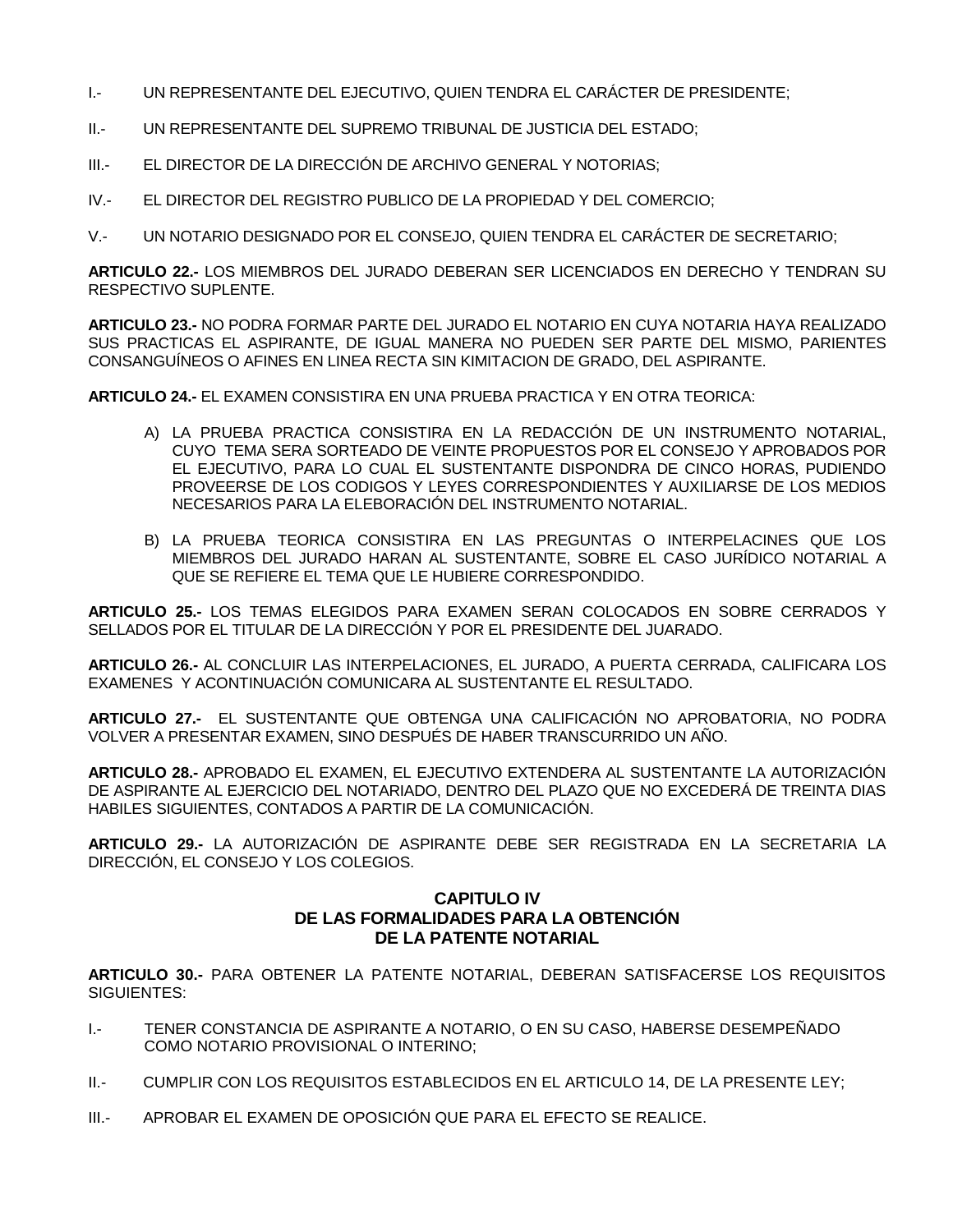I.- UN REPRESENTANTE DEL EJECUTIVO, QUIEN TENDRA EL CARÁCTER DE PRESIDENTE;

II.- UN REPRESENTANTE DEL SUPREMO TRIBUNAL DE JUSTICIA DEL ESTADO;

III.- EL DIRECTOR DE LA DIRECCIÓN DE ARCHIVO GENERAL Y NOTORIAS;

IV.- EL DIRECTOR DEL REGISTRO PUBLICO DE LA PROPIEDAD Y DEL COMERCIO;

V.- UN NOTARIO DESIGNADO POR EL CONSEJO, QUIEN TENDRA EL CARÁCTER DE SECRETARIO;

**ARTICULO 22.-** LOS MIEMBROS DEL JURADO DEBERAN SER LICENCIADOS EN DERECHO Y TENDRAN SU RESPECTIVO SUPLENTE.

**ARTICULO 23.-** NO PODRA FORMAR PARTE DEL JURADO EL NOTARIO EN CUYA NOTARIA HAYA REALIZADO SUS PRACTICAS EL ASPIRANTE, DE IGUAL MANERA NO PUEDEN SER PARTE DEL MISMO, PARIENTES CONSANGUÍNEOS O AFINES EN LINEA RECTA SIN KIMITACION DE GRADO, DEL ASPIRANTE.

**ARTICULO 24.-** EL EXAMEN CONSISTIRA EN UNA PRUEBA PRACTICA Y EN OTRA TEORICA:

A) LA PRUEBA PRACTICA CONSISTIRA EN LA REDACCIÓN DE UN INSTRUMENTO NOTARIAL, CUYO TEMA SERA SORTEADO DE VEINTE PROPUESTOS POR EL CONSEJO Y APROBADOS POR EL EJECUTIVO, PARA LO CUAL EL SUSTENTANTE DISPONDRA DE CINCO HORAS, PUDIENDO PROVEERSE DE LOS CODIGOS Y LEYES CORRESPONDIENTES Y AUXILIARSE DE LOS MEDIOS NECESARIOS PARA LA ELEBORACIÓN DEL INSTRUMENTO NOTARIAL.

B) LA PRUEBA TEORICA CONSISTIRA EN LAS PREGUNTAS O INTERPELACINES QUE LOS MIEMBROS DEL JURADO HARAN AL SUSTENTANTE, SOBRE EL CASO JURÍDICO NOTARIAL A QUE SE REFIERE EL TEMA QUE LE HUBIERE CORRESPONDIDO.

**ARTICULO 25.-** LOS TEMAS ELEGIDOS PARA EXAMEN SERAN COLOCADOS EN SOBRE CERRADOS Y SELLADOS POR EL TITULAR DE LA DIRECCIÓN Y POR EL PRESIDENTE DEL JUARADO.

**ARTICULO 26.-** AL CONCLUIR LAS INTERPELACIONES, EL JURADO, A PUERTA CERRADA, CALIFICARA LOS EXAMENES Y ACONTINUACIÓN COMUNICARA AL SUSTENTANTE EL RESULTADO.

**ARTICULO 27.-** EL SUSTENTANTE QUE OBTENGA UNA CALIFICACIÓN NO APROBATORIA, NO PODRA VOLVER A PRESENTAR EXAMEN, SINO DESPUÉS DE HABER TRANSCURRIDO UN AÑO.

**ARTICULO 28.-** APROBADO EL EXAMEN, EL EJECUTIVO EXTENDERA AL SUSTENTANTE LA AUTORIZACIÓN DE ASPIRANTE AL EJERCICIO DEL NOTARIADO, DENTRO DEL PLAZO QUE NO EXCEDERÁ DE TREINTA DIAS HABILES SIGUIENTES, CONTADOS A PARTIR DE LA COMUNICACIÓN.

**ARTICULO 29.-** LA AUTORIZACIÓN DE ASPIRANTE DEBE SER REGISTRADA EN LA SECRETARIA LA DIRECCIÓN, EL CONSEJO Y LOS COLEGIOS.

## CAPITULO IV
## DE LAS FORMALIDADES PARA LA OBTENCIÓN DE LA PATENTE NOTARIAL

**ARTICULO 30.-** PARA OBTENER LA PATENTE NOTARIAL, DEBERAN SATISFACERSE LOS REQUISITOS SIGUIENTES:

I.- TENER CONSTANCIA DE ASPIRANTE A NOTARIO, O EN SU CASO, HABERSE DESEMPEÑADO COMO NOTARIO PROVISIONAL O INTERINO;

II.- CUMPLIR CON LOS REQUISITOS ESTABLECIDOS EN EL ARTICULO 14, DE LA PRESENTE LEY;

III.- APROBAR EL EXAMEN DE OPOSICIÓN QUE PARA EL EFECTO SE REALICE.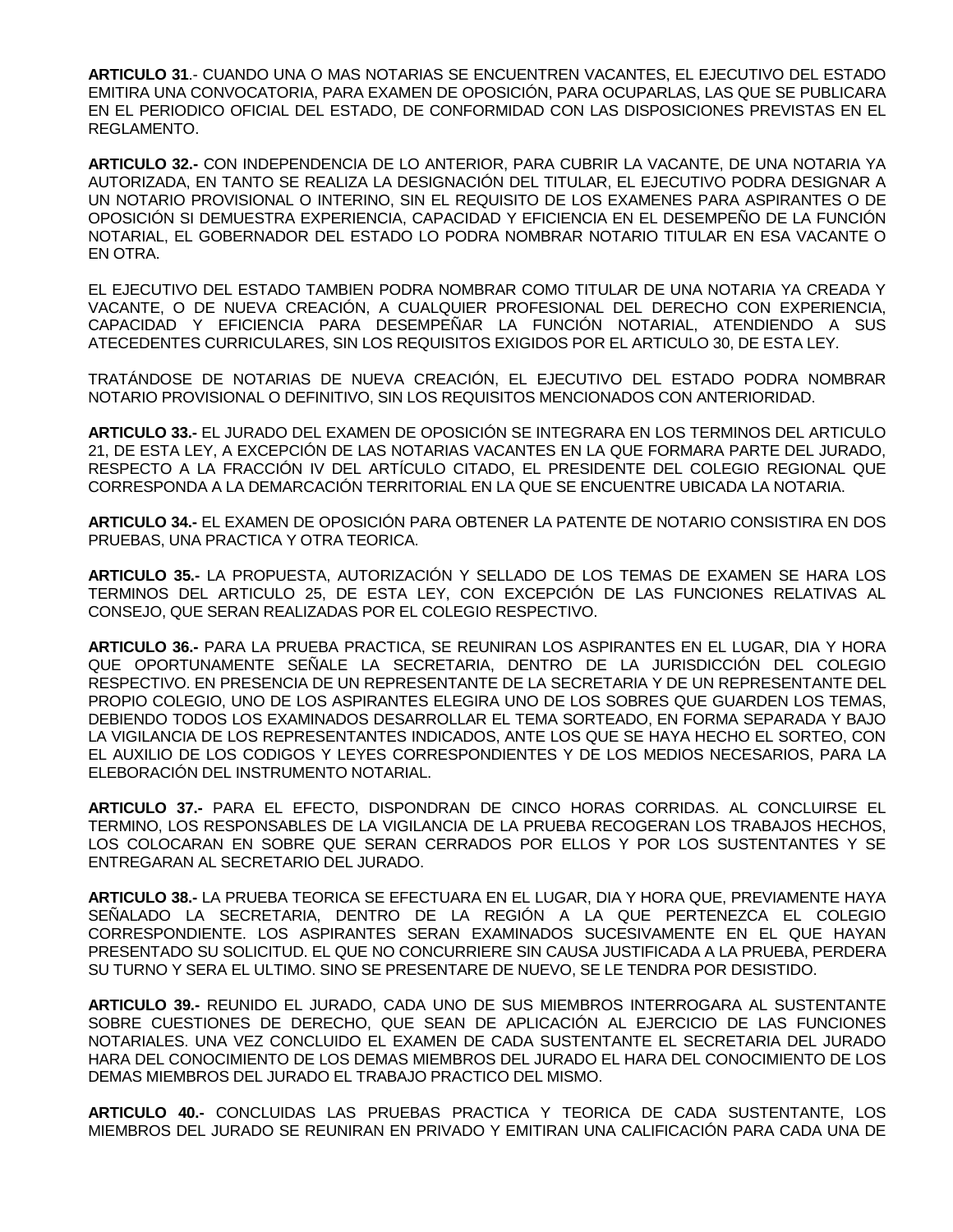**ARTICULO 31**.- CUANDO UNA O MAS NOTARIAS SE ENCUENTREN VACANTES, EL EJECUTIVO DEL ESTADO EMITIRA UNA CONVOCATORIA, PARA EXAMEN DE OPOSICIÓN, PARA OCUPARLAS, LAS QUE SE PUBLICARA EN EL PERIODICO OFICIAL DEL ESTADO, DE CONFORMIDAD CON LAS DISPOSICIONES PREVISTAS EN EL REGLAMENTO.

**ARTICULO 32.-** CON INDEPENDENCIA DE LO ANTERIOR, PARA CUBRIR LA VACANTE, DE UNA NOTARIA YA AUTORIZADA, EN TANTO SE REALIZA LA DESIGNACIÓN DEL TITULAR, EL EJECUTIVO PODRA DESIGNAR A UN NOTARIO PROVISIONAL O INTERINO, SIN EL REQUISITO DE LOS EXAMENES PARA ASPIRANTES O DE OPOSICIÓN SI DEMUESTRA EXPERIENCIA, CAPACIDAD Y EFICIENCIA EN EL DESEMPEÑO DE LA FUNCIÓN NOTARIAL, EL GOBERNADOR DEL ESTADO LO PODRA NOMBRAR NOTARIO TITULAR EN ESA VACANTE O EN OTRA.

EL EJECUTIVO DEL ESTADO TAMBIEN PODRA NOMBRAR COMO TITULAR DE UNA NOTARIA YA CREADA Y VACANTE, O DE NUEVA CREACIÓN, A CUALQUIER PROFESIONAL DEL DERECHO CON EXPERIENCIA, CAPACIDAD Y EFICIENCIA PARA DESEMPEÑAR LA FUNCIÓN NOTARIAL, ATENDIENDO A SUS ATECEDENTES CURRICULARES, SIN LOS REQUISITOS EXIGIDOS POR EL ARTICULO 30, DE ESTA LEY.

TRATÁNDOSE DE NOTARIAS DE NUEVA CREACIÓN, EL EJECUTIVO DEL ESTADO PODRA NOMBRAR NOTARIO PROVISIONAL O DEFINITIVO, SIN LOS REQUISITOS MENCIONADOS CON ANTERIORIDAD.

**ARTICULO 33.-** EL JURADO DEL EXAMEN DE OPOSICIÓN SE INTEGRARA EN LOS TERMINOS DEL ARTICULO 21, DE ESTA LEY, A EXCEPCIÓN DE LAS NOTARIAS VACANTES EN LA QUE FORMARA PARTE DEL JURADO, RESPECTO A LA FRACCIÓN IV DEL ARTÍCULO CITADO, EL PRESIDENTE DEL COLEGIO REGIONAL QUE CORRESPONDA A LA DEMARCACIÓN TERRITORIAL EN LA QUE SE ENCUENTRE UBICADA LA NOTARIA.

**ARTICULO 34.-** EL EXAMEN DE OPOSICIÓN PARA OBTENER LA PATENTE DE NOTARIO CONSISTIRA EN DOS PRUEBAS, UNA PRACTICA Y OTRA TEORICA.

**ARTICULO 35.-** LA PROPUESTA, AUTORIZACIÓN Y SELLADO DE LOS TEMAS DE EXAMEN SE HARA LOS TERMINOS DEL ARTICULO 25, DE ESTA LEY, CON EXCEPCIÓN DE LAS FUNCIONES RELATIVAS AL CONSEJO, QUE SERAN REALIZADAS POR EL COLEGIO RESPECTIVO.

**ARTICULO 36.-** PARA LA PRUEBA PRACTICA, SE REUNIRAN LOS ASPIRANTES EN EL LUGAR, DIA Y HORA QUE OPORTUNAMENTE SEÑALE LA SECRETARIA, DENTRO DE LA JURISDICCIÓN DEL COLEGIO RESPECTIVO. EN PRESENCIA DE UN REPRESENTANTE DE LA SECRETARIA Y DE UN REPRESENTANTE DEL PROPIO COLEGIO, UNO DE LOS ASPIRANTES ELEGIRA UNO DE LOS SOBRES QUE GUARDEN LOS TEMAS, DEBIENDO TODOS LOS EXAMINADOS DESARROLLAR EL TEMA SORTEADO, EN FORMA SEPARADA Y BAJO LA VIGILANCIA DE LOS REPRESENTANTES INDICADOS, ANTE LOS QUE SE HAYA HECHO EL SORTEO, CON EL AUXILIO DE LOS CODIGOS Y LEYES CORRESPONDIENTES Y DE LOS MEDIOS NECESARIOS, PARA LA ELEBORACIÓN DEL INSTRUMENTO NOTARIAL.

**ARTICULO 37.-** PARA EL EFECTO, DISPONDRAN DE CINCO HORAS CORRIDAS. AL CONCLUIRSE EL TERMINO, LOS RESPONSABLES DE LA VIGILANCIA DE LA PRUEBA RECOGERAN LOS TRABAJOS HECHOS, LOS COLOCARAN EN SOBRE QUE SERAN CERRADOS POR ELLOS Y POR LOS SUSTENTANTES Y SE ENTREGARAN AL SECRETARIO DEL JURADO.

**ARTICULO 38.-** LA PRUEBA TEORICA SE EFECTUARA EN EL LUGAR, DIA Y HORA QUE, PREVIAMENTE HAYA SEÑALADO LA SECRETARIA, DENTRO DE LA REGIÓN A LA QUE PERTENEZCA EL COLEGIO CORRESPONDIENTE. LOS ASPIRANTES SERAN EXAMINADOS SUCESIVAMENTE EN EL QUE HAYAN PRESENTADO SU SOLICITUD. EL QUE NO CONCURRIERE SIN CAUSA JUSTIFICADA A LA PRUEBA, PERDERA SU TURNO Y SERA EL ULTIMO. SINO SE PRESENTARE DE NUEVO, SE LE TENDRA POR DESISTIDO.

**ARTICULO 39.-** REUNIDO EL JURADO, CADA UNO DE SUS MIEMBROS INTERROGARA AL SUSTENTANTE SOBRE CUESTIONES DE DERECHO, QUE SEAN DE APLICACIÓN AL EJERCICIO DE LAS FUNCIONES NOTARIALES. UNA VEZ CONCLUIDO EL EXAMEN DE CADA SUSTENTANTE EL SECRETARIA DEL JURADO HARA DEL CONOCIMIENTO DE LOS DEMAS MIEMBROS DEL JURADO EL HARA DEL CONOCIMIENTO DE LOS DEMAS MIEMBROS DEL JURADO EL TRABAJO PRACTICO DEL MISMO.

**ARTICULO 40.-** CONCLUIDAS LAS PRUEBAS PRACTICA Y TEORICA DE CADA SUSTENTANTE, LOS MIEMBROS DEL JURADO SE REUNIRAN EN PRIVADO Y EMITIRAN UNA CALIFICACIÓN PARA CADA UNA DE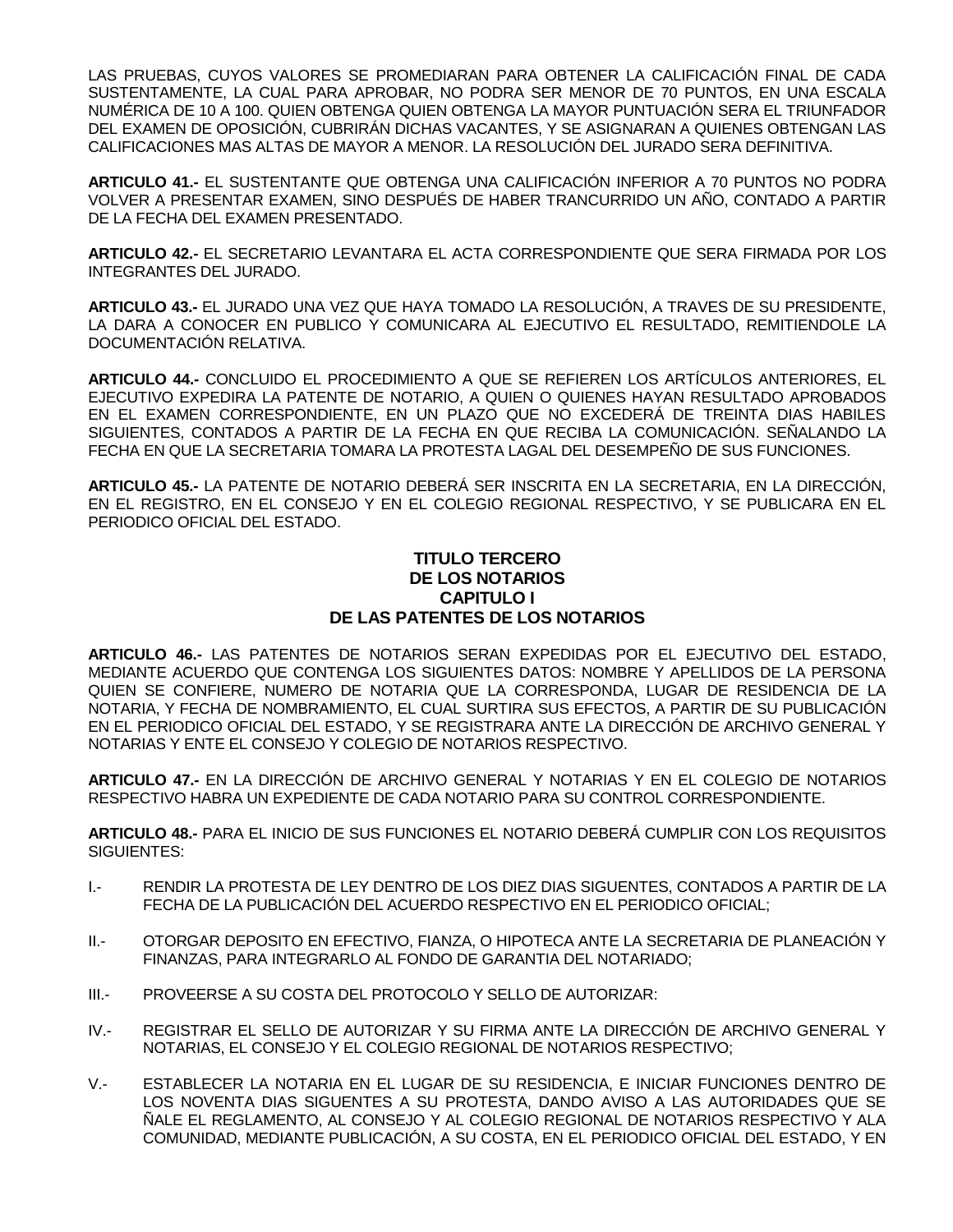LAS PRUEBAS, CUYOS VALORES SE PROMEDIARAN PARA OBTENER LA CALIFICACIÓN FINAL DE CADA SUSTENTAMENTE, LA CUAL PARA APROBAR, NO PODRA SER MENOR DE 70 PUNTOS, EN UNA ESCALA NUMÉRICA DE 10 A 100. QUIEN OBTENGA QUIEN OBTENGA LA MAYOR PUNTUACIÓN SERA EL TRIUNFADOR DEL EXAMEN DE OPOSICIÓN, CUBRIRÁN DICHAS VACANTES, Y SE ASIGNARAN A QUIENES OBTENGAN LAS CALIFICACIONES MAS ALTAS DE MAYOR A MENOR. LA RESOLUCIÓN DEL JURADO SERA DEFINITIVA.

**ARTICULO 41.-** EL SUSTENTANTE QUE OBTENGA UNA CALIFICACIÓN INFERIOR A 70 PUNTOS NO PODRA VOLVER A PRESENTAR EXAMEN, SINO DESPUÉS DE HABER TRANCURRIDO UN AÑO, CONTADO A PARTIR DE LA FECHA DEL EXAMEN PRESENTADO.

**ARTICULO 42.-** EL SECRETARIO LEVANTARA EL ACTA CORRESPONDIENTE QUE SERA FIRMADA POR LOS INTEGRANTES DEL JURADO.

**ARTICULO 43.-** EL JURADO UNA VEZ QUE HAYA TOMADO LA RESOLUCIÓN, A TRAVES DE SU PRESIDENTE, LA DARA A CONOCER EN PUBLICO Y COMUNICARA AL EJECUTIVO EL RESULTADO, REMITIENDOLE LA DOCUMENTACIÓN RELATIVA.

**ARTICULO 44.-** CONCLUIDO EL PROCEDIMIENTO A QUE SE REFIEREN LOS ARTÍCULOS ANTERIORES, EL EJECUTIVO EXPEDIRA LA PATENTE DE NOTARIO, A QUIEN O QUIENES HAYAN RESULTADO APROBADOS EN EL EXAMEN CORRESPONDIENTE, EN UN PLAZO QUE NO EXCEDERÁ DE TREINTA DIAS HABILES SIGUIENTES, CONTADOS A PARTIR DE LA FECHA EN QUE RECIBA LA COMUNICACIÓN. SEÑALANDO LA FECHA EN QUE LA SECRETARIA TOMARA LA PROTESTA LAGAL DEL DESEMPEÑO DE SUS FUNCIONES.

**ARTICULO 45.-** LA PATENTE DE NOTARIO DEBERÁ SER INSCRITA EN LA SECRETARIA, EN LA DIRECCIÓN, EN EL REGISTRO, EN EL CONSEJO Y EN EL COLEGIO REGIONAL RESPECTIVO, Y SE PUBLICARA EN EL PERIODICO OFICIAL DEL ESTADO.

## TITULO TERCERO
## DE LOS NOTARIOS
### CAPITULO I
### DE LAS PATENTES DE LOS NOTARIOS

**ARTICULO 46.-** LAS PATENTES DE NOTARIOS SERAN EXPEDIDAS POR EL EJECUTIVO DEL ESTADO, MEDIANTE ACUERDO QUE CONTENGA LOS SIGUIENTES DATOS: NOMBRE Y APELLIDOS DE LA PERSONA QUIEN SE CONFIERE, NUMERO DE NOTARIA QUE LA CORRESPONDA, LUGAR DE RESIDENCIA DE LA NOTARIA, Y FECHA DE NOMBRAMIENTO, EL CUAL SURTIRA SUS EFECTOS, A PARTIR DE SU PUBLICACIÓN EN EL PERIODICO OFICIAL DEL ESTADO, Y SE REGISTRARA ANTE LA DIRECCIÓN DE ARCHIVO GENERAL Y NOTARIAS Y ENTE EL CONSEJO Y COLEGIO DE NOTARIOS RESPECTIVO.

**ARTICULO 47.-** EN LA DIRECCIÓN DE ARCHIVO GENERAL Y NOTARIAS Y EN EL COLEGIO DE NOTARIOS RESPECTIVO HABRA UN EXPEDIENTE DE CADA NOTARIO PARA SU CONTROL CORRESPONDIENTE.

**ARTICULO 48.-** PARA EL INICIO DE SUS FUNCIONES EL NOTARIO DEBERÁ CUMPLIR CON LOS REQUISITOS SIGUIENTES:

I.- RENDIR LA PROTESTA DE LEY DENTRO DE LOS DIEZ DIAS SIGUENTES, CONTADOS A PARTIR DE LA FECHA DE LA PUBLICACIÓN DEL ACUERDO RESPECTIVO EN EL PERIODICO OFICIAL;

II.- OTORGAR DEPOSITO EN EFECTIVO, FIANZA, O HIPOTECA ANTE LA SECRETARIA DE PLANEACIÓN Y FINANZAS, PARA INTEGRARLO AL FONDO DE GARANTIA DEL NOTARIADO;

III.- PROVEERSE A SU COSTA DEL PROTOCOLO Y SELLO DE AUTORIZAR:

IV.- REGISTRAR EL SELLO DE AUTORIZAR Y SU FIRMA ANTE LA DIRECCIÓN DE ARCHIVO GENERAL Y NOTARIAS, EL CONSEJO Y EL COLEGIO REGIONAL DE NOTARIOS RESPECTIVO;

V.- ESTABLECER LA NOTARIA EN EL LUGAR DE SU RESIDENCIA, E INICIAR FUNCIONES DENTRO DE LOS NOVENTA DIAS SIGUENTES A SU PROTESTA, DANDO AVISO A LAS AUTORIDADES QUE SE ÑALE EL REGLAMENTO, AL CONSEJO Y AL COLEGIO REGIONAL DE NOTARIOS RESPECTIVO Y ALA COMUNIDAD, MEDIANTE PUBLICACIÓN, A SU COSTA, EN EL PERIODICO OFICIAL DEL ESTADO, Y EN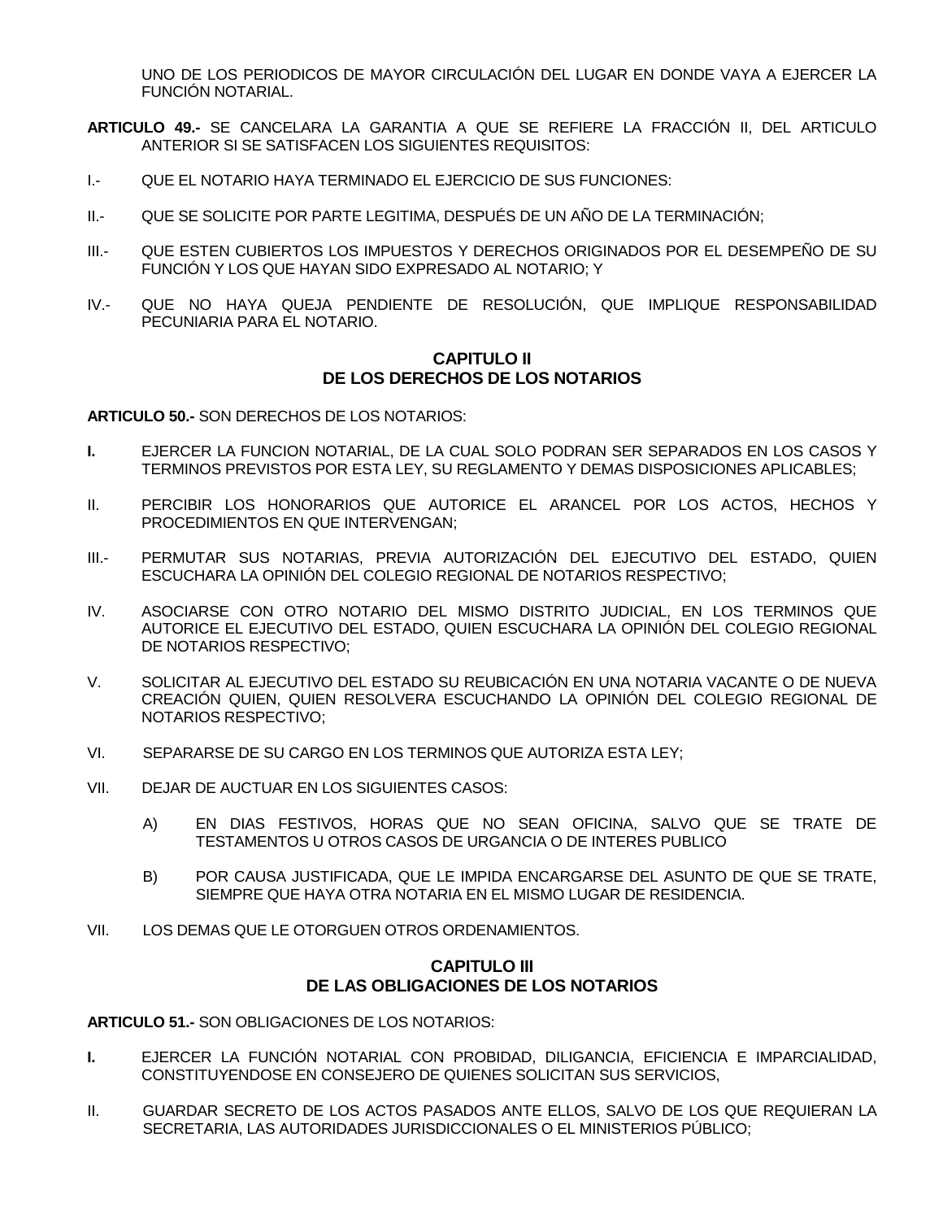UNO DE LOS PERIODICOS DE MAYOR CIRCULACIÓN DEL LUGAR EN DONDE VAYA A EJERCER LA FUNCIÓN NOTARIAL.

**ARTICULO 49.-** SE CANCELARA LA GARANTIA A QUE SE REFIERE LA FRACCIÓN II, DEL ARTICULO ANTERIOR SI SE SATISFACEN LOS SIGUIENTES REQUISITOS:

I.- QUE EL NOTARIO HAYA TERMINADO EL EJERCICIO DE SUS FUNCIONES:

II.- QUE SE SOLICITE POR PARTE LEGITIMA, DESPUÉS DE UN AÑO DE LA TERMINACIÓN;

III.- QUE ESTEN CUBIERTOS LOS IMPUESTOS Y DERECHOS ORIGINADOS POR EL DESEMPEÑO DE SU FUNCIÓN Y LOS QUE HAYAN SIDO EXPRESADO AL NOTARIO; Y

IV.- QUE NO HAYA QUEJA PENDIENTE DE RESOLUCIÓN, QUE IMPLIQUE RESPONSABILIDAD PECUNIARIA PARA EL NOTARIO.

## CAPITULO II
## DE LOS DERECHOS DE LOS NOTARIOS

**ARTICULO 50.-** SON DERECHOS DE LOS NOTARIOS:

**I.** EJERCER LA FUNCION NOTARIAL, DE LA CUAL SOLO PODRAN SER SEPARADOS EN LOS CASOS Y TERMINOS PREVISTOS POR ESTA LEY, SU REGLAMENTO Y DEMAS DISPOSICIONES APLICABLES;

II. PERCIBIR LOS HONORARIOS QUE AUTORICE EL ARANCEL POR LOS ACTOS, HECHOS Y PROCEDIMIENTOS EN QUE INTERVENGAN;

III.- PERMUTAR SUS NOTARIAS, PREVIA AUTORIZACIÓN DEL EJECUTIVO DEL ESTADO, QUIEN ESCUCHARA LA OPINIÓN DEL COLEGIO REGIONAL DE NOTARIOS RESPECTIVO;

IV. ASOCIARSE CON OTRO NOTARIO DEL MISMO DISTRITO JUDICIAL, EN LOS TERMINOS QUE AUTORICE EL EJECUTIVO DEL ESTADO, QUIEN ESCUCHARA LA OPINIÓN DEL COLEGIO REGIONAL DE NOTARIOS RESPECTIVO;

V. SOLICITAR AL EJECUTIVO DEL ESTADO SU REUBICACIÓN EN UNA NOTARIA VACANTE O DE NUEVA CREACIÓN QUIEN, QUIEN RESOLVERA ESCUCHANDO LA OPINIÓN DEL COLEGIO REGIONAL DE NOTARIOS RESPECTIVO;

VI. SEPARARSE DE SU CARGO EN LOS TERMINOS QUE AUTORIZA ESTA LEY;

VII. DEJAR DE AUCTUAR EN LOS SIGUIENTES CASOS:

A) EN DIAS FESTIVOS, HORAS QUE NO SEAN OFICINA, SALVO QUE SE TRATE DE TESTAMENTOS U OTROS CASOS DE URGANCIA O DE INTERES PUBLICO

B) POR CAUSA JUSTIFICADA, QUE LE IMPIDA ENCARGARSE DEL ASUNTO DE QUE SE TRATE, SIEMPRE QUE HAYA OTRA NOTARIA EN EL MISMO LUGAR DE RESIDENCIA.

VII. LOS DEMAS QUE LE OTORGUEN OTROS ORDENAMIENTOS.

## CAPITULO III
## DE LAS OBLIGACIONES DE LOS NOTARIOS

**ARTICULO 51.-** SON OBLIGACIONES DE LOS NOTARIOS:

**I.** EJERCER LA FUNCIÓN NOTARIAL CON PROBIDAD, DILIGANCIA, EFICIENCIA E IMPARCIALIDAD, CONSTITUYENDOSE EN CONSEJERO DE QUIENES SOLICITAN SUS SERVICIOS,

II. GUARDAR SECRETO DE LOS ACTOS PASADOS ANTE ELLOS, SALVO DE LOS QUE REQUIERAN LA SECRETARIA, LAS AUTORIDADES JURISDICCIONALES O EL MINISTERIOS PÚBLICO;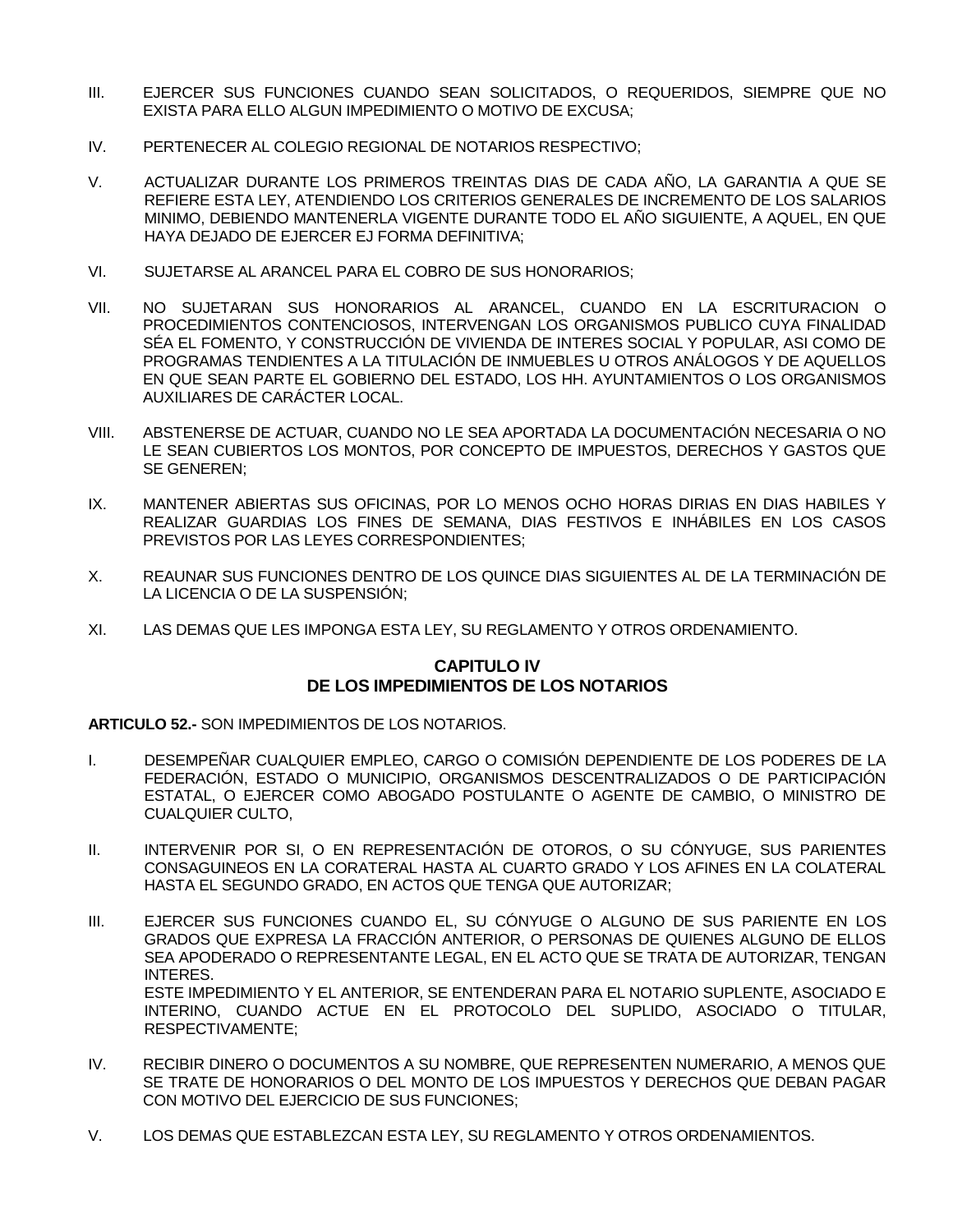III. EJERCER SUS FUNCIONES CUANDO SEAN SOLICITADOS, O REQUERIDOS, SIEMPRE QUE NO EXISTA PARA ELLO ALGUN IMPEDIMIENTO O MOTIVO DE EXCUSA;

IV. PERTENECER AL COLEGIO REGIONAL DE NOTARIOS RESPECTIVO;

V. ACTUALIZAR DURANTE LOS PRIMEROS TREINTAS DIAS DE CADA AÑO, LA GARANTIA A QUE SE REFIERE ESTA LEY, ATENDIENDO LOS CRITERIOS GENERALES DE INCREMENTO DE LOS SALARIOS MINIMO, DEBIENDO MANTENERLA VIGENTE DURANTE TODO EL AÑO SIGUIENTE, A AQUEL, EN QUE HAYA DEJADO DE EJERCER EJ FORMA DEFINITIVA;

VI. SUJETARSE AL ARANCEL PARA EL COBRO DE SUS HONORARIOS;

VII. NO SUJETARAN SUS HONORARIOS AL ARANCEL, CUANDO EN LA ESCRITURACION O PROCEDIMIENTOS CONTENCIOSOS, INTERVENGAN LOS ORGANISMOS PUBLICO CUYA FINALIDAD SÉA EL FOMENTO, Y CONSTRUCCIÓN DE VIVIENDA DE INTERES SOCIAL Y POPULAR, ASI COMO DE PROGRAMAS TENDIENTES A LA TITULACIÓN DE INMUEBLES U OTROS ANÁLOGOS Y DE AQUELLOS EN QUE SEAN PARTE EL GOBIERNO DEL ESTADO, LOS HH. AYUNTAMIENTOS O LOS ORGANISMOS AUXILIARES DE CARÁCTER LOCAL.

VIII. ABSTENERSE DE ACTUAR, CUANDO NO LE SEA APORTADA LA DOCUMENTACIÓN NECESARIA O NO LE SEAN CUBIERTOS LOS MONTOS, POR CONCEPTO DE IMPUESTOS, DERECHOS Y GASTOS QUE SE GENEREN;

IX. MANTENER ABIERTAS SUS OFICINAS, POR LO MENOS OCHO HORAS DIRIAS EN DIAS HABILES Y REALIZAR GUARDIAS LOS FINES DE SEMANA, DIAS FESTIVOS E INHÁBILES EN LOS CASOS PREVISTOS POR LAS LEYES CORRESPONDIENTES;

X. REAUNAR SUS FUNCIONES DENTRO DE LOS QUINCE DIAS SIGUIENTES AL DE LA TERMINACIÓN DE LA LICENCIA O DE LA SUSPENSIÓN;

XI. LAS DEMAS QUE LES IMPONGA ESTA LEY, SU REGLAMENTO Y OTROS ORDENAMIENTO.

## CAPITULO IV
## DE LOS IMPEDIMIENTOS DE LOS NOTARIOS

**ARTICULO 52.-** SON IMPEDIMIENTOS DE LOS NOTARIOS.

I. DESEMPEÑAR CUALQUIER EMPLEO, CARGO O COMISIÓN DEPENDIENTE DE LOS PODERES DE LA FEDERACIÓN, ESTADO O MUNICIPIO, ORGANISMOS DESCENTRALIZADOS O DE PARTICIPACIÓN ESTATAL, O EJERCER COMO ABOGADO POSTULANTE O AGENTE DE CAMBIO, O MINISTRO DE CUALQUIER CULTO,

II. INTERVENIR POR SI, O EN REPRESENTACIÓN DE OTOROS, O SU CÓNYUGE, SUS PARIENTES CONSAGUINEOS EN LA CORATERAL HASTA AL CUARTO GRADO Y LOS AFINES EN LA COLATERAL HASTA EL SEGUNDO GRADO, EN ACTOS QUE TENGA QUE AUTORIZAR;

III. EJERCER SUS FUNCIONES CUANDO EL, SU CÓNYUGE O ALGUNO DE SUS PARIENTE EN LOS GRADOS QUE EXPRESA LA FRACCIÓN ANTERIOR, O PERSONAS DE QUIENES ALGUNO DE ELLOS SEA APODERADO O REPRESENTANTE LEGAL, EN EL ACTO QUE SE TRATA DE AUTORIZAR, TENGAN INTERES.
ESTE IMPEDIMIENTO Y EL ANTERIOR, SE ENTENDERAN PARA EL NOTARIO SUPLENTE, ASOCIADO E INTERINO, CUANDO ACTUE EN EL PROTOCOLO DEL SUPLIDO, ASOCIADO O TITULAR, RESPECTIVAMENTE;

IV. RECIBIR DINERO O DOCUMENTOS A SU NOMBRE, QUE REPRESENTEN NUMERARIO, A MENOS QUE SE TRATE DE HONORARIOS O DEL MONTO DE LOS IMPUESTOS Y DERECHOS QUE DEBAN PAGAR CON MOTIVO DEL EJERCICIO DE SUS FUNCIONES;

V. LOS DEMAS QUE ESTABLEZCAN ESTA LEY, SU REGLAMENTO Y OTROS ORDENAMIENTOS.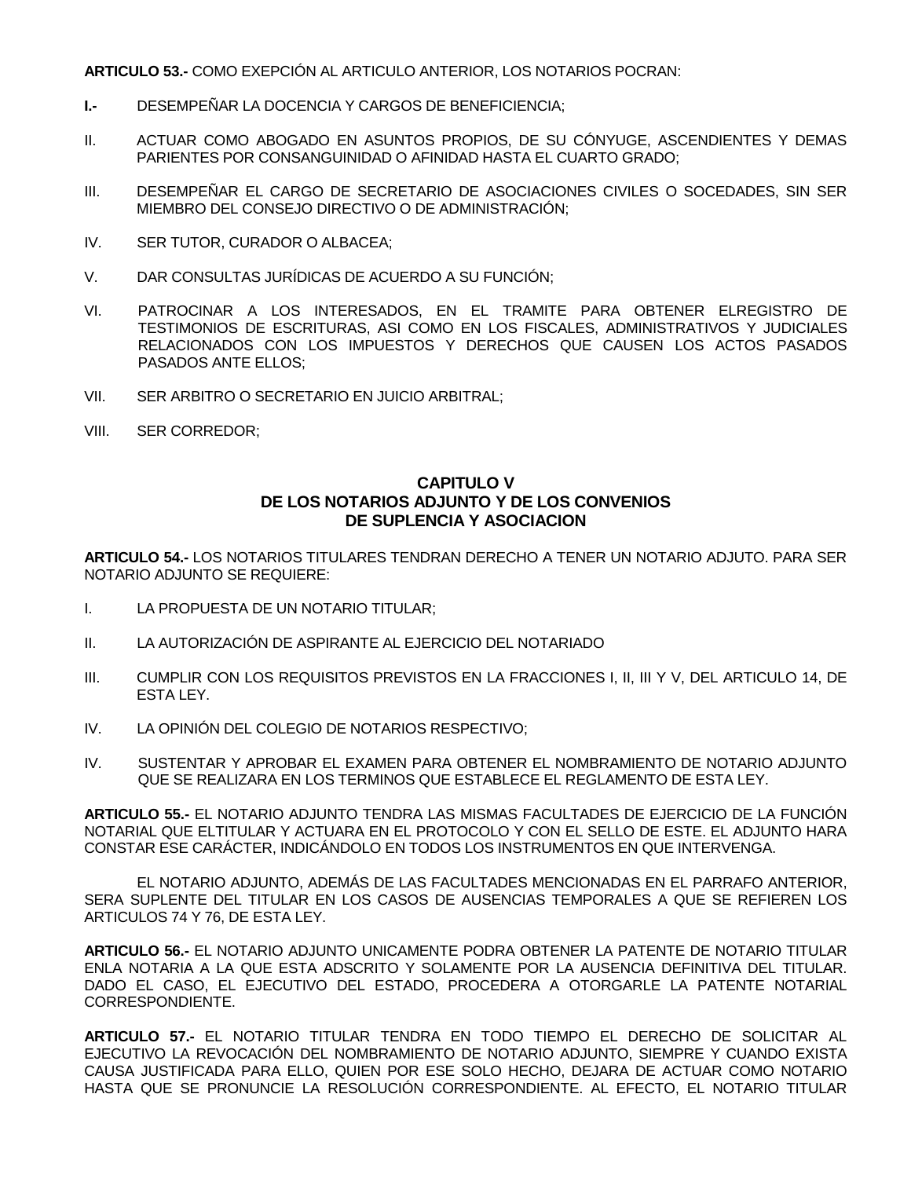**ARTICULO 53.-** COMO EXEPCIÓN AL ARTICULO ANTERIOR, LOS NOTARIOS POCRAN:

**I.-** DESEMPEÑAR LA DOCENCIA Y CARGOS DE BENEFICIENCIA;

II. ACTUAR COMO ABOGADO EN ASUNTOS PROPIOS, DE SU CÓNYUGE, ASCENDIENTES Y DEMAS PARIENTES POR CONSANGUINIDAD O AFINIDAD HASTA EL CUARTO GRADO;

III. DESEMPEÑAR EL CARGO DE SECRETARIO DE ASOCIACIONES CIVILES O SOCEDADES, SIN SER MIEMBRO DEL CONSEJO DIRECTIVO O DE ADMINISTRACIÓN;

IV. SER TUTOR, CURADOR O ALBACEA;

V. DAR CONSULTAS JURÍDICAS DE ACUERDO A SU FUNCIÓN;

VI. PATROCINAR A LOS INTERESADOS, EN EL TRAMITE PARA OBTENER ELREGISTRO DE TESTIMONIOS DE ESCRITURAS, ASI COMO EN LOS FISCALES, ADMINISTRATIVOS Y JUDICIALES RELACIONADOS CON LOS IMPUESTOS Y DERECHOS QUE CAUSEN LOS ACTOS PASADOS PASADOS ANTE ELLOS;

VII. SER ARBITRO O SECRETARIO EN JUICIO ARBITRAL;

VIII. SER CORREDOR;

## CAPITULO V
## DE LOS NOTARIOS ADJUNTO Y DE LOS CONVENIOS DE SUPLENCIA Y ASOCIACION

**ARTICULO 54.-** LOS NOTARIOS TITULARES TENDRAN DERECHO A TENER UN NOTARIO ADJUTO. PARA SER NOTARIO ADJUNTO SE REQUIERE:

I. LA PROPUESTA DE UN NOTARIO TITULAR;

II. LA AUTORIZACIÓN DE ASPIRANTE AL EJERCICIO DEL NOTARIADO

III. CUMPLIR CON LOS REQUISITOS PREVISTOS EN LA FRACCIONES I, II, III Y V, DEL ARTICULO 14, DE ESTA LEY.

IV. LA OPINIÓN DEL COLEGIO DE NOTARIOS RESPECTIVO;

IV. SUSTENTAR Y APROBAR EL EXAMEN PARA OBTENER EL NOMBRAMIENTO DE NOTARIO ADJUNTO QUE SE REALIZARA EN LOS TERMINOS QUE ESTABLECE EL REGLAMENTO DE ESTA LEY.

**ARTICULO 55.-** EL NOTARIO ADJUNTO TENDRA LAS MISMAS FACULTADES DE EJERCICIO DE LA FUNCIÓN NOTARIAL QUE ELTITULAR Y ACTUARA EN EL PROTOCOLO Y CON EL SELLO DE ESTE. EL ADJUNTO HARA CONSTAR ESE CARÁCTER, INDICÁNDOLO EN TODOS LOS INSTRUMENTOS EN QUE INTERVENGA.

EL NOTARIO ADJUNTO, ADEMÁS DE LAS FACULTADES MENCIONADAS EN EL PARRAFO ANTERIOR, SERA SUPLENTE DEL TITULAR EN LOS CASOS DE AUSENCIAS TEMPORALES A QUE SE REFIEREN LOS ARTICULOS 74 Y 76, DE ESTA LEY.

**ARTICULO 56.-** EL NOTARIO ADJUNTO UNICAMENTE PODRA OBTENER LA PATENTE DE NOTARIO TITULAR ENLA NOTARIA A LA QUE ESTA ADSCRITO Y SOLAMENTE POR LA AUSENCIA DEFINITIVA DEL TITULAR. DADO EL CASO, EL EJECUTIVO DEL ESTADO, PROCEDERA A OTORGARLE LA PATENTE NOTARIAL CORRESPONDIENTE.

**ARTICULO 57.-** EL NOTARIO TITULAR TENDRA EN TODO TIEMPO EL DERECHO DE SOLICITAR AL EJECUTIVO LA REVOCACIÓN DEL NOMBRAMIENTO DE NOTARIO ADJUNTO, SIEMPRE Y CUANDO EXISTA CAUSA JUSTIFICADA PARA ELLO, QUIEN POR ESE SOLO HECHO, DEJARA DE ACTUAR COMO NOTARIO HASTA QUE SE PRONUNCIE LA RESOLUCIÓN CORRESPONDIENTE. AL EFECTO, EL NOTARIO TITULAR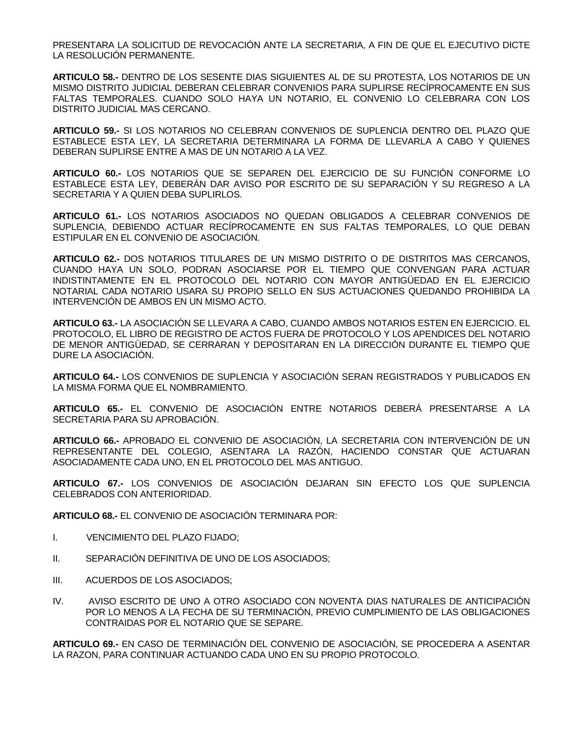PRESENTARA LA SOLICITUD DE REVOCACIÓN ANTE LA SECRETARIA, A FIN DE QUE EL EJECUTIVO DICTE LA RESOLUCIÓN PERMANENTE.

**ARTICULO 58.-** DENTRO DE LOS SESENTE DIAS SIGUIENTES AL DE SU PROTESTA, LOS NOTARIOS DE UN MISMO DISTRITO JUDICIAL DEBERAN CELEBRAR CONVENIOS PARA SUPLIRSE RECÍPROCAMENTE EN SUS FALTAS TEMPORALES. CUANDO SOLO HAYA UN NOTARIO, EL CONVENIO LO CELEBRARA CON LOS DISTRITO JUDICIAL MAS CERCANO.

**ARTICULO 59.-** SI LOS NOTARIOS NO CELEBRAN CONVENIOS DE SUPLENCIA DENTRO DEL PLAZO QUE ESTABLECE ESTA LEY, LA SECRETARIA DETERMINARA LA FORMA DE LLEVARLA A CABO Y QUIENES DEBERAN SUPLIRSE ENTRE A MAS DE UN NOTARIO A LA VEZ.

**ARTICULO 60.-** LOS NOTARIOS QUE SE SEPAREN DEL EJERCICIO DE SU FUNCIÓN CONFORME LO ESTABLECE ESTA LEY, DEBERÁN DAR AVISO POR ESCRITO DE SU SEPARACIÓN Y SU REGRESO A LA SECRETARIA Y A QUIEN DEBA SUPLIRLOS.

**ARTICULO 61.-** LOS NOTARIOS ASOCIADOS NO QUEDAN OBLIGADOS A CELEBRAR CONVENIOS DE SUPLENCIA, DEBIENDO ACTUAR RECÍPROCAMENTE EN SUS FALTAS TEMPORALES, LO QUE DEBAN ESTIPULAR EN EL CONVENIO DE ASOCIACIÓN.

**ARTICULO 62.-** DOS NOTARIOS TITULARES DE UN MISMO DISTRITO O DE DISTRITOS MAS CERCANOS, CUANDO HAYA UN SOLO, PODRAN ASOCIARSE POR EL TIEMPO QUE CONVENGAN PARA ACTUAR INDISTINTAMENTE EN EL PROTOCOLO DEL NOTARIO CON MAYOR ANTIGÜEDAD EN EL EJERCICIO NOTARIAL CADA NOTARIO USARA SU PROPIO SELLO EN SUS ACTUACIONES QUEDANDO PROHIBIDA LA INTERVENCIÓN DE AMBOS EN UN MISMO ACTO.

**ARTICULO 63.-** LA ASOCIACIÓN SE LLEVARA A CABO, CUANDO AMBOS NOTARIOS ESTEN EN EJERCICIO. EL PROTOCOLO, EL LIBRO DE REGISTRO DE ACTOS FUERA DE PROTOCOLO Y LOS APENDICES DEL NOTARIO DE MENOR ANTIGÜEDAD, SE CERRARAN Y DEPOSITARAN EN LA DIRECCIÓN DURANTE EL TIEMPO QUE DURE LA ASOCIACIÓN.

**ARTICULO 64.-** LOS CONVENIOS DE SUPLENCIA Y ASOCIACIÓN SERAN REGISTRADOS Y PUBLICADOS EN LA MISMA FORMA QUE EL NOMBRAMIENTO.

**ARTICULO 65.-** EL CONVENIO DE ASOCIACIÓN ENTRE NOTARIOS DEBERÁ PRESENTARSE A LA SECRETARIA PARA SU APROBACIÓN.

**ARTICULO 66.-** APROBADO EL CONVENIO DE ASOCIACIÓN, LA SECRETARIA CON INTERVENCIÓN DE UN REPRESENTANTE DEL COLEGIO, ASENTARA LA RAZÓN, HACIENDO CONSTAR QUE ACTUARAN ASOCIADAMENTE CADA UNO, EN EL PROTOCOLO DEL MAS ANTIGUO.

**ARTICULO 67.-** LOS CONVENIOS DE ASOCIACIÓN DEJARAN SIN EFECTO LOS QUE SUPLENCIA CELEBRADOS CON ANTERIORIDAD.

**ARTICULO 68.-** EL CONVENIO DE ASOCIACIÓN TERMINARA POR:

I. VENCIMIENTO DEL PLAZO FIJADO;

II. SEPARACIÓN DEFINITIVA DE UNO DE LOS ASOCIADOS;

III. ACUERDOS DE LOS ASOCIADOS;

IV. AVISO ESCRITO DE UNO A OTRO ASOCIADO CON NOVENTA DIAS NATURALES DE ANTICIPACIÓN POR LO MENOS A LA FECHA DE SU TERMINACIÓN, PREVIO CUMPLIMIENTO DE LAS OBLIGACIONES CONTRAIDAS POR EL NOTARIO QUE SE SEPARE.

**ARTICULO 69.-** EN CASO DE TERMINACIÓN DEL CONVENIO DE ASOCIACIÓN, SE PROCEDERA A ASENTAR LA RAZON, PARA CONTINUAR ACTUANDO CADA UNO EN SU PROPIO PROTOCOLO.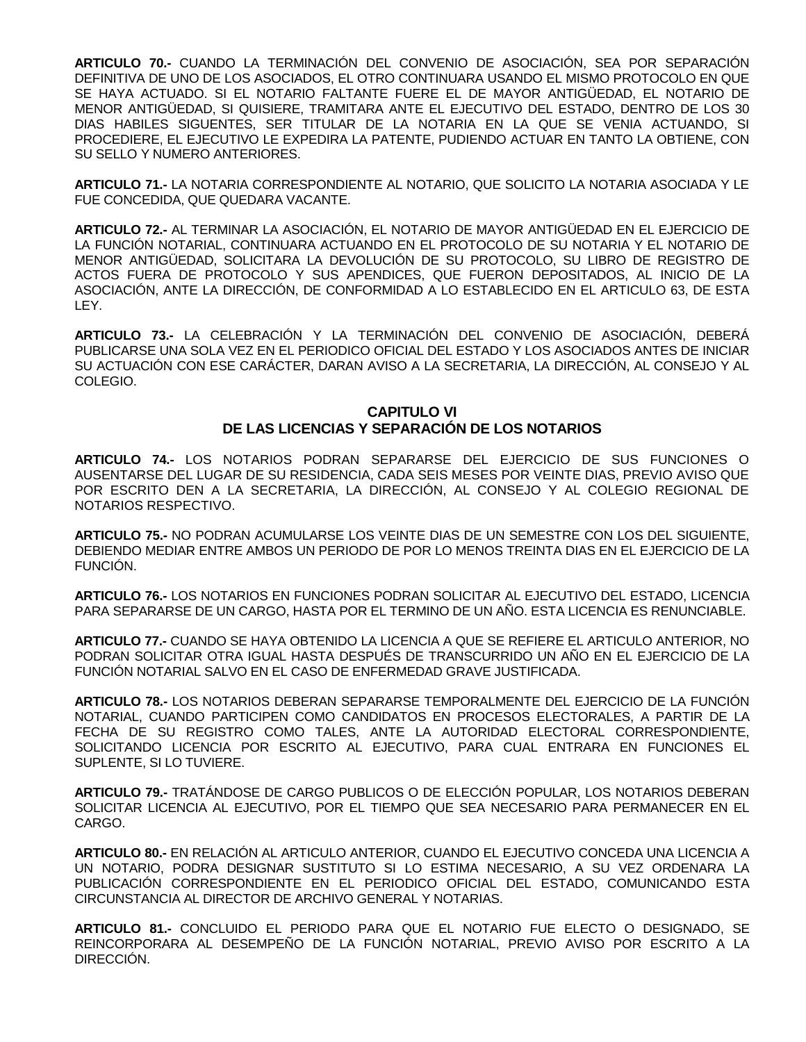**ARTICULO 70.-** CUANDO LA TERMINACIÓN DEL CONVENIO DE ASOCIACIÓN, SEA POR SEPARACIÓN DEFINITIVA DE UNO DE LOS ASOCIADOS, EL OTRO CONTINUARA USANDO EL MISMO PROTOCOLO EN QUE SE HAYA ACTUADO. SI EL NOTARIO FALTANTE FUERE EL DE MAYOR ANTIGÜEDAD, EL NOTARIO DE MENOR ANTIGÜEDAD, SI QUISIERE, TRAMITARA ANTE EL EJECUTIVO DEL ESTADO, DENTRO DE LOS 30 DIAS HABILES SIGUENTES, SER TITULAR DE LA NOTARIA EN LA QUE SE VENIA ACTUANDO, SI PROCEDIERE, EL EJECUTIVO LE EXPEDIRA LA PATENTE, PUDIENDO ACTUAR EN TANTO LA OBTIENE, CON SU SELLO Y NUMERO ANTERIORES.

**ARTICULO 71.-** LA NOTARIA CORRESPONDIENTE AL NOTARIO, QUE SOLICITO LA NOTARIA ASOCIADA Y LE FUE CONCEDIDA, QUE QUEDARA VACANTE.

**ARTICULO 72.-** AL TERMINAR LA ASOCIACIÓN, EL NOTARIO DE MAYOR ANTIGÜEDAD EN EL EJERCICIO DE LA FUNCIÓN NOTARIAL, CONTINUARA ACTUANDO EN EL PROTOCOLO DE SU NOTARIA Y EL NOTARIO DE MENOR ANTIGÜEDAD, SOLICITARA LA DEVOLUCIÓN DE SU PROTOCOLO, SU LIBRO DE REGISTRO DE ACTOS FUERA DE PROTOCOLO Y SUS APENDICES, QUE FUERON DEPOSITADOS, AL INICIO DE LA ASOCIACIÓN, ANTE LA DIRECCIÓN, DE CONFORMIDAD A LO ESTABLECIDO EN EL ARTICULO 63, DE ESTA LEY.

**ARTICULO 73.-** LA CELEBRACIÓN Y LA TERMINACIÓN DEL CONVENIO DE ASOCIACIÓN, DEBERÁ PUBLICARSE UNA SOLA VEZ EN EL PERIODICO OFICIAL DEL ESTADO Y LOS ASOCIADOS ANTES DE INICIAR SU ACTUACIÓN CON ESE CARÁCTER, DARAN AVISO A LA SECRETARIA, LA DIRECCIÓN, AL CONSEJO Y AL COLEGIO.

## CAPITULO VI
## DE LAS LICENCIAS Y SEPARACIÓN DE LOS NOTARIOS

**ARTICULO 74.-** LOS NOTARIOS PODRAN SEPARARSE DEL EJERCICIO DE SUS FUNCIONES O AUSENTARSE DEL LUGAR DE SU RESIDENCIA, CADA SEIS MESES POR VEINTE DIAS, PREVIO AVISO QUE POR ESCRITO DEN A LA SECRETARIA, LA DIRECCIÓN, AL CONSEJO Y AL COLEGIO REGIONAL DE NOTARIOS RESPECTIVO.

**ARTICULO 75.-** NO PODRAN ACUMULARSE LOS VEINTE DIAS DE UN SEMESTRE CON LOS DEL SIGUIENTE, DEBIENDO MEDIAR ENTRE AMBOS UN PERIODO DE POR LO MENOS TREINTA DIAS EN EL EJERCICIO DE LA FUNCIÓN.

**ARTICULO 76.-** LOS NOTARIOS EN FUNCIONES PODRAN SOLICITAR AL EJECUTIVO DEL ESTADO, LICENCIA PARA SEPARARSE DE UN CARGO, HASTA POR EL TERMINO DE UN AÑO. ESTA LICENCIA ES RENUNCIABLE.

**ARTICULO 77.-** CUANDO SE HAYA OBTENIDO LA LICENCIA A QUE SE REFIERE EL ARTICULO ANTERIOR, NO PODRAN SOLICITAR OTRA IGUAL HASTA DESPUÉS DE TRANSCURRIDO UN AÑO EN EL EJERCICIO DE LA FUNCIÓN NOTARIAL SALVO EN EL CASO DE ENFERMEDAD GRAVE JUSTIFICADA.

**ARTICULO 78.-** LOS NOTARIOS DEBERAN SEPARARSE TEMPORALMENTE DEL EJERCICIO DE LA FUNCIÓN NOTARIAL, CUANDO PARTICIPEN COMO CANDIDATOS EN PROCESOS ELECTORALES, A PARTIR DE LA FECHA DE SU REGISTRO COMO TALES, ANTE LA AUTORIDAD ELECTORAL CORRESPONDIENTE, SOLICITANDO LICENCIA POR ESCRITO AL EJECUTIVO, PARA CUAL ENTRARA EN FUNCIONES EL SUPLENTE, SI LO TUVIERE.

**ARTICULO 79.-** TRATÁNDOSE DE CARGO PUBLICOS O DE ELECCIÓN POPULAR, LOS NOTARIOS DEBERAN SOLICITAR LICENCIA AL EJECUTIVO, POR EL TIEMPO QUE SEA NECESARIO PARA PERMANECER EN EL CARGO.

**ARTICULO 80.-** EN RELACIÓN AL ARTICULO ANTERIOR, CUANDO EL EJECUTIVO CONCEDA UNA LICENCIA A UN NOTARIO, PODRA DESIGNAR SUSTITUTO SI LO ESTIMA NECESARIO, A SU VEZ ORDENARA LA PUBLICACIÓN CORRESPONDIENTE EN EL PERIODICO OFICIAL DEL ESTADO, COMUNICANDO ESTA CIRCUNSTANCIA AL DIRECTOR DE ARCHIVO GENERAL Y NOTARIAS.

**ARTICULO 81.-** CONCLUIDO EL PERIODO PARA QUE EL NOTARIO FUE ELECTO O DESIGNADO, SE REINCORPORARA AL DESEMPEÑO DE LA FUNCIÓN NOTARIAL, PREVIO AVISO POR ESCRITO A LA DIRECCIÓN.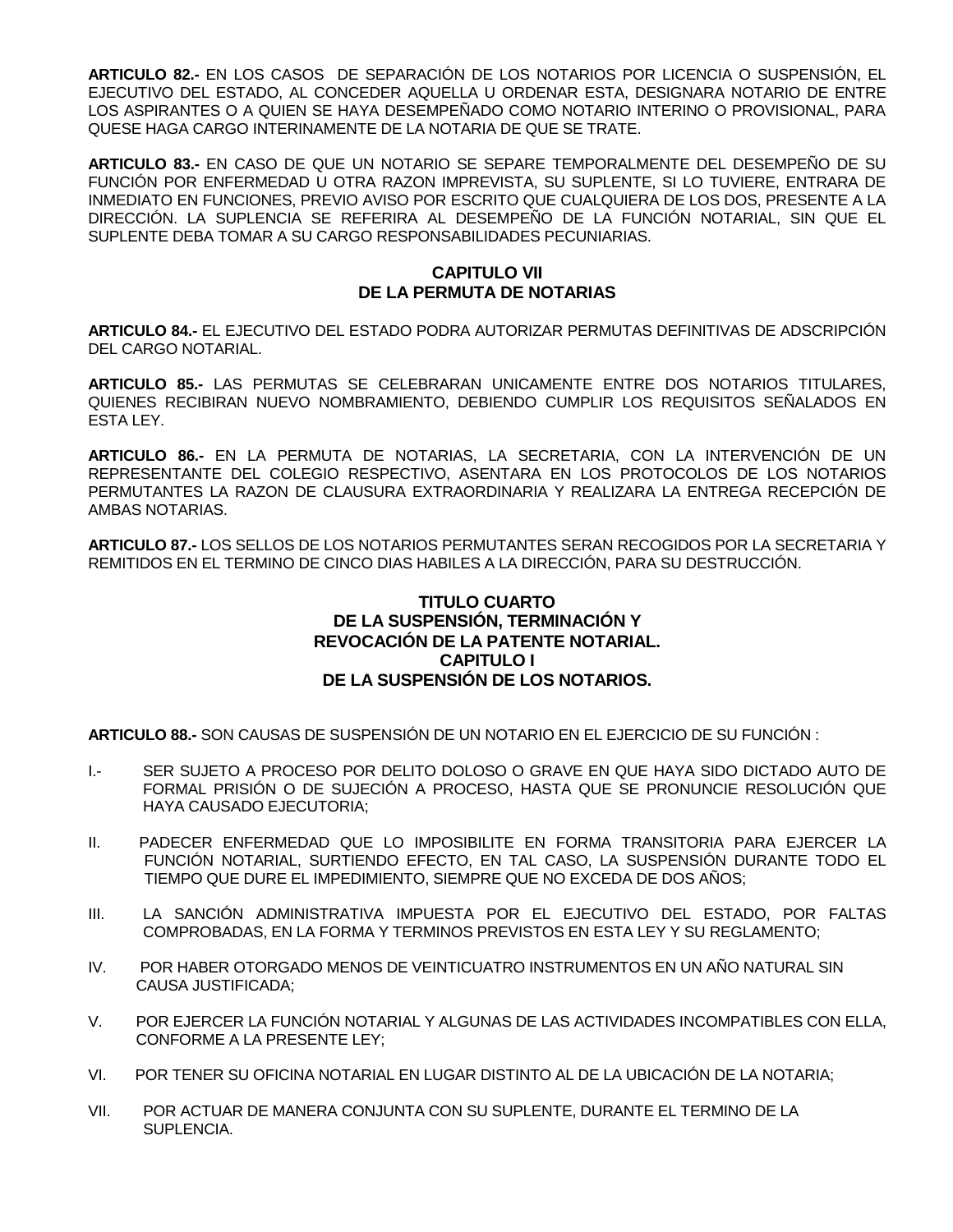**ARTICULO 82.-** EN LOS CASOS DE SEPARACIÓN DE LOS NOTARIOS POR LICENCIA O SUSPENSIÓN, EL EJECUTIVO DEL ESTADO, AL CONCEDER AQUELLA U ORDENAR ESTA, DESIGNARA NOTARIO DE ENTRE LOS ASPIRANTES O A QUIEN SE HAYA DESEMPEÑADO COMO NOTARIO INTERINO O PROVISIONAL, PARA QUESE HAGA CARGO INTERINAMENTE DE LA NOTARIA DE QUE SE TRATE.

**ARTICULO 83.-** EN CASO DE QUE UN NOTARIO SE SEPARE TEMPORALMENTE DEL DESEMPEÑO DE SU FUNCIÓN POR ENFERMEDAD U OTRA RAZON IMPREVISTA, SU SUPLENTE, SI LO TUVIERE, ENTRARA DE INMEDIATO EN FUNCIONES, PREVIO AVISO POR ESCRITO QUE CUALQUIERA DE LOS DOS, PRESENTE A LA DIRECCIÓN. LA SUPLENCIA SE REFERIRA AL DESEMPEÑO DE LA FUNCIÓN NOTARIAL, SIN QUE EL SUPLENTE DEBA TOMAR A SU CARGO RESPONSABILIDADES PECUNIARIAS.

## CAPITULO VII
## DE LA PERMUTA DE NOTARIAS

**ARTICULO 84.-** EL EJECUTIVO DEL ESTADO PODRA AUTORIZAR PERMUTAS DEFINITIVAS DE ADSCRIPCIÓN DEL CARGO NOTARIAL.

**ARTICULO 85.-** LAS PERMUTAS SE CELEBRARAN UNICAMENTE ENTRE DOS NOTARIOS TITULARES, QUIENES RECIBIRAN NUEVO NOMBRAMIENTO, DEBIENDO CUMPLIR LOS REQUISITOS SEÑALADOS EN ESTA LEY.

**ARTICULO 86.-** EN LA PERMUTA DE NOTARIAS, LA SECRETARIA, CON LA INTERVENCIÓN DE UN REPRESENTANTE DEL COLEGIO RESPECTIVO, ASENTARA EN LOS PROTOCOLOS DE LOS NOTARIOS PERMUTANTES LA RAZON DE CLAUSURA EXTRAORDINARIA Y REALIZARA LA ENTREGA RECEPCIÓN DE AMBAS NOTARIAS.

**ARTICULO 87.-** LOS SELLOS DE LOS NOTARIOS PERMUTANTES SERAN RECOGIDOS POR LA SECRETARIA Y REMITIDOS EN EL TERMINO DE CINCO DIAS HABILES A LA DIRECCIÓN, PARA SU DESTRUCCIÓN.

# TITULO CUARTO
# DE LA SUSPENSIÓN, TERMINACIÓN Y REVOCACIÓN DE LA PATENTE NOTARIAL.
## CAPITULO I
## DE LA SUSPENSIÓN DE LOS NOTARIOS.

**ARTICULO 88.-** SON CAUSAS DE SUSPENSIÓN DE UN NOTARIO EN EL EJERCICIO DE SU FUNCIÓN :

I.- SER SUJETO A PROCESO POR DELITO DOLOSO O GRAVE EN QUE HAYA SIDO DICTADO AUTO DE FORMAL PRISIÓN O DE SUJECIÓN A PROCESO, HASTA QUE SE PRONUNCIE RESOLUCIÓN QUE HAYA CAUSADO EJECUTORIA;

II. PADECER ENFERMEDAD QUE LO IMPOSIBILITE EN FORMA TRANSITORIA PARA EJERCER LA FUNCIÓN NOTARIAL, SURTIENDO EFECTO, EN TAL CASO, LA SUSPENSIÓN DURANTE TODO EL TIEMPO QUE DURE EL IMPEDIMIENTO, SIEMPRE QUE NO EXCEDA DE DOS AÑOS;

III. LA SANCIÓN ADMINISTRATIVA IMPUESTA POR EL EJECUTIVO DEL ESTADO, POR FALTAS COMPROBADAS, EN LA FORMA Y TERMINOS PREVISTOS EN ESTA LEY Y SU REGLAMENTO;

IV. POR HABER OTORGADO MENOS DE VEINTICUATRO INSTRUMENTOS EN UN AÑO NATURAL SIN CAUSA JUSTIFICADA;

V. POR EJERCER LA FUNCIÓN NOTARIAL Y ALGUNAS DE LAS ACTIVIDADES INCOMPATIBLES CON ELLA, CONFORME A LA PRESENTE LEY;

VI. POR TENER SU OFICINA NOTARIAL EN LUGAR DISTINTO AL DE LA UBICACIÓN DE LA NOTARIA;

VII. POR ACTUAR DE MANERA CONJUNTA CON SU SUPLENTE, DURANTE EL TERMINO DE LA SUPLENCIA.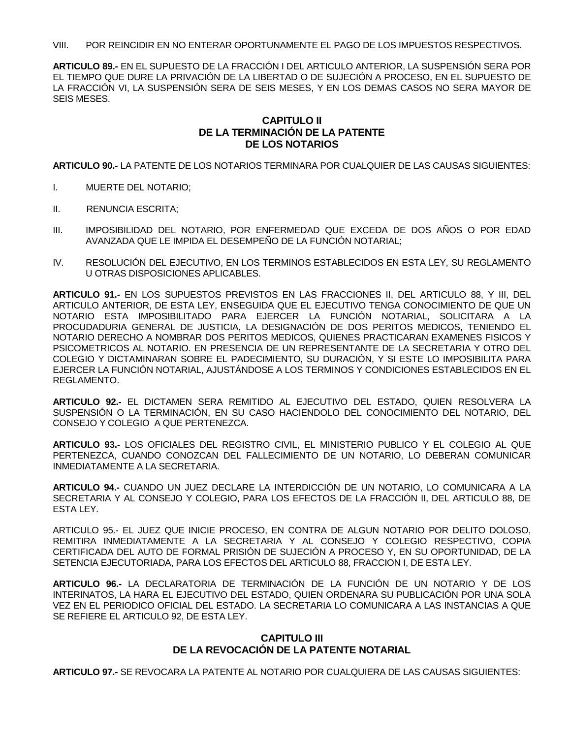VIII. POR REINCIDIR EN NO ENTERAR OPORTUNAMENTE EL PAGO DE LOS IMPUESTOS RESPECTIVOS.

**ARTICULO 89.-** EN EL SUPUESTO DE LA FRACCIÓN I DEL ARTICULO ANTERIOR, LA SUSPENSIÓN SERA POR EL TIEMPO QUE DURE LA PRIVACIÓN DE LA LIBERTAD O DE SUJECIÓN A PROCESO, EN EL SUPUESTO DE LA FRACCIÓN VI, LA SUSPENSIÓN SERA DE SEIS MESES, Y EN LOS DEMAS CASOS NO SERA MAYOR DE SEIS MESES.

## CAPITULO II
## DE LA TERMINACIÓN DE LA PATENTE DE LOS NOTARIOS

**ARTICULO 90.-** LA PATENTE DE LOS NOTARIOS TERMINARA POR CUALQUIER DE LAS CAUSAS SIGUIENTES:

I. MUERTE DEL NOTARIO;

II. RENUNCIA ESCRITA;

III. IMPOSIBILIDAD DEL NOTARIO, POR ENFERMEDAD QUE EXCEDA DE DOS AÑOS O POR EDAD AVANZADA QUE LE IMPIDA EL DESEMPEÑO DE LA FUNCIÓN NOTARIAL;

IV. RESOLUCIÓN DEL EJECUTIVO, EN LOS TERMINOS ESTABLECIDOS EN ESTA LEY, SU REGLAMENTO U OTRAS DISPOSICIONES APLICABLES.

**ARTICULO 91.-** EN LOS SUPUESTOS PREVISTOS EN LAS FRACCIONES II, DEL ARTICULO 88, Y III, DEL ARTICULO ANTERIOR, DE ESTA LEY, ENSEGUIDA QUE EL EJECUTIVO TENGA CONOCIMIENTO DE QUE UN NOTARIO ESTA IMPOSIBILITADO PARA EJERCER LA FUNCIÓN NOTARIAL, SOLICITARA A LA PROCUDADURIA GENERAL DE JUSTICIA, LA DESIGNACIÓN DE DOS PERITOS MEDICOS, TENIENDO EL NOTARIO DERECHO A NOMBRAR DOS PERITOS MEDICOS, QUIENES PRACTICARAN EXAMENES FISICOS Y PSICOMETRICOS AL NOTARIO. EN PRESENCIA DE UN REPRESENTANTE DE LA SECRETARIA Y OTRO DEL COLEGIO Y DICTAMINARAN SOBRE EL PADECIMIENTO, SU DURACIÓN, Y SI ESTE LO IMPOSIBILITA PARA EJERCER LA FUNCIÓN NOTARIAL, AJUSTÁNDOSE A LOS TERMINOS Y CONDICIONES ESTABLECIDOS EN EL REGLAMENTO.

**ARTICULO 92.-** EL DICTAMEN SERA REMITIDO AL EJECUTIVO DEL ESTADO, QUIEN RESOLVERA LA SUSPENSIÓN O LA TERMINACIÓN, EN SU CASO HACIENDOLO DEL CONOCIMIENTO DEL NOTARIO, DEL CONSEJO Y COLEGIO A QUE PERTENEZCA.

**ARTICULO 93.-** LOS OFICIALES DEL REGISTRO CIVIL, EL MINISTERIO PUBLICO Y EL COLEGIO AL QUE PERTENEZCA, CUANDO CONOZCAN DEL FALLECIMIENTO DE UN NOTARIO, LO DEBERAN COMUNICAR INMEDIATAMENTE A LA SECRETARIA.

**ARTICULO 94.-** CUANDO UN JUEZ DECLARE LA INTERDICCIÓN DE UN NOTARIO, LO COMUNICARA A LA SECRETARIA Y AL CONSEJO Y COLEGIO, PARA LOS EFECTOS DE LA FRACCIÓN II, DEL ARTICULO 88, DE ESTA LEY.

ARTICULO 95.- EL JUEZ QUE INICIE PROCESO, EN CONTRA DE ALGUN NOTARIO POR DELITO DOLOSO, REMITIRA INMEDIATAMENTE A LA SECRETARIA Y AL CONSEJO Y COLEGIO RESPECTIVO, COPIA CERTIFICADA DEL AUTO DE FORMAL PRISIÓN DE SUJECIÓN A PROCESO Y, EN SU OPORTUNIDAD, DE LA SETENCIA EJECUTORIADA, PARA LOS EFECTOS DEL ARTICULO 88, FRACCION I, DE ESTA LEY.

**ARTICULO 96.-** LA DECLARATORIA DE TERMINACIÓN DE LA FUNCIÓN DE UN NOTARIO Y DE LOS INTERINATOS, LA HARA EL EJECUTIVO DEL ESTADO, QUIEN ORDENARA SU PUBLICACIÓN POR UNA SOLA VEZ EN EL PERIODICO OFICIAL DEL ESTADO. LA SECRETARIA LO COMUNICARA A LAS INSTANCIAS A QUE SE REFIERE EL ARTICULO 92, DE ESTA LEY.

## CAPITULO III
## DE LA REVOCACIÓN DE LA PATENTE NOTARIAL

**ARTICULO 97.-** SE REVOCARA LA PATENTE AL NOTARIO POR CUALQUIERA DE LAS CAUSAS SIGUIENTES: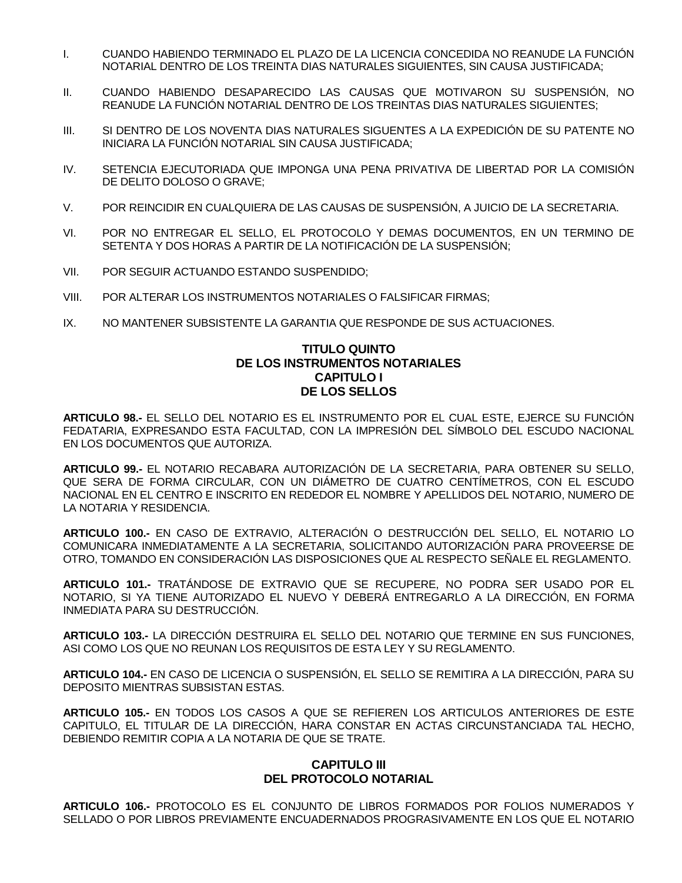I. CUANDO HABIENDO TERMINADO EL PLAZO DE LA LICENCIA CONCEDIDA NO REANUDE LA FUNCIÓN NOTARIAL DENTRO DE LOS TREINTA DIAS NATURALES SIGUIENTES, SIN CAUSA JUSTIFICADA;

II. CUANDO HABIENDO DESAPARECIDO LAS CAUSAS QUE MOTIVARON SU SUSPENSIÓN, NO REANUDE LA FUNCIÓN NOTARIAL DENTRO DE LOS TREINTAS DIAS NATURALES SIGUIENTES;

III. SI DENTRO DE LOS NOVENTA DIAS NATURALES SIGUENTES A LA EXPEDICIÓN DE SU PATENTE NO INICIARA LA FUNCIÓN NOTARIAL SIN CAUSA JUSTIFICADA;

IV. SETENCIA EJECUTORIADA QUE IMPONGA UNA PENA PRIVATIVA DE LIBERTAD POR LA COMISIÓN DE DELITO DOLOSO O GRAVE;

V. POR REINCIDIR EN CUALQUIERA DE LAS CAUSAS DE SUSPENSIÓN, A JUICIO DE LA SECRETARIA.

VI. POR NO ENTREGAR EL SELLO, EL PROTOCOLO Y DEMAS DOCUMENTOS, EN UN TERMINO DE SETENTA Y DOS HORAS A PARTIR DE LA NOTIFICACIÓN DE LA SUSPENSIÓN;

VII. POR SEGUIR ACTUANDO ESTANDO SUSPENDIDO;

VIII. POR ALTERAR LOS INSTRUMENTOS NOTARIALES O FALSIFICAR FIRMAS;

IX. NO MANTENER SUBSISTENTE LA GARANTIA QUE RESPONDE DE SUS ACTUACIONES.

## TITULO QUINTO
## DE LOS INSTRUMENTOS NOTARIALES
### CAPITULO I
### DE LOS SELLOS

**ARTICULO 98.-** EL SELLO DEL NOTARIO ES EL INSTRUMENTO POR EL CUAL ESTE, EJERCE SU FUNCIÓN FEDATARIA, EXPRESANDO ESTA FACULTAD, CON LA IMPRESIÓN DEL SÍMBOLO DEL ESCUDO NACIONAL EN LOS DOCUMENTOS QUE AUTORIZA.

**ARTICULO 99.-** EL NOTARIO RECABARA AUTORIZACIÓN DE LA SECRETARIA, PARA OBTENER SU SELLO, QUE SERA DE FORMA CIRCULAR, CON UN DIÁMETRO DE CUATRO CENTÍMETROS, CON EL ESCUDO NACIONAL EN EL CENTRO E INSCRITO EN REDEDOR EL NOMBRE Y APELLIDOS DEL NOTARIO, NUMERO DE LA NOTARIA Y RESIDENCIA.

**ARTICULO 100.-** EN CASO DE EXTRAVIO, ALTERACIÓN O DESTRUCCIÓN DEL SELLO, EL NOTARIO LO COMUNICARA INMEDIATAMENTE A LA SECRETARIA, SOLICITANDO AUTORIZACIÓN PARA PROVEERSE DE OTRO, TOMANDO EN CONSIDERACIÓN LAS DISPOSICIONES QUE AL RESPECTO SEÑALE EL REGLAMENTO.

**ARTICULO 101.-** TRATÁNDOSE DE EXTRAVIO QUE SE RECUPERE, NO PODRA SER USADO POR EL NOTARIO, SI YA TIENE AUTORIZADO EL NUEVO Y DEBERÁ ENTREGARLO A LA DIRECCIÓN, EN FORMA INMEDIATA PARA SU DESTRUCCIÓN.

**ARTICULO 103.-** LA DIRECCIÓN DESTRUIRA EL SELLO DEL NOTARIO QUE TERMINE EN SUS FUNCIONES, ASI COMO LOS QUE NO REUNAN LOS REQUISITOS DE ESTA LEY Y SU REGLAMENTO.

**ARTICULO 104.-** EN CASO DE LICENCIA O SUSPENSIÓN, EL SELLO SE REMITIRA A LA DIRECCIÓN, PARA SU DEPOSITO MIENTRAS SUBSISTAN ESTAS.

**ARTICULO 105.-** EN TODOS LOS CASOS A QUE SE REFIEREN LOS ARTICULOS ANTERIORES DE ESTE CAPITULO, EL TITULAR DE LA DIRECCIÓN, HARA CONSTAR EN ACTAS CIRCUNSTANCIADA TAL HECHO, DEBIENDO REMITIR COPIA A LA NOTARIA DE QUE SE TRATE.

### CAPITULO III
### DEL PROTOCOLO NOTARIAL

**ARTICULO 106.-** PROTOCOLO ES EL CONJUNTO DE LIBROS FORMADOS POR FOLIOS NUMERADOS Y SELLADO O POR LIBROS PREVIAMENTE ENCUADERNADOS PROGRASIVAMENTE EN LOS QUE EL NOTARIO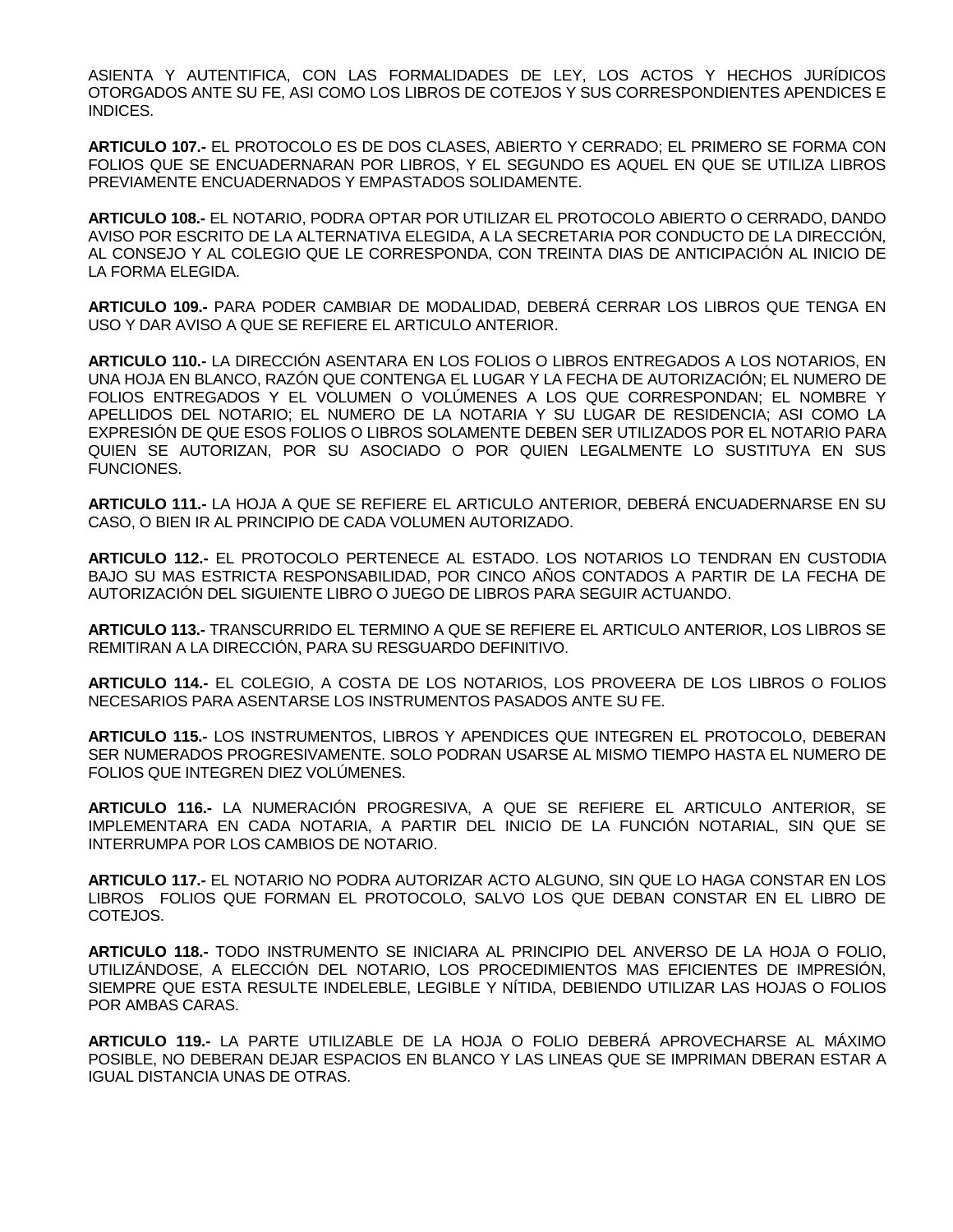ASIENTA Y AUTENTIFICA, CON LAS FORMALIDADES DE LEY, LOS ACTOS Y HECHOS JURÍDICOS OTORGADOS ANTE SU FE, ASI COMO LOS LIBROS DE COTEJOS Y SUS CORRESPONDIENTES APENDICES E INDICES.

**ARTICULO 107.-** EL PROTOCOLO ES DE DOS CLASES, ABIERTO Y CERRADO; EL PRIMERO SE FORMA CON FOLIOS QUE SE ENCUADERNARAN POR LIBROS, Y EL SEGUNDO ES AQUEL EN QUE SE UTILIZA LIBROS PREVIAMENTE ENCUADERNADOS Y EMPASTADOS SOLIDAMENTE.

**ARTICULO 108.-** EL NOTARIO, PODRA OPTAR POR UTILIZAR EL PROTOCOLO ABIERTO O CERRADO, DANDO AVISO POR ESCRITO DE LA ALTERNATIVA ELEGIDA, A LA SECRETARIA POR CONDUCTO DE LA DIRECCIÓN, AL CONSEJO Y AL COLEGIO QUE LE CORRESPONDA, CON TREINTA DIAS DE ANTICIPACIÓN AL INICIO DE LA FORMA ELEGIDA.

**ARTICULO 109.-** PARA PODER CAMBIAR DE MODALIDAD, DEBERÁ CERRAR LOS LIBROS QUE TENGA EN USO Y DAR AVISO A QUE SE REFIERE EL ARTICULO ANTERIOR.

**ARTICULO 110.-** LA DIRECCIÓN ASENTARA EN LOS FOLIOS O LIBROS ENTREGADOS A LOS NOTARIOS, EN UNA HOJA EN BLANCO, RAZÓN QUE CONTENGA EL LUGAR Y LA FECHA DE AUTORIZACIÓN; EL NUMERO DE FOLIOS ENTREGADOS Y EL VOLUMEN O VOLÚMENES A LOS QUE CORRESPONDAN; EL NOMBRE Y APELLIDOS DEL NOTARIO; EL NUMERO DE LA NOTARIA Y SU LUGAR DE RESIDENCIA; ASI COMO LA EXPRESIÓN DE QUE ESOS FOLIOS O LIBROS SOLAMENTE DEBEN SER UTILIZADOS POR EL NOTARIO PARA QUIEN SE AUTORIZAN, POR SU ASOCIADO O POR QUIEN LEGALMENTE LO SUSTITUYA EN SUS FUNCIONES.

**ARTICULO 111.-** LA HOJA A QUE SE REFIERE EL ARTICULO ANTERIOR, DEBERÁ ENCUADERNARSE EN SU CASO, O BIEN IR AL PRINCIPIO DE CADA VOLUMEN AUTORIZADO.

**ARTICULO 112.-** EL PROTOCOLO PERTENECE AL ESTADO. LOS NOTARIOS LO TENDRAN EN CUSTODIA BAJO SU MAS ESTRICTA RESPONSABILIDAD, POR CINCO AÑOS CONTADOS A PARTIR DE LA FECHA DE AUTORIZACIÓN DEL SIGUIENTE LIBRO O JUEGO DE LIBROS PARA SEGUIR ACTUANDO.

**ARTICULO 113.-** TRANSCURRIDO EL TERMINO A QUE SE REFIERE EL ARTICULO ANTERIOR, LOS LIBROS SE REMITIRAN A LA DIRECCIÓN, PARA SU RESGUARDO DEFINITIVO.

**ARTICULO 114.-** EL COLEGIO, A COSTA DE LOS NOTARIOS, LOS PROVEERA DE LOS LIBROS O FOLIOS NECESARIOS PARA ASENTARSE LOS INSTRUMENTOS PASADOS ANTE SU FE.

**ARTICULO 115.-** LOS INSTRUMENTOS, LIBROS Y APENDICES QUE INTEGREN EL PROTOCOLO, DEBERAN SER NUMERADOS PROGRESIVAMENTE. SOLO PODRAN USARSE AL MISMO TIEMPO HASTA EL NUMERO DE FOLIOS QUE INTEGREN DIEZ VOLÚMENES.

**ARTICULO 116.-** LA NUMERACIÓN PROGRESIVA, A QUE SE REFIERE EL ARTICULO ANTERIOR, SE IMPLEMENTARA EN CADA NOTARIA, A PARTIR DEL INICIO DE LA FUNCIÓN NOTARIAL, SIN QUE SE INTERRUMPA POR LOS CAMBIOS DE NOTARIO.

**ARTICULO 117.-** EL NOTARIO NO PODRA AUTORIZAR ACTO ALGUNO, SIN QUE LO HAGA CONSTAR EN LOS LIBROS FOLIOS QUE FORMAN EL PROTOCOLO, SALVO LOS QUE DEBAN CONSTAR EN EL LIBRO DE COTEJOS.

**ARTICULO 118.-** TODO INSTRUMENTO SE INICIARA AL PRINCIPIO DEL ANVERSO DE LA HOJA O FOLIO, UTILIZÁNDOSE, A ELECCIÓN DEL NOTARIO, LOS PROCEDIMIENTOS MAS EFICIENTES DE IMPRESIÓN, SIEMPRE QUE ESTA RESULTE INDELEBLE, LEGIBLE Y NÍTIDA, DEBIENDO UTILIZAR LAS HOJAS O FOLIOS POR AMBAS CARAS.

**ARTICULO 119.-** LA PARTE UTILIZABLE DE LA HOJA O FOLIO DEBERÁ APROVECHARSE AL MÁXIMO POSIBLE, NO DEBERAN DEJAR ESPACIOS EN BLANCO Y LAS LINEAS QUE SE IMPRIMAN DBERAN ESTAR A IGUAL DISTANCIA UNAS DE OTRAS.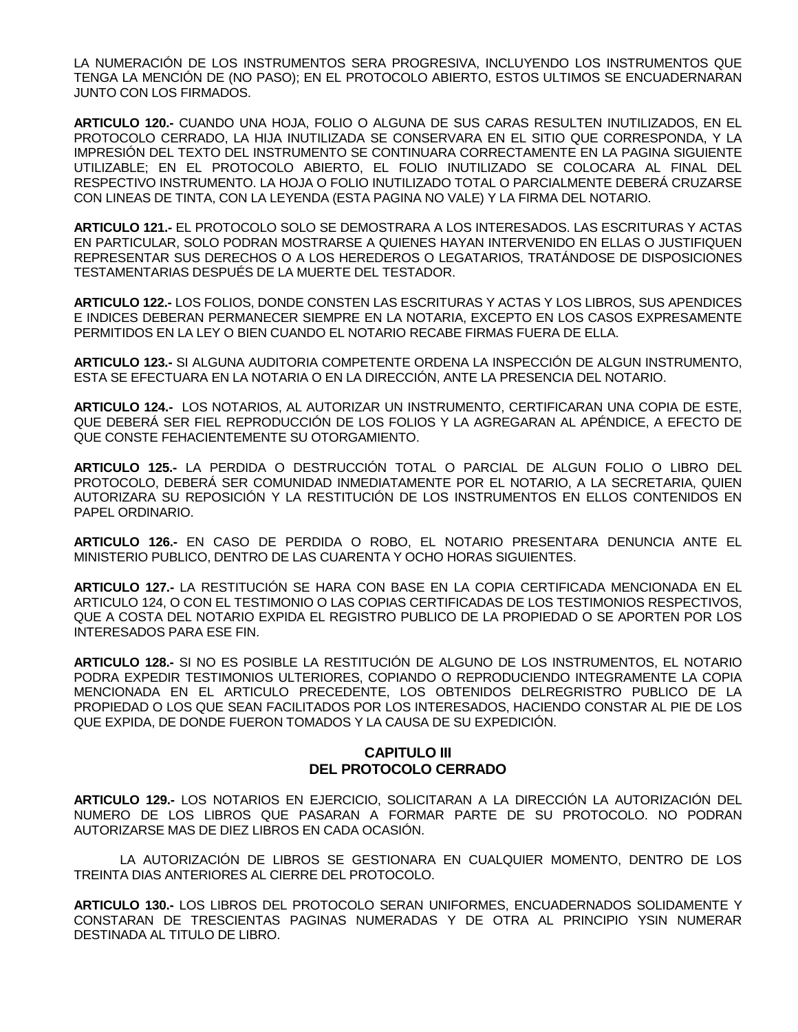LA NUMERACIÓN DE LOS INSTRUMENTOS SERA PROGRESIVA, INCLUYENDO LOS INSTRUMENTOS QUE TENGA LA MENCIÓN DE (NO PASO); EN EL PROTOCOLO ABIERTO, ESTOS ULTIMOS SE ENCUADERNARAN JUNTO CON LOS FIRMADOS.

**ARTICULO 120.-** CUANDO UNA HOJA, FOLIO O ALGUNA DE SUS CARAS RESULTEN INUTILIZADOS, EN EL PROTOCOLO CERRADO, LA HIJA INUTILIZADA SE CONSERVARA EN EL SITIO QUE CORRESPONDA, Y LA IMPRESIÓN DEL TEXTO DEL INSTRUMENTO SE CONTINUARA CORRECTAMENTE EN LA PAGINA SIGUIENTE UTILIZABLE; EN EL PROTOCOLO ABIERTO, EL FOLIO INUTILIZADO SE COLOCARA AL FINAL DEL RESPECTIVO INSTRUMENTO. LA HOJA O FOLIO INUTILIZADO TOTAL O PARCIALMENTE DEBERÁ CRUZARSE CON LINEAS DE TINTA, CON LA LEYENDA (ESTA PAGINA NO VALE) Y LA FIRMA DEL NOTARIO.

**ARTICULO 121.-** EL PROTOCOLO SOLO SE DEMOSTRARA A LOS INTERESADOS. LAS ESCRITURAS Y ACTAS EN PARTICULAR, SOLO PODRAN MOSTRARSE A QUIENES HAYAN INTERVENIDO EN ELLAS O JUSTIFIQUEN REPRESENTAR SUS DERECHOS O A LOS HEREDEROS O LEGATARIOS, TRATÁNDOSE DE DISPOSICIONES TESTAMENTARIAS DESPUÉS DE LA MUERTE DEL TESTADOR.

**ARTICULO 122.-** LOS FOLIOS, DONDE CONSTEN LAS ESCRITURAS Y ACTAS Y LOS LIBROS, SUS APENDICES E INDICES DEBERAN PERMANECER SIEMPRE EN LA NOTARIA, EXCEPTO EN LOS CASOS EXPRESAMENTE PERMITIDOS EN LA LEY O BIEN CUANDO EL NOTARIO RECABE FIRMAS FUERA DE ELLA.

**ARTICULO 123.-** SI ALGUNA AUDITORIA COMPETENTE ORDENA LA INSPECCIÓN DE ALGUN INSTRUMENTO, ESTA SE EFECTUARA EN LA NOTARIA O EN LA DIRECCIÓN, ANTE LA PRESENCIA DEL NOTARIO.

**ARTICULO 124.-** LOS NOTARIOS, AL AUTORIZAR UN INSTRUMENTO, CERTIFICARAN UNA COPIA DE ESTE, QUE DEBERÁ SER FIEL REPRODUCCIÓN DE LOS FOLIOS Y LA AGREGARAN AL APÉNDICE, A EFECTO DE QUE CONSTE FEHACIENTEMENTE SU OTORGAMIENTO.

**ARTICULO 125.-** LA PERDIDA O DESTRUCCIÓN TOTAL O PARCIAL DE ALGUN FOLIO O LIBRO DEL PROTOCOLO, DEBERÁ SER COMUNIDAD INMEDIATAMENTE POR EL NOTARIO, A LA SECRETARIA, QUIEN AUTORIZARA SU REPOSICIÓN Y LA RESTITUCIÓN DE LOS INSTRUMENTOS EN ELLOS CONTENIDOS EN PAPEL ORDINARIO.

**ARTICULO 126.-** EN CASO DE PERDIDA O ROBO, EL NOTARIO PRESENTARA DENUNCIA ANTE EL MINISTERIO PUBLICO, DENTRO DE LAS CUARENTA Y OCHO HORAS SIGUIENTES.

**ARTICULO 127.-** LA RESTITUCIÓN SE HARA CON BASE EN LA COPIA CERTIFICADA MENCIONADA EN EL ARTICULO 124, O CON EL TESTIMONIO O LAS COPIAS CERTIFICADAS DE LOS TESTIMONIOS RESPECTIVOS, QUE A COSTA DEL NOTARIO EXPIDA EL REGISTRO PUBLICO DE LA PROPIEDAD O SE APORTEN POR LOS INTERESADOS PARA ESE FIN.

**ARTICULO 128.-** SI NO ES POSIBLE LA RESTITUCIÓN DE ALGUNO DE LOS INSTRUMENTOS, EL NOTARIO PODRA EXPEDIR TESTIMONIOS ULTERIORES, COPIANDO O REPRODUCIENDO INTEGRAMENTE LA COPIA MENCIONADA EN EL ARTICULO PRECEDENTE, LOS OBTENIDOS DELREGRISTRO PUBLICO DE LA PROPIEDAD O LOS QUE SEAN FACILITADOS POR LOS INTERESADOS, HACIENDO CONSTAR AL PIE DE LOS QUE EXPIDA, DE DONDE FUERON TOMADOS Y LA CAUSA DE SU EXPEDICIÓN.

## CAPITULO III
## DEL PROTOCOLO CERRADO

**ARTICULO 129.-** LOS NOTARIOS EN EJERCICIO, SOLICITARAN A LA DIRECCIÓN LA AUTORIZACIÓN DEL NUMERO DE LOS LIBROS QUE PASARAN A FORMAR PARTE DE SU PROTOCOLO. NO PODRAN AUTORIZARSE MAS DE DIEZ LIBROS EN CADA OCASIÓN.

LA AUTORIZACIÓN DE LIBROS SE GESTIONARA EN CUALQUIER MOMENTO, DENTRO DE LOS TREINTA DIAS ANTERIORES AL CIERRE DEL PROTOCOLO.

**ARTICULO 130.-** LOS LIBROS DEL PROTOCOLO SERAN UNIFORMES, ENCUADERNADOS SOLIDAMENTE Y CONSTARAN DE TRESCIENTAS PAGINAS NUMERADAS Y DE OTRA AL PRINCIPIO YSIN NUMERAR DESTINADA AL TITULO DE LIBRO.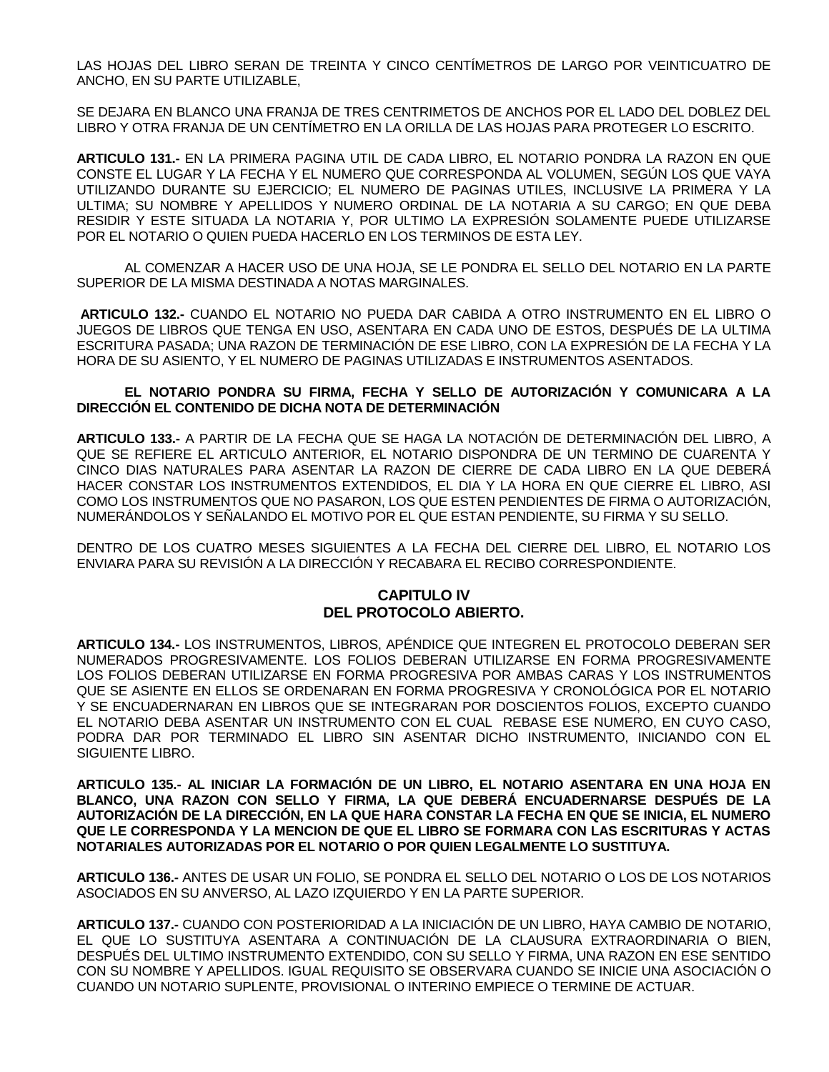LAS HOJAS DEL LIBRO SERAN DE TREINTA Y CINCO CENTÍMETROS DE LARGO POR VEINTICUATRO DE ANCHO, EN SU PARTE UTILIZABLE,

SE DEJARA EN BLANCO UNA FRANJA DE TRES CENTRIMETOS DE ANCHOS POR EL LADO DEL DOBLEZ DEL LIBRO Y OTRA FRANJA DE UN CENTÍMETRO EN LA ORILLA DE LAS HOJAS PARA PROTEGER LO ESCRITO.

**ARTICULO 131.-** EN LA PRIMERA PAGINA UTIL DE CADA LIBRO, EL NOTARIO PONDRA LA RAZON EN QUE CONSTE EL LUGAR Y LA FECHA Y EL NUMERO QUE CORRESPONDA AL VOLUMEN, SEGÚN LOS QUE VAYA UTILIZANDO DURANTE SU EJERCICIO; EL NUMERO DE PAGINAS UTILES, INCLUSIVE LA PRIMERA Y LA ULTIMA; SU NOMBRE Y APELLIDOS Y NUMERO ORDINAL DE LA NOTARIA A SU CARGO; EN QUE DEBA RESIDIR Y ESTE SITUADA LA NOTARIA Y, POR ULTIMO LA EXPRESIÓN SOLAMENTE PUEDE UTILIZARSE POR EL NOTARIO O QUIEN PUEDA HACERLO EN LOS TERMINOS DE ESTA LEY.

AL COMENZAR A HACER USO DE UNA HOJA, SE LE PONDRA EL SELLO DEL NOTARIO EN LA PARTE SUPERIOR DE LA MISMA DESTINADA A NOTAS MARGINALES.

**ARTICULO 132.-** CUANDO EL NOTARIO NO PUEDA DAR CABIDA A OTRO INSTRUMENTO EN EL LIBRO O JUEGOS DE LIBROS QUE TENGA EN USO, ASENTARA EN CADA UNO DE ESTOS, DESPUÉS DE LA ULTIMA ESCRITURA PASADA; UNA RAZON DE TERMINACIÓN DE ESE LIBRO, CON LA EXPRESIÓN DE LA FECHA Y LA HORA DE SU ASIENTO, Y EL NUMERO DE PAGINAS UTILIZADAS E INSTRUMENTOS ASENTADOS.

**EL NOTARIO PONDRA SU FIRMA, FECHA Y SELLO DE AUTORIZACIÓN Y COMUNICARA A LA DIRECCIÓN EL CONTENIDO DE DICHA NOTA DE DETERMINACIÓN**

**ARTICULO 133.-** A PARTIR DE LA FECHA QUE SE HAGA LA NOTACIÓN DE DETERMINACIÓN DEL LIBRO, A QUE SE REFIERE EL ARTICULO ANTERIOR, EL NOTARIO DISPONDRA DE UN TERMINO DE CUARENTA Y CINCO DIAS NATURALES PARA ASENTAR LA RAZON DE CIERRE DE CADA LIBRO EN LA QUE DEBERÁ HACER CONSTAR LOS INSTRUMENTOS EXTENDIDOS, EL DIA Y LA HORA EN QUE CIERRE EL LIBRO, ASI COMO LOS INSTRUMENTOS QUE NO PASARON, LOS QUE ESTEN PENDIENTES DE FIRMA O AUTORIZACIÓN, NUMERÁNDOLOS Y SEÑALANDO EL MOTIVO POR EL QUE ESTAN PENDIENTE, SU FIRMA Y SU SELLO.

DENTRO DE LOS CUATRO MESES SIGUIENTES A LA FECHA DEL CIERRE DEL LIBRO, EL NOTARIO LOS ENVIARA PARA SU REVISIÓN A LA DIRECCIÓN Y RECABARA EL RECIBO CORRESPONDIENTE.

## CAPITULO IV
## DEL PROTOCOLO ABIERTO.

**ARTICULO 134.-** LOS INSTRUMENTOS, LIBROS, APÉNDICE QUE INTEGREN EL PROTOCOLO DEBERAN SER NUMERADOS PROGRESIVAMENTE. LOS FOLIOS DEBERAN UTILIZARSE EN FORMA PROGRESIVAMENTE LOS FOLIOS DEBERAN UTILIZARSE EN FORMA PROGRESIVA POR AMBAS CARAS Y LOS INSTRUMENTOS QUE SE ASIENTE EN ELLOS SE ORDENARAN EN FORMA PROGRESIVA Y CRONOLÓGICA POR EL NOTARIO Y SE ENCUADERNARAN EN LIBROS QUE SE INTEGRARAN POR DOSCIENTOS FOLIOS, EXCEPTO CUANDO EL NOTARIO DEBA ASENTAR UN INSTRUMENTO CON EL CUAL REBASE ESE NUMERO, EN CUYO CASO, PODRA DAR POR TERMINADO EL LIBRO SIN ASENTAR DICHO INSTRUMENTO, INICIANDO CON EL SIGUIENTE LIBRO.

**ARTICULO 135.- AL INICIAR LA FORMACIÓN DE UN LIBRO, EL NOTARIO ASENTARA EN UNA HOJA EN BLANCO, UNA RAZON CON SELLO Y FIRMA, LA QUE DEBERÁ ENCUADERNARSE DESPUÉS DE LA AUTORIZACIÓN DE LA DIRECCIÓN, EN LA QUE HARA CONSTAR LA FECHA EN QUE SE INICIA, EL NUMERO QUE LE CORRESPONDA Y LA MENCION DE QUE EL LIBRO SE FORMARA CON LAS ESCRITURAS Y ACTAS NOTARIALES AUTORIZADAS POR EL NOTARIO O POR QUIEN LEGALMENTE LO SUSTITUYA.**

**ARTICULO 136.-** ANTES DE USAR UN FOLIO, SE PONDRA EL SELLO DEL NOTARIO O LOS DE LOS NOTARIOS ASOCIADOS EN SU ANVERSO, AL LAZO IZQUIERDO Y EN LA PARTE SUPERIOR.

**ARTICULO 137.-** CUANDO CON POSTERIORIDAD A LA INICIACIÓN DE UN LIBRO, HAYA CAMBIO DE NOTARIO, EL QUE LO SUSTITUYA ASENTARA A CONTINUACIÓN DE LA CLAUSURA EXTRAORDINARIA O BIEN, DESPUÉS DEL ULTIMO INSTRUMENTO EXTENDIDO, CON SU SELLO Y FIRMA, UNA RAZON EN ESE SENTIDO CON SU NOMBRE Y APELLIDOS. IGUAL REQUISITO SE OBSERVARA CUANDO SE INICIE UNA ASOCIACIÓN O CUANDO UN NOTARIO SUPLENTE, PROVISIONAL O INTERINO EMPIECE O TERMINE DE ACTUAR.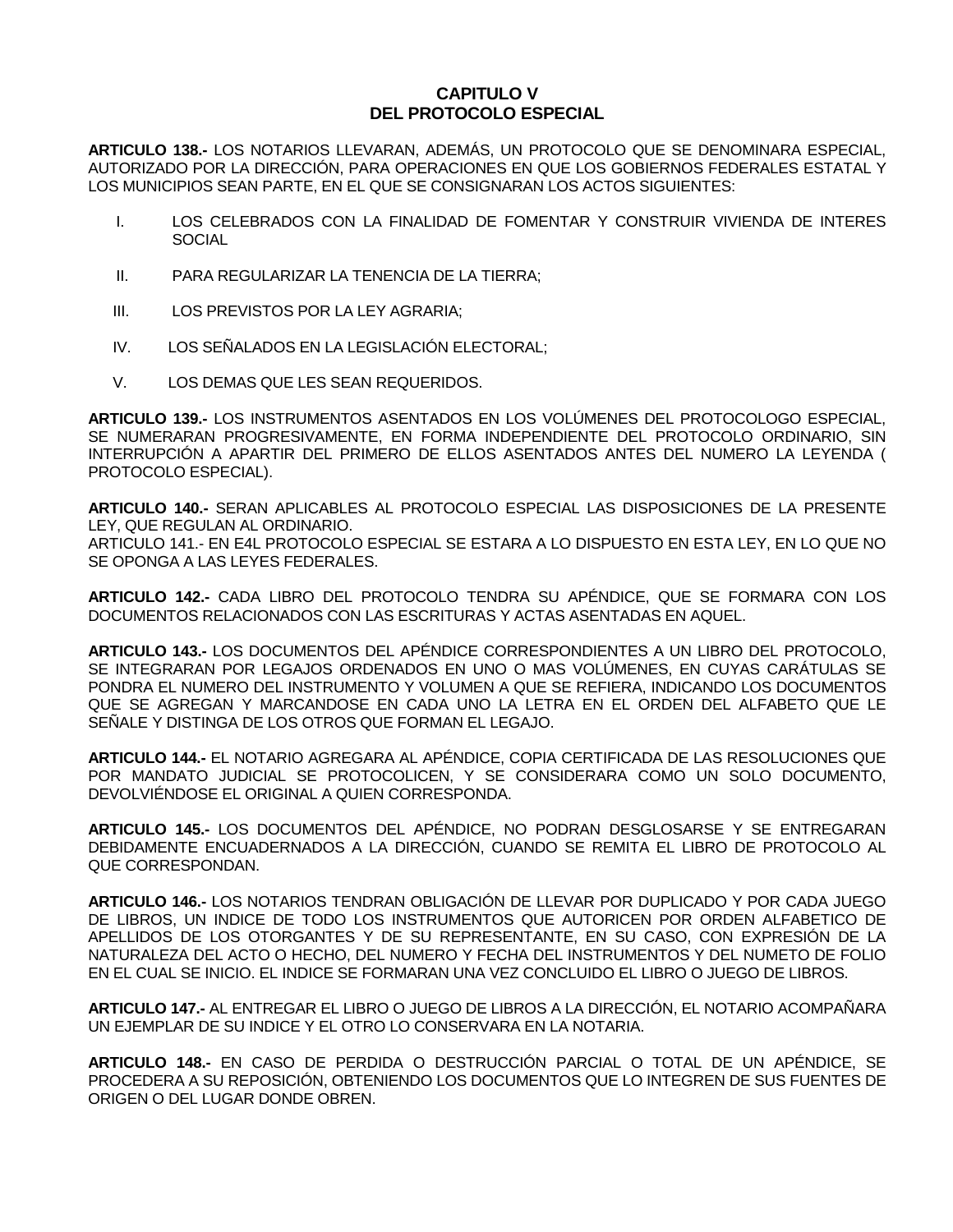## CAPITULO V
## DEL PROTOCOLO ESPECIAL

**ARTICULO 138.-** LOS NOTARIOS LLEVARAN, ADEMÁS, UN PROTOCOLO QUE SE DENOMINARA ESPECIAL, AUTORIZADO POR LA DIRECCIÓN, PARA OPERACIONES EN QUE LOS GOBIERNOS FEDERALES ESTATAL Y LOS MUNICIPIOS SEAN PARTE, EN EL QUE SE CONSIGNARAN LOS ACTOS SIGUIENTES:

I. LOS CELEBRADOS CON LA FINALIDAD DE FOMENTAR Y CONSTRUIR VIVIENDA DE INTERES SOCIAL

II. PARA REGULARIZAR LA TENENCIA DE LA TIERRA;

III. LOS PREVISTOS POR LA LEY AGRARIA;

IV. LOS SEÑALADOS EN LA LEGISLACIÓN ELECTORAL;

V. LOS DEMAS QUE LES SEAN REQUERIDOS.

**ARTICULO 139.-** LOS INSTRUMENTOS ASENTADOS EN LOS VOLÚMENES DEL PROTOCOLOGO ESPECIAL, SE NUMERARAN PROGRESIVAMENTE, EN FORMA INDEPENDIENTE DEL PROTOCOLO ORDINARIO, SIN INTERRUPCIÓN A APARTIR DEL PRIMERO DE ELLOS ASENTADOS ANTES DEL NUMERO LA LEYENDA ( PROTOCOLO ESPECIAL).

**ARTICULO 140.-** SERAN APLICABLES AL PROTOCOLO ESPECIAL LAS DISPOSICIONES DE LA PRESENTE LEY, QUE REGULAN AL ORDINARIO.
ARTICULO 141.- EN E4L PROTOCOLO ESPECIAL SE ESTARA A LO DISPUESTO EN ESTA LEY, EN LO QUE NO SE OPONGA A LAS LEYES FEDERALES.

**ARTICULO 142.-** CADA LIBRO DEL PROTOCOLO TENDRA SU APÉNDICE, QUE SE FORMARA CON LOS DOCUMENTOS RELACIONADOS CON LAS ESCRITURAS Y ACTAS ASENTADAS EN AQUEL.

**ARTICULO 143.-** LOS DOCUMENTOS DEL APÉNDICE CORRESPONDIENTES A UN LIBRO DEL PROTOCOLO, SE INTEGRARAN POR LEGAJOS ORDENADOS EN UNO O MAS VOLÚMENES, EN CUYAS CARÁTULAS SE PONDRA EL NUMERO DEL INSTRUMENTO Y VOLUMEN A QUE SE REFIERA, INDICANDO LOS DOCUMENTOS QUE SE AGREGAN Y MARCANDOSE EN CADA UNO LA LETRA EN EL ORDEN DEL ALFABETO QUE LE SEÑALE Y DISTINGA DE LOS OTROS QUE FORMAN EL LEGAJO.

**ARTICULO 144.-** EL NOTARIO AGREGARA AL APÉNDICE, COPIA CERTIFICADA DE LAS RESOLUCIONES QUE POR MANDATO JUDICIAL SE PROTOCOLICEN, Y SE CONSIDERARA COMO UN SOLO DOCUMENTO, DEVOLVIÉNDOSE EL ORIGINAL A QUIEN CORRESPONDA.

**ARTICULO 145.-** LOS DOCUMENTOS DEL APÉNDICE, NO PODRAN DESGLOSARSE Y SE ENTREGARAN DEBIDAMENTE ENCUADERNADOS A LA DIRECCIÓN, CUANDO SE REMITA EL LIBRO DE PROTOCOLO AL QUE CORRESPONDAN.

**ARTICULO 146.-** LOS NOTARIOS TENDRAN OBLIGACIÓN DE LLEVAR POR DUPLICADO Y POR CADA JUEGO DE LIBROS, UN INDICE DE TODO LOS INSTRUMENTOS QUE AUTORICEN POR ORDEN ALFABETICO DE APELLIDOS DE LOS OTORGANTES Y DE SU REPRESENTANTE, EN SU CASO, CON EXPRESIÓN DE LA NATURALEZA DEL ACTO O HECHO, DEL NUMERO Y FECHA DEL INSTRUMENTOS Y DEL NUMETO DE FOLIO EN EL CUAL SE INICIO. EL INDICE SE FORMARAN UNA VEZ CONCLUIDO EL LIBRO O JUEGO DE LIBROS.

**ARTICULO 147.-** AL ENTREGAR EL LIBRO O JUEGO DE LIBROS A LA DIRECCIÓN, EL NOTARIO ACOMPAÑARA UN EJEMPLAR DE SU INDICE Y EL OTRO LO CONSERVARA EN LA NOTARIA.

**ARTICULO 148.-** EN CASO DE PERDIDA O DESTRUCCIÓN PARCIAL O TOTAL DE UN APÉNDICE, SE PROCEDERA A SU REPOSICIÓN, OBTENIENDO LOS DOCUMENTOS QUE LO INTEGREN DE SUS FUENTES DE ORIGEN O DEL LUGAR DONDE OBREN.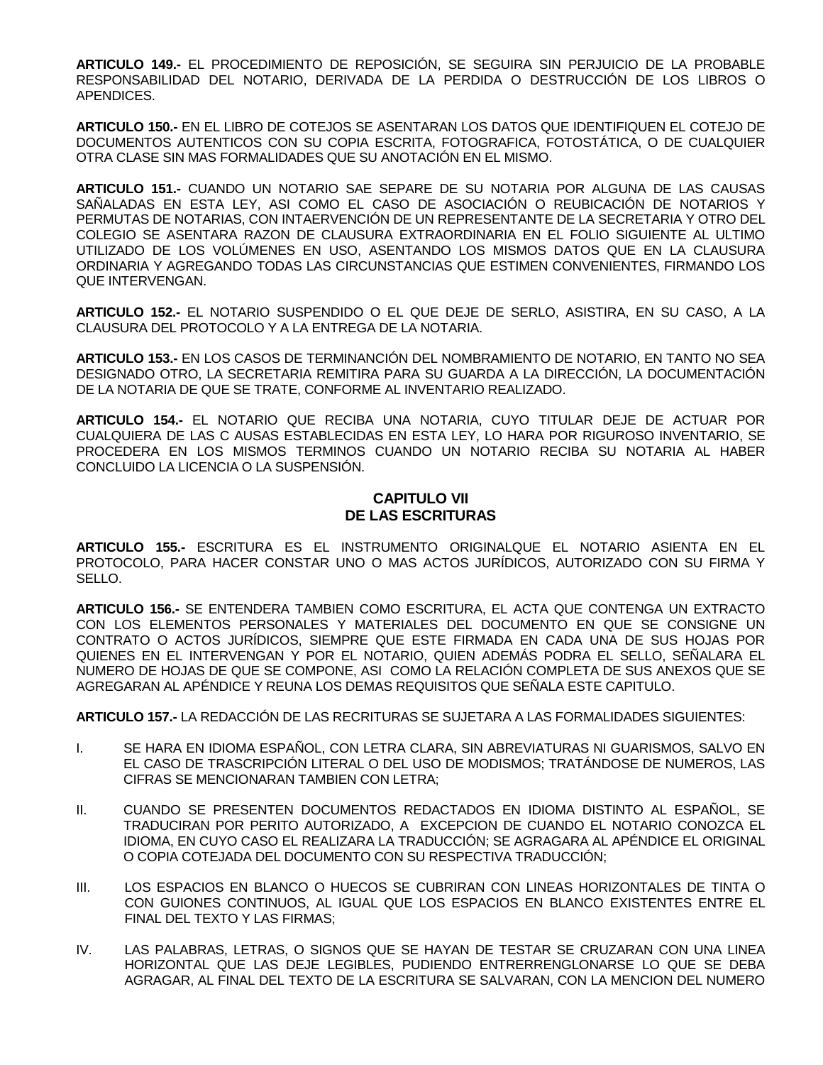**ARTICULO 149.-** EL PROCEDIMIENTO DE REPOSICIÓN, SE SEGUIRA SIN PERJUICIO DE LA PROBABLE RESPONSABILIDAD DEL NOTARIO, DERIVADA DE LA PERDIDA O DESTRUCCIÓN DE LOS LIBROS O APENDICES.

**ARTICULO 150.-** EN EL LIBRO DE COTEJOS SE ASENTARAN LOS DATOS QUE IDENTIFIQUEN EL COTEJO DE DOCUMENTOS AUTENTICOS CON SU COPIA ESCRITA, FOTOGRAFICA, FOTOSTÁTICA, O DE CUALQUIER OTRA CLASE SIN MAS FORMALIDADES QUE SU ANOTACIÓN EN EL MISMO.

**ARTICULO 151.-** CUANDO UN NOTARIO SAE SEPARE DE SU NOTARIA POR ALGUNA DE LAS CAUSAS SAÑALADAS EN ESTA LEY, ASI COMO EL CASO DE ASOCIACIÓN O REUBICACIÓN DE NOTARIOS Y PERMUTAS DE NOTARIAS, CON INTAERVENCIÓN DE UN REPRESENTANTE DE LA SECRETARIA Y OTRO DEL COLEGIO SE ASENTARA RAZON DE CLAUSURA EXTRAORDINARIA EN EL FOLIO SIGUIENTE AL ULTIMO UTILIZADO DE LOS VOLÚMENES EN USO, ASENTANDO LOS MISMOS DATOS QUE EN LA CLAUSURA ORDINARIA Y AGREGANDO TODAS LAS CIRCUNSTANCIAS QUE ESTIMEN CONVENIENTES, FIRMANDO LOS QUE INTERVENGAN.

**ARTICULO 152.-** EL NOTARIO SUSPENDIDO O EL QUE DEJE DE SERLO, ASISTIRA, EN SU CASO, A LA CLAUSURA DEL PROTOCOLO Y A LA ENTREGA DE LA NOTARIA.

**ARTICULO 153.-** EN LOS CASOS DE TERMINANCIÓN DEL NOMBRAMIENTO DE NOTARIO, EN TANTO NO SEA DESIGNADO OTRO, LA SECRETARIA REMITIRA PARA SU GUARDA A LA DIRECCIÓN, LA DOCUMENTACIÓN DE LA NOTARIA DE QUE SE TRATE, CONFORME AL INVENTARIO REALIZADO.

**ARTICULO 154.-** EL NOTARIO QUE RECIBA UNA NOTARIA, CUYO TITULAR DEJE DE ACTUAR POR CUALQUIERA DE LAS C AUSAS ESTABLECIDAS EN ESTA LEY, LO HARA POR RIGUROSO INVENTARIO, SE PROCEDERA EN LOS MISMOS TERMINOS CUANDO UN NOTARIO RECIBA SU NOTARIA AL HABER CONCLUIDO LA LICENCIA O LA SUSPENSIÓN.

## CAPITULO VII
## DE LAS ESCRITURAS

**ARTICULO 155.-** ESCRITURA ES EL INSTRUMENTO ORIGINALQUE EL NOTARIO ASIENTA EN EL PROTOCOLO, PARA HACER CONSTAR UNO O MAS ACTOS JURÍDICOS, AUTORIZADO CON SU FIRMA Y SELLO.

**ARTICULO 156.-** SE ENTENDERA TAMBIEN COMO ESCRITURA, EL ACTA QUE CONTENGA UN EXTRACTO CON LOS ELEMENTOS PERSONALES Y MATERIALES DEL DOCUMENTO EN QUE SE CONSIGNE UN CONTRATO O ACTOS JURÍDICOS, SIEMPRE QUE ESTE FIRMADA EN CADA UNA DE SUS HOJAS POR QUIENES EN EL INTERVENGAN Y POR EL NOTARIO, QUIEN ADEMÁS PODRA EL SELLO, SEÑALARA EL NUMERO DE HOJAS DE QUE SE COMPONE, ASI COMO LA RELACIÓN COMPLETA DE SUS ANEXOS QUE SE AGREGARAN AL APÉNDICE Y REUNA LOS DEMAS REQUISITOS QUE SEÑALA ESTE CAPITULO.

**ARTICULO 157.-** LA REDACCIÓN DE LAS RECRITURAS SE SUJETARA A LAS FORMALIDADES SIGUIENTES:

I. SE HARA EN IDIOMA ESPAÑOL, CON LETRA CLARA, SIN ABREVIATURAS NI GUARISMOS, SALVO EN EL CASO DE TRASCRIPCIÓN LITERAL O DEL USO DE MODISMOS; TRATÁNDOSE DE NUMEROS, LAS CIFRAS SE MENCIONARAN TAMBIEN CON LETRA;

II. CUANDO SE PRESENTEN DOCUMENTOS REDACTADOS EN IDIOMA DISTINTO AL ESPAÑOL, SE TRADUCIRAN POR PERITO AUTORIZADO, A EXCEPCION DE CUANDO EL NOTARIO CONOZCA EL IDIOMA, EN CUYO CASO EL REALIZARA LA TRADUCCIÓN; SE AGRAGARA AL APÉNDICE EL ORIGINAL O COPIA COTEJADA DEL DOCUMENTO CON SU RESPECTIVA TRADUCCIÓN;

III. LOS ESPACIOS EN BLANCO O HUECOS SE CUBRIRAN CON LINEAS HORIZONTALES DE TINTA O CON GUIONES CONTINUOS, AL IGUAL QUE LOS ESPACIOS EN BLANCO EXISTENTES ENTRE EL FINAL DEL TEXTO Y LAS FIRMAS;

IV. LAS PALABRAS, LETRAS, O SIGNOS QUE SE HAYAN DE TESTAR SE CRUZARAN CON UNA LINEA HORIZONTAL QUE LAS DEJE LEGIBLES, PUDIENDO ENTRERRENGLONARSE LO QUE SE DEBA AGRAGAR, AL FINAL DEL TEXTO DE LA ESCRITURA SE SALVARAN, CON LA MENCION DEL NUMERO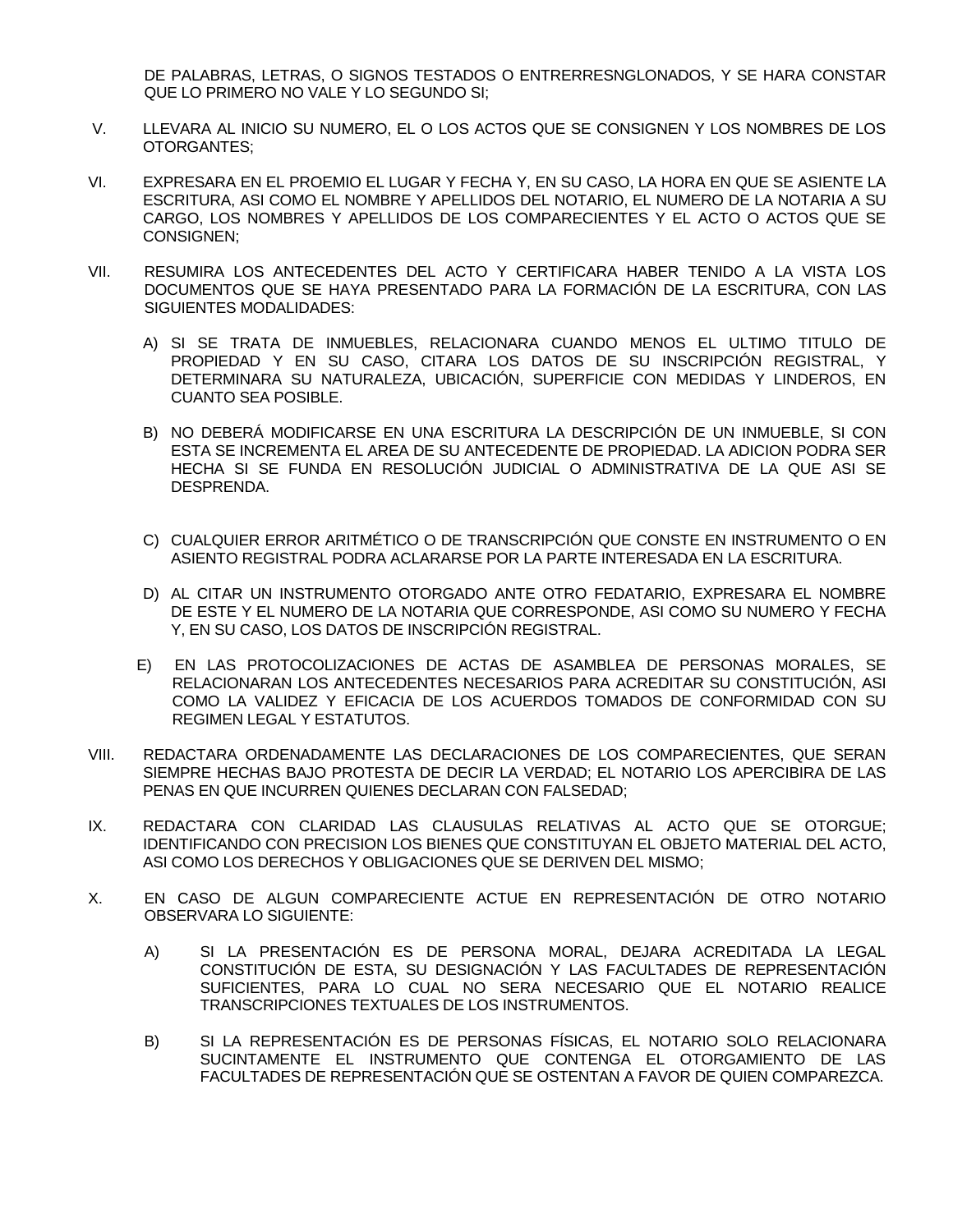DE PALABRAS, LETRAS, O SIGNOS TESTADOS O ENTRERRESNGLONADOS, Y SE HARA CONSTAR QUE LO PRIMERO NO VALE Y LO SEGUNDO SI;

V. LLEVARA AL INICIO SU NUMERO, EL O LOS ACTOS QUE SE CONSIGNEN Y LOS NOMBRES DE LOS OTORGANTES;

VI. EXPRESARA EN EL PROEMIO EL LUGAR Y FECHA Y, EN SU CASO, LA HORA EN QUE SE ASIENTE LA ESCRITURA, ASI COMO EL NOMBRE Y APELLIDOS DEL NOTARIO, EL NUMERO DE LA NOTARIA A SU CARGO, LOS NOMBRES Y APELLIDOS DE LOS COMPARECIENTES Y EL ACTO O ACTOS QUE SE CONSIGNEN;

VII. RESUMIRA LOS ANTECEDENTES DEL ACTO Y CERTIFICARA HABER TENIDO A LA VISTA LOS DOCUMENTOS QUE SE HAYA PRESENTADO PARA LA FORMACIÓN DE LA ESCRITURA, CON LAS SIGUIENTES MODALIDADES:

A) SI SE TRATA DE INMUEBLES, RELACIONARA CUANDO MENOS EL ULTIMO TITULO DE PROPIEDAD Y EN SU CASO, CITARA LOS DATOS DE SU INSCRIPCIÓN REGISTRAL, Y DETERMINARA SU NATURALEZA, UBICACIÓN, SUPERFICIE CON MEDIDAS Y LINDEROS, EN CUANTO SEA POSIBLE.

B) NO DEBERÁ MODIFICARSE EN UNA ESCRITURA LA DESCRIPCIÓN DE UN INMUEBLE, SI CON ESTA SE INCREMENTA EL AREA DE SU ANTECEDENTE DE PROPIEDAD. LA ADICION PODRA SER HECHA SI SE FUNDA EN RESOLUCIÓN JUDICIAL O ADMINISTRATIVA DE LA QUE ASI SE DESPRENDA.

C) CUALQUIER ERROR ARITMÉTICO O DE TRANSCRIPCIÓN QUE CONSTE EN INSTRUMENTO O EN ASIENTO REGISTRAL PODRA ACLARARSE POR LA PARTE INTERESADA EN LA ESCRITURA.

D) AL CITAR UN INSTRUMENTO OTORGADO ANTE OTRO FEDATARIO, EXPRESARA EL NOMBRE DE ESTE Y EL NUMERO DE LA NOTARIA QUE CORRESPONDE, ASI COMO SU NUMERO Y FECHA Y, EN SU CASO, LOS DATOS DE INSCRIPCIÓN REGISTRAL.

E) EN LAS PROTOCOLIZACIONES DE ACTAS DE ASAMBLEA DE PERSONAS MORALES, SE RELACIONARAN LOS ANTECEDENTES NECESARIOS PARA ACREDITAR SU CONSTITUCIÓN, ASI COMO LA VALIDEZ Y EFICACIA DE LOS ACUERDOS TOMADOS DE CONFORMIDAD CON SU REGIMEN LEGAL Y ESTATUTOS.

VIII. REDACTARA ORDENADAMENTE LAS DECLARACIONES DE LOS COMPARECIENTES, QUE SERAN SIEMPRE HECHAS BAJO PROTESTA DE DECIR LA VERDAD; EL NOTARIO LOS APERCIBIRA DE LAS PENAS EN QUE INCURREN QUIENES DECLARAN CON FALSEDAD;

IX. REDACTARA CON CLARIDAD LAS CLAUSULAS RELATIVAS AL ACTO QUE SE OTORGUE; IDENTIFICANDO CON PRECISION LOS BIENES QUE CONSTITUYAN EL OBJETO MATERIAL DEL ACTO, ASI COMO LOS DERECHOS Y OBLIGACIONES QUE SE DERIVEN DEL MISMO;

X. EN CASO DE ALGUN COMPARECIENTE ACTUE EN REPRESENTACIÓN DE OTRO NOTARIO OBSERVARA LO SIGUIENTE:

A) SI LA PRESENTACIÓN ES DE PERSONA MORAL, DEJARA ACREDITADA LA LEGAL CONSTITUCIÓN DE ESTA, SU DESIGNACIÓN Y LAS FACULTADES DE REPRESENTACIÓN SUFICIENTES, PARA LO CUAL NO SERA NECESARIO QUE EL NOTARIO REALICE TRANSCRIPCIONES TEXTUALES DE LOS INSTRUMENTOS.

B) SI LA REPRESENTACIÓN ES DE PERSONAS FÍSICAS, EL NOTARIO SOLO RELACIONARA SUCINTAMENTE EL INSTRUMENTO QUE CONTENGA EL OTORGAMIENTO DE LAS FACULTADES DE REPRESENTACIÓN QUE SE OSTENTAN A FAVOR DE QUIEN COMPAREZCA.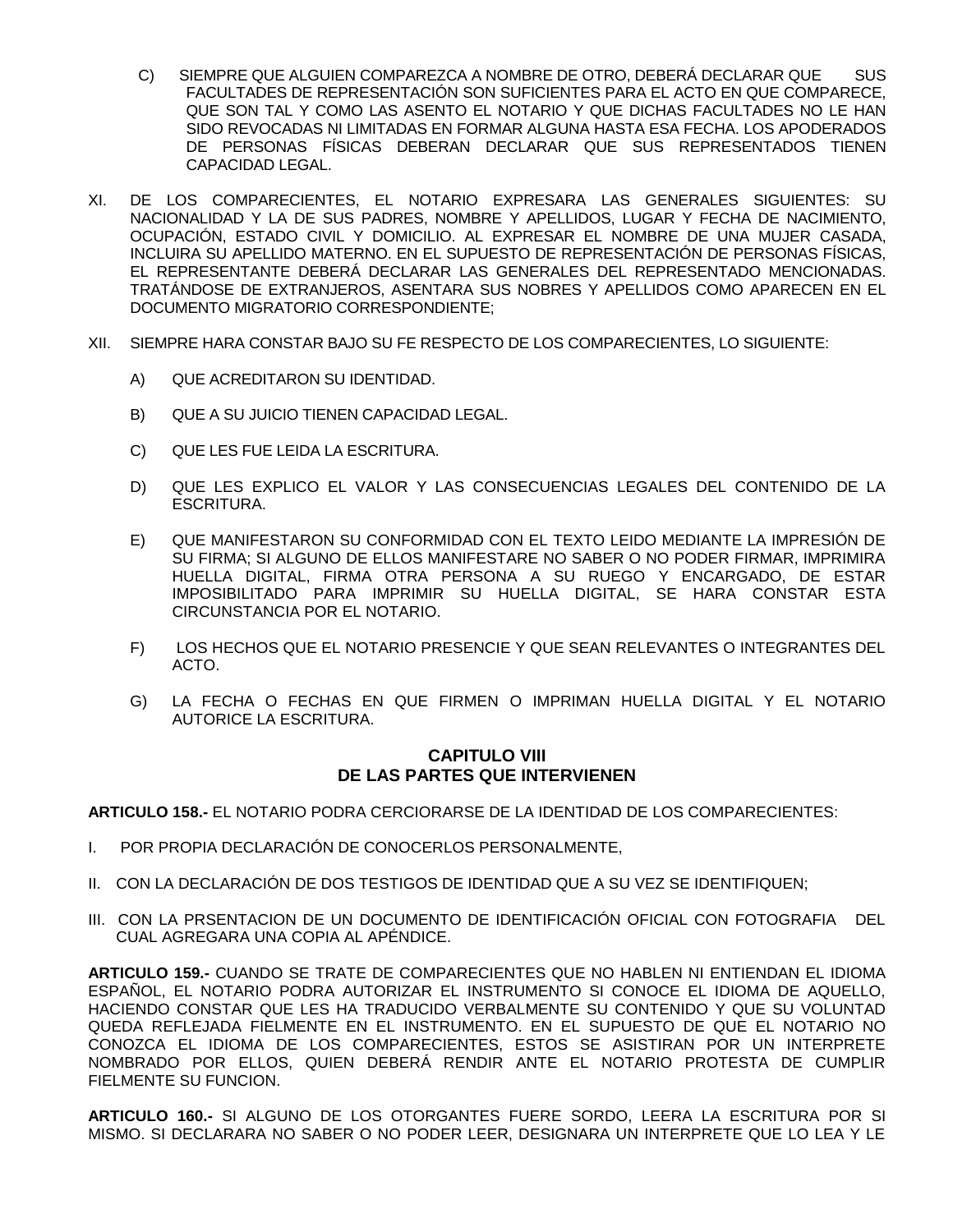C) SIEMPRE QUE ALGUIEN COMPAREZCA A NOMBRE DE OTRO, DEBERÁ DECLARAR QUE SUS FACULTADES DE REPRESENTACIÓN SON SUFICIENTES PARA EL ACTO EN QUE COMPARECE, QUE SON TAL Y COMO LAS ASENTO EL NOTARIO Y QUE DICHAS FACULTADES NO LE HAN SIDO REVOCADAS NI LIMITADAS EN FORMAR ALGUNA HASTA ESA FECHA. LOS APODERADOS DE PERSONAS FÍSICAS DEBERAN DECLARAR QUE SUS REPRESENTADOS TIENEN CAPACIDAD LEGAL.

XI. DE LOS COMPARECIENTES, EL NOTARIO EXPRESARA LAS GENERALES SIGUIENTES: SU NACIONALIDAD Y LA DE SUS PADRES, NOMBRE Y APELLIDOS, LUGAR Y FECHA DE NACIMIENTO, OCUPACIÓN, ESTADO CIVIL Y DOMICILIO. AL EXPRESAR EL NOMBRE DE UNA MUJER CASADA, INCLUIRA SU APELLIDO MATERNO. EN EL SUPUESTO DE REPRESENTACIÓN DE PERSONAS FÍSICAS, EL REPRESENTANTE DEBERÁ DECLARAR LAS GENERALES DEL REPRESENTADO MENCIONADAS. TRATÁNDOSE DE EXTRANJEROS, ASENTARA SUS NOBRES Y APELLIDOS COMO APARECEN EN EL DOCUMENTO MIGRATORIO CORRESPONDIENTE;

XII. SIEMPRE HARA CONSTAR BAJO SU FE RESPECTO DE LOS COMPARECIENTES, LO SIGUIENTE:

A) QUE ACREDITARON SU IDENTIDAD.

B) QUE A SU JUICIO TIENEN CAPACIDAD LEGAL.

C) QUE LES FUE LEIDA LA ESCRITURA.

D) QUE LES EXPLICO EL VALOR Y LAS CONSECUENCIAS LEGALES DEL CONTENIDO DE LA ESCRITURA.

E) QUE MANIFESTARON SU CONFORMIDAD CON EL TEXTO LEIDO MEDIANTE LA IMPRESIÓN DE SU FIRMA; SI ALGUNO DE ELLOS MANIFESTARE NO SABER O NO PODER FIRMAR, IMPRIMIRA HUELLA DIGITAL, FIRMA OTRA PERSONA A SU RUEGO Y ENCARGADO, DE ESTAR IMPOSIBILITADO PARA IMPRIMIR SU HUELLA DIGITAL, SE HARA CONSTAR ESTA CIRCUNSTANCIA POR EL NOTARIO.

F) LOS HECHOS QUE EL NOTARIO PRESENCIE Y QUE SEAN RELEVANTES O INTEGRANTES DEL ACTO.

G) LA FECHA O FECHAS EN QUE FIRMEN O IMPRIMAN HUELLA DIGITAL Y EL NOTARIO AUTORICE LA ESCRITURA.

## CAPITULO VIII
## DE LAS PARTES QUE INTERVIENEN

**ARTICULO 158.-** EL NOTARIO PODRA CERCIORARSE DE LA IDENTIDAD DE LOS COMPARECIENTES:

I. POR PROPIA DECLARACIÓN DE CONOCERLOS PERSONALMENTE,

II. CON LA DECLARACIÓN DE DOS TESTIGOS DE IDENTIDAD QUE A SU VEZ SE IDENTIFIQUEN;

III. CON LA PRSENTACION DE UN DOCUMENTO DE IDENTIFICACIÓN OFICIAL CON FOTOGRAFIA DEL CUAL AGREGARA UNA COPIA AL APÉNDICE.

**ARTICULO 159.-** CUANDO SE TRATE DE COMPARECIENTES QUE NO HABLEN NI ENTIENDAN EL IDIOMA ESPAÑOL, EL NOTARIO PODRA AUTORIZAR EL INSTRUMENTO SI CONOCE EL IDIOMA DE AQUELLO, HACIENDO CONSTAR QUE LES HA TRADUCIDO VERBALMENTE SU CONTENIDO Y QUE SU VOLUNTAD QUEDA REFLEJADA FIELMENTE EN EL INSTRUMENTO. EN EL SUPUESTO DE QUE EL NOTARIO NO CONOZCA EL IDIOMA DE LOS COMPARECIENTES, ESTOS SE ASISTIRAN POR UN INTERPRETE NOMBRADO POR ELLOS, QUIEN DEBERÁ RENDIR ANTE EL NOTARIO PROTESTA DE CUMPLIR FIELMENTE SU FUNCION.

**ARTICULO 160.-** SI ALGUNO DE LOS OTORGANTES FUERE SORDO, LEERA LA ESCRITURA POR SI MISMO. SI DECLARARA NO SABER O NO PODER LEER, DESIGNARA UN INTERPRETE QUE LO LEA Y LE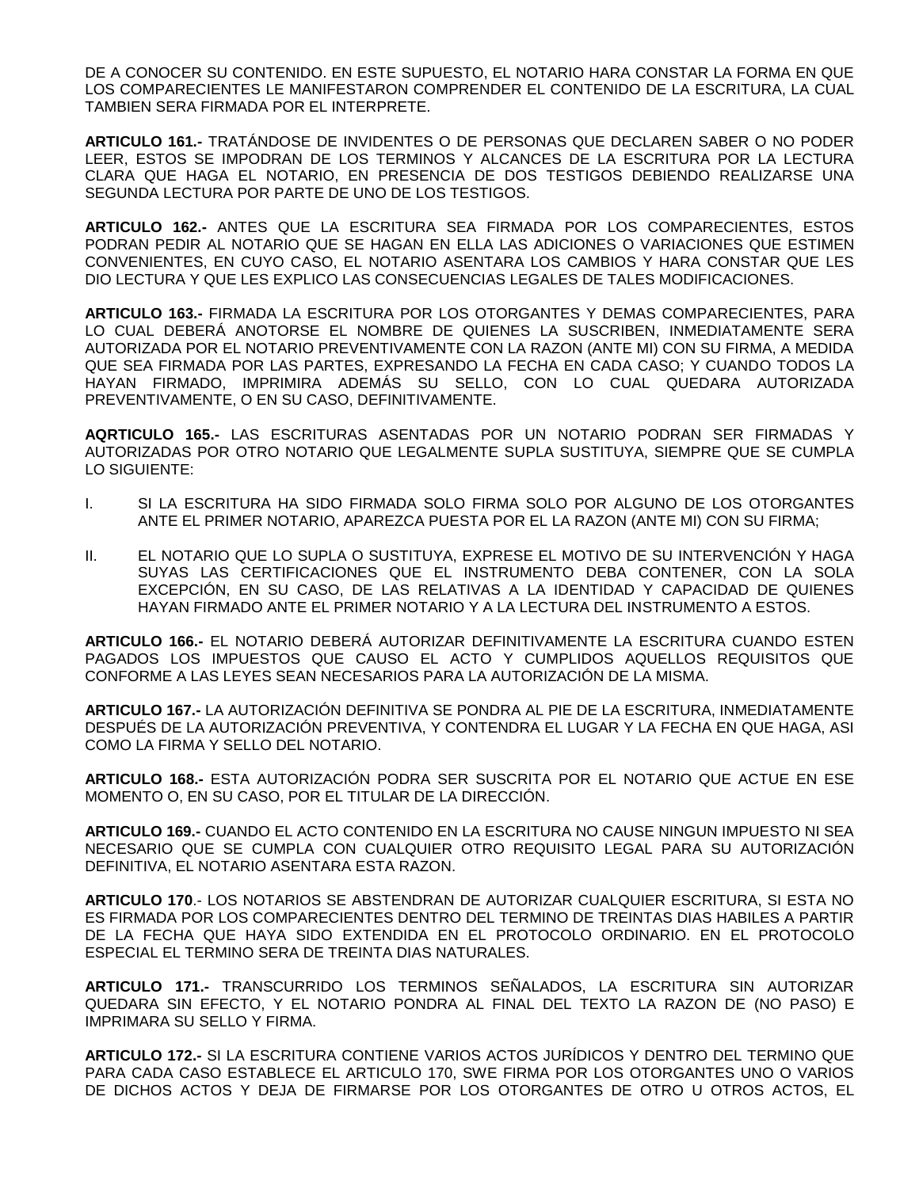DE A CONOCER SU CONTENIDO. EN ESTE SUPUESTO, EL NOTARIO HARA CONSTAR LA FORMA EN QUE LOS COMPARECIENTES LE MANIFESTARON COMPRENDER EL CONTENIDO DE LA ESCRITURA, LA CUAL TAMBIEN SERA FIRMADA POR EL INTERPRETE.

**ARTICULO 161.-** TRATÁNDOSE DE INVIDENTES O DE PERSONAS QUE DECLAREN SABER O NO PODER LEER, ESTOS SE IMPODRAN DE LOS TERMINOS Y ALCANCES DE LA ESCRITURA POR LA LECTURA CLARA QUE HAGA EL NOTARIO, EN PRESENCIA DE DOS TESTIGOS DEBIENDO REALIZARSE UNA SEGUNDA LECTURA POR PARTE DE UNO DE LOS TESTIGOS.

**ARTICULO 162.-** ANTES QUE LA ESCRITURA SEA FIRMADA POR LOS COMPARECIENTES, ESTOS PODRAN PEDIR AL NOTARIO QUE SE HAGAN EN ELLA LAS ADICIONES O VARIACIONES QUE ESTIMEN CONVENIENTES, EN CUYO CASO, EL NOTARIO ASENTARA LOS CAMBIOS Y HARA CONSTAR QUE LES DIO LECTURA Y QUE LES EXPLICO LAS CONSECUENCIAS LEGALES DE TALES MODIFICACIONES.

**ARTICULO 163.-** FIRMADA LA ESCRITURA POR LOS OTORGANTES Y DEMAS COMPARECIENTES, PARA LO CUAL DEBERÁ ANOTORSE EL NOMBRE DE QUIENES LA SUSCRIBEN, INMEDIATAMENTE SERA AUTORIZADA POR EL NOTARIO PREVENTIVAMENTE CON LA RAZON (ANTE MI) CON SU FIRMA, A MEDIDA QUE SEA FIRMADA POR LAS PARTES, EXPRESANDO LA FECHA EN CADA CASO; Y CUANDO TODOS LA HAYAN FIRMADO, IMPRIMIRA ADEMÁS SU SELLO, CON LO CUAL QUEDARA AUTORIZADA PREVENTIVAMENTE, O EN SU CASO, DEFINITIVAMENTE.

**AQRTICULO 165.-** LAS ESCRITURAS ASENTADAS POR UN NOTARIO PODRAN SER FIRMADAS Y AUTORIZADAS POR OTRO NOTARIO QUE LEGALMENTE SUPLA SUSTITUYA, SIEMPRE QUE SE CUMPLA LO SIGUIENTE:

I. SI LA ESCRITURA HA SIDO FIRMADA SOLO FIRMA SOLO POR ALGUNO DE LOS OTORGANTES ANTE EL PRIMER NOTARIO, APAREZCA PUESTA POR EL LA RAZON (ANTE MI) CON SU FIRMA;

II. EL NOTARIO QUE LO SUPLA O SUSTITUYA, EXPRESE EL MOTIVO DE SU INTERVENCIÓN Y HAGA SUYAS LAS CERTIFICACIONES QUE EL INSTRUMENTO DEBA CONTENER, CON LA SOLA EXCEPCIÓN, EN SU CASO, DE LAS RELATIVAS A LA IDENTIDAD Y CAPACIDAD DE QUIENES HAYAN FIRMADO ANTE EL PRIMER NOTARIO Y A LA LECTURA DEL INSTRUMENTO A ESTOS.

**ARTICULO 166.-** EL NOTARIO DEBERÁ AUTORIZAR DEFINITIVAMENTE LA ESCRITURA CUANDO ESTEN PAGADOS LOS IMPUESTOS QUE CAUSO EL ACTO Y CUMPLIDOS AQUELLOS REQUISITOS QUE CONFORME A LAS LEYES SEAN NECESARIOS PARA LA AUTORIZACIÓN DE LA MISMA.

**ARTICULO 167.-** LA AUTORIZACIÓN DEFINITIVA SE PONDRA AL PIE DE LA ESCRITURA, INMEDIATAMENTE DESPUÉS DE LA AUTORIZACIÓN PREVENTIVA, Y CONTENDRA EL LUGAR Y LA FECHA EN QUE HAGA, ASI COMO LA FIRMA Y SELLO DEL NOTARIO.

**ARTICULO 168.-** ESTA AUTORIZACIÓN PODRA SER SUSCRITA POR EL NOTARIO QUE ACTUE EN ESE MOMENTO O, EN SU CASO, POR EL TITULAR DE LA DIRECCIÓN.

**ARTICULO 169.-** CUANDO EL ACTO CONTENIDO EN LA ESCRITURA NO CAUSE NINGUN IMPUESTO NI SEA NECESARIO QUE SE CUMPLA CON CUALQUIER OTRO REQUISITO LEGAL PARA SU AUTORIZACIÓN DEFINITIVA, EL NOTARIO ASENTARA ESTA RAZON.

**ARTICULO 170**.- LOS NOTARIOS SE ABSTENDRAN DE AUTORIZAR CUALQUIER ESCRITURA, SI ESTA NO ES FIRMADA POR LOS COMPARECIENTES DENTRO DEL TERMINO DE TREINTAS DIAS HABILES A PARTIR DE LA FECHA QUE HAYA SIDO EXTENDIDA EN EL PROTOCOLO ORDINARIO. EN EL PROTOCOLO ESPECIAL EL TERMINO SERA DE TREINTA DIAS NATURALES.

**ARTICULO 171.-** TRANSCURRIDO LOS TERMINOS SEÑALADOS, LA ESCRITURA SIN AUTORIZAR QUEDARA SIN EFECTO, Y EL NOTARIO PONDRA AL FINAL DEL TEXTO LA RAZON DE (NO PASO) E IMPRIMARA SU SELLO Y FIRMA.

**ARTICULO 172.-** SI LA ESCRITURA CONTIENE VARIOS ACTOS JURÍDICOS Y DENTRO DEL TERMINO QUE PARA CADA CASO ESTABLECE EL ARTICULO 170, SWE FIRMA POR LOS OTORGANTES UNO O VARIOS DE DICHOS ACTOS Y DEJA DE FIRMARSE POR LOS OTORGANTES DE OTRO U OTROS ACTOS, EL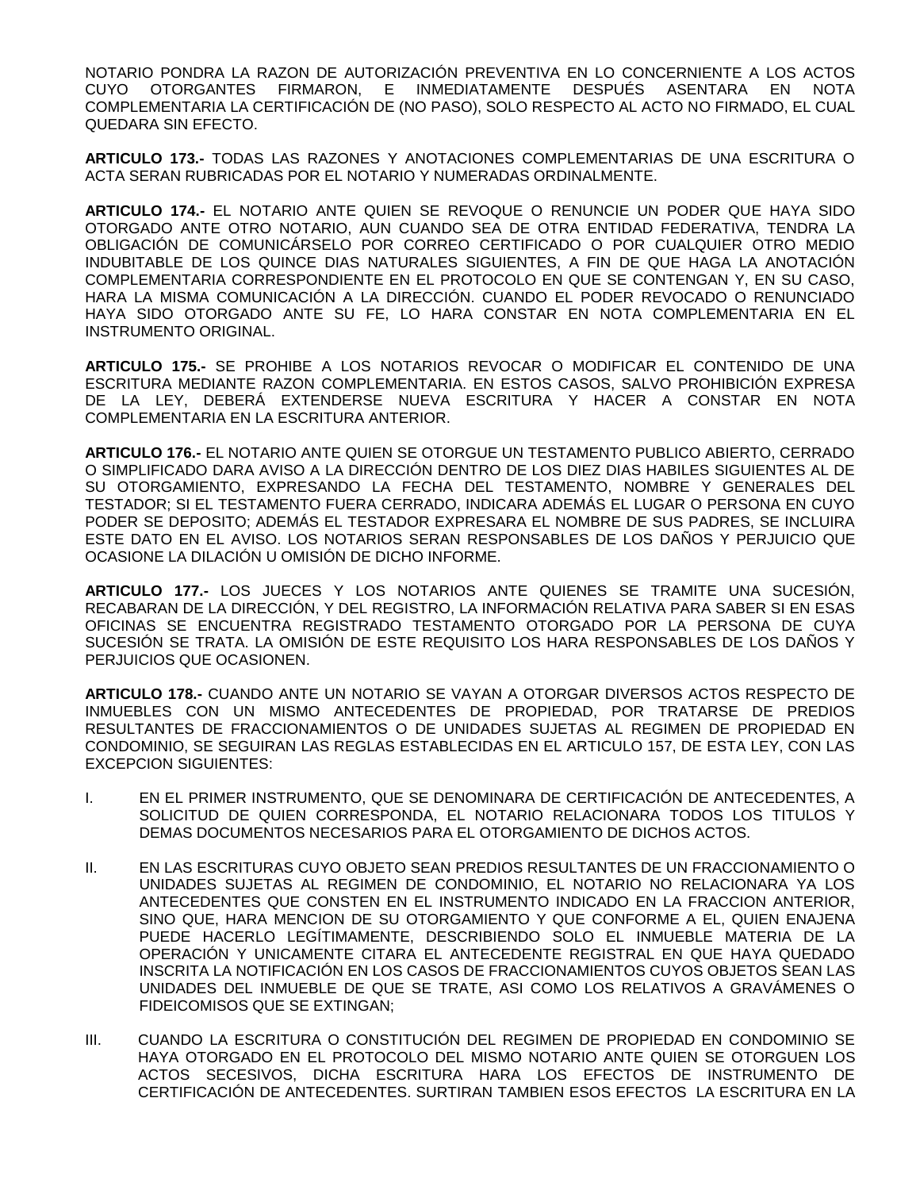NOTARIO PONDRA LA RAZON DE AUTORIZACIÓN PREVENTIVA EN LO CONCERNIENTE A LOS ACTOS CUYO OTORGANTES FIRMARON, E INMEDIATAMENTE DESPUÉS ASENTARA EN NOTA COMPLEMENTARIA LA CERTIFICACIÓN DE (NO PASO), SOLO RESPECTO AL ACTO NO FIRMADO, EL CUAL QUEDARA SIN EFECTO.

**ARTICULO 173.-** TODAS LAS RAZONES Y ANOTACIONES COMPLEMENTARIAS DE UNA ESCRITURA O ACTA SERAN RUBRICADAS POR EL NOTARIO Y NUMERADAS ORDINALMENTE.

**ARTICULO 174.-** EL NOTARIO ANTE QUIEN SE REVOQUE O RENUNCIE UN PODER QUE HAYA SIDO OTORGADO ANTE OTRO NOTARIO, AUN CUANDO SEA DE OTRA ENTIDAD FEDERATIVA, TENDRA LA OBLIGACIÓN DE COMUNICÁRSELO POR CORREO CERTIFICADO O POR CUALQUIER OTRO MEDIO INDUBITABLE DE LOS QUINCE DIAS NATURALES SIGUIENTES, A FIN DE QUE HAGA LA ANOTACIÓN COMPLEMENTARIA CORRESPONDIENTE EN EL PROTOCOLO EN QUE SE CONTENGAN Y, EN SU CASO, HARA LA MISMA COMUNICACIÓN A LA DIRECCIÓN. CUANDO EL PODER REVOCADO O RENUNCIADO HAYA SIDO OTORGADO ANTE SU FE, LO HARA CONSTAR EN NOTA COMPLEMENTARIA EN EL INSTRUMENTO ORIGINAL.

**ARTICULO 175.-** SE PROHIBE A LOS NOTARIOS REVOCAR O MODIFICAR EL CONTENIDO DE UNA ESCRITURA MEDIANTE RAZON COMPLEMENTARIA. EN ESTOS CASOS, SALVO PROHIBICIÓN EXPRESA DE LA LEY, DEBERÁ EXTENDERSE NUEVA ESCRITURA Y HACER A CONSTAR EN NOTA COMPLEMENTARIA EN LA ESCRITURA ANTERIOR.

**ARTICULO 176.-** EL NOTARIO ANTE QUIEN SE OTORGUE UN TESTAMENTO PUBLICO ABIERTO, CERRADO O SIMPLIFICADO DARA AVISO A LA DIRECCIÓN DENTRO DE LOS DIEZ DIAS HABILES SIGUIENTES AL DE SU OTORGAMIENTO, EXPRESANDO LA FECHA DEL TESTAMENTO, NOMBRE Y GENERALES DEL TESTADOR; SI EL TESTAMENTO FUERA CERRADO, INDICARA ADEMÁS EL LUGAR O PERSONA EN CUYO PODER SE DEPOSITO; ADEMÁS EL TESTADOR EXPRESARA EL NOMBRE DE SUS PADRES, SE INCLUIRA ESTE DATO EN EL AVISO. LOS NOTARIOS SERAN RESPONSABLES DE LOS DAÑOS Y PERJUICIO QUE OCASIONE LA DILACIÓN U OMISIÓN DE DICHO INFORME.

**ARTICULO 177.-** LOS JUECES Y LOS NOTARIOS ANTE QUIENES SE TRAMITE UNA SUCESIÓN, RECABARAN DE LA DIRECCIÓN, Y DEL REGISTRO, LA INFORMACIÓN RELATIVA PARA SABER SI EN ESAS OFICINAS SE ENCUENTRA REGISTRADO TESTAMENTO OTORGADO POR LA PERSONA DE CUYA SUCESIÓN SE TRATA. LA OMISIÓN DE ESTE REQUISITO LOS HARA RESPONSABLES DE LOS DAÑOS Y PERJUICIOS QUE OCASIONEN.

**ARTICULO 178.-** CUANDO ANTE UN NOTARIO SE VAYAN A OTORGAR DIVERSOS ACTOS RESPECTO DE INMUEBLES CON UN MISMO ANTECEDENTES DE PROPIEDAD, POR TRATARSE DE PREDIOS RESULTANTES DE FRACCIONAMIENTOS O DE UNIDADES SUJETAS AL REGIMEN DE PROPIEDAD EN CONDOMINIO, SE SEGUIRAN LAS REGLAS ESTABLECIDAS EN EL ARTICULO 157, DE ESTA LEY, CON LAS EXCEPCION SIGUIENTES:

I. EN EL PRIMER INSTRUMENTO, QUE SE DENOMINARA DE CERTIFICACIÓN DE ANTECEDENTES, A SOLICITUD DE QUIEN CORRESPONDA, EL NOTARIO RELACIONARA TODOS LOS TITULOS Y DEMAS DOCUMENTOS NECESARIOS PARA EL OTORGAMIENTO DE DICHOS ACTOS.

II. EN LAS ESCRITURAS CUYO OBJETO SEAN PREDIOS RESULTANTES DE UN FRACCIONAMIENTO O UNIDADES SUJETAS AL REGIMEN DE CONDOMINIO, EL NOTARIO NO RELACIONARA YA LOS ANTECEDENTES QUE CONSTEN EN EL INSTRUMENTO INDICADO EN LA FRACCION ANTERIOR, SINO QUE, HARA MENCION DE SU OTORGAMIENTO Y QUE CONFORME A EL, QUIEN ENAJENA PUEDE HACERLO LEGÍTIMAMENTE, DESCRIBIENDO SOLO EL INMUEBLE MATERIA DE LA OPERACIÓN Y UNICAMENTE CITARA EL ANTECEDENTE REGISTRAL EN QUE HAYA QUEDADO INSCRITA LA NOTIFICACIÓN EN LOS CASOS DE FRACCIONAMIENTOS CUYOS OBJETOS SEAN LAS UNIDADES DEL INMUEBLE DE QUE SE TRATE, ASI COMO LOS RELATIVOS A GRAVÁMENES O FIDEICOMISOS QUE SE EXTINGAN;

III. CUANDO LA ESCRITURA O CONSTITUCIÓN DEL REGIMEN DE PROPIEDAD EN CONDOMINIO SE HAYA OTORGADO EN EL PROTOCOLO DEL MISMO NOTARIO ANTE QUIEN SE OTORGUEN LOS ACTOS SECESIVOS, DICHA ESCRITURA HARA LOS EFECTOS DE INSTRUMENTO DE CERTIFICACIÓN DE ANTECEDENTES. SURTIRAN TAMBIEN ESOS EFECTOS LA ESCRITURA EN LA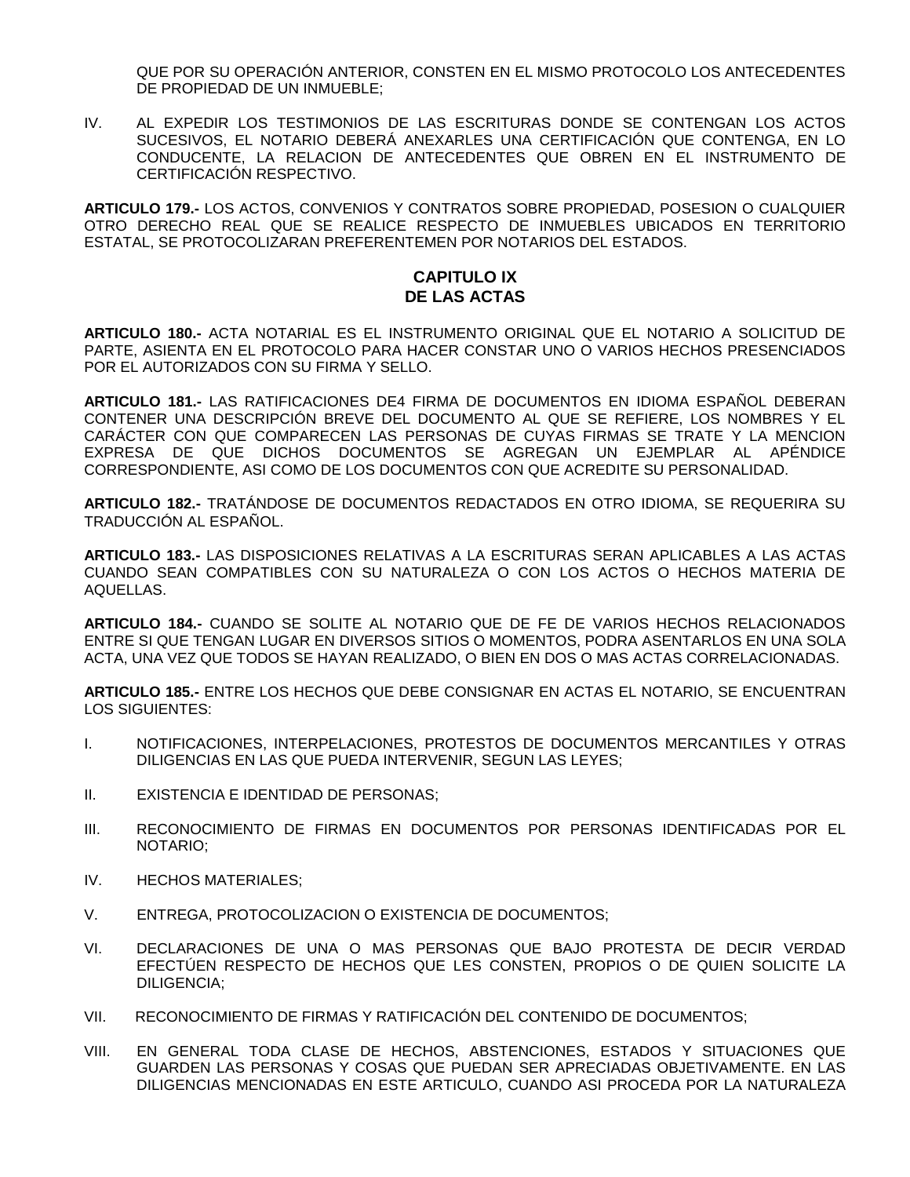QUE POR SU OPERACIÓN ANTERIOR, CONSTEN EN EL MISMO PROTOCOLO LOS ANTECEDENTES DE PROPIEDAD DE UN INMUEBLE;

IV. AL EXPEDIR LOS TESTIMONIOS DE LAS ESCRITURAS DONDE SE CONTENGAN LOS ACTOS SUCESIVOS, EL NOTARIO DEBERÁ ANEXARLES UNA CERTIFICACIÓN QUE CONTENGA, EN LO CONDUCENTE, LA RELACION DE ANTECEDENTES QUE OBREN EN EL INSTRUMENTO DE CERTIFICACIÓN RESPECTIVO.

**ARTICULO 179.-** LOS ACTOS, CONVENIOS Y CONTRATOS SOBRE PROPIEDAD, POSESION O CUALQUIER OTRO DERECHO REAL QUE SE REALICE RESPECTO DE INMUEBLES UBICADOS EN TERRITORIO ESTATAL, SE PROTOCOLIZARAN PREFERENTEMEN POR NOTARIOS DEL ESTADOS.

## CAPITULO IX
## DE LAS ACTAS

**ARTICULO 180.-** ACTA NOTARIAL ES EL INSTRUMENTO ORIGINAL QUE EL NOTARIO A SOLICITUD DE PARTE, ASIENTA EN EL PROTOCOLO PARA HACER CONSTAR UNO O VARIOS HECHOS PRESENCIADOS POR EL AUTORIZADOS CON SU FIRMA Y SELLO.

**ARTICULO 181.-** LAS RATIFICACIONES DE4 FIRMA DE DOCUMENTOS EN IDIOMA ESPAÑOL DEBERAN CONTENER UNA DESCRIPCIÓN BREVE DEL DOCUMENTO AL QUE SE REFIERE, LOS NOMBRES Y EL CARÁCTER CON QUE COMPARECEN LAS PERSONAS DE CUYAS FIRMAS SE TRATE Y LA MENCION EXPRESA DE QUE DICHOS DOCUMENTOS SE AGREGAN UN EJEMPLAR AL APÉNDICE CORRESPONDIENTE, ASI COMO DE LOS DOCUMENTOS CON QUE ACREDITE SU PERSONALIDAD.

**ARTICULO 182.-** TRATÁNDOSE DE DOCUMENTOS REDACTADOS EN OTRO IDIOMA, SE REQUERIRA SU TRADUCCIÓN AL ESPAÑOL.

**ARTICULO 183.-** LAS DISPOSICIONES RELATIVAS A LA ESCRITURAS SERAN APLICABLES A LAS ACTAS CUANDO SEAN COMPATIBLES CON SU NATURALEZA O CON LOS ACTOS O HECHOS MATERIA DE AQUELLAS.

**ARTICULO 184.-** CUANDO SE SOLITE AL NOTARIO QUE DE FE DE VARIOS HECHOS RELACIONADOS ENTRE SI QUE TENGAN LUGAR EN DIVERSOS SITIOS O MOMENTOS, PODRA ASENTARLOS EN UNA SOLA ACTA, UNA VEZ QUE TODOS SE HAYAN REALIZADO, O BIEN EN DOS O MAS ACTAS CORRELACIONADAS.

**ARTICULO 185.-** ENTRE LOS HECHOS QUE DEBE CONSIGNAR EN ACTAS EL NOTARIO, SE ENCUENTRAN LOS SIGUIENTES:

I. NOTIFICACIONES, INTERPELACIONES, PROTESTOS DE DOCUMENTOS MERCANTILES Y OTRAS DILIGENCIAS EN LAS QUE PUEDA INTERVENIR, SEGUN LAS LEYES;

II. EXISTENCIA E IDENTIDAD DE PERSONAS;

III. RECONOCIMIENTO DE FIRMAS EN DOCUMENTOS POR PERSONAS IDENTIFICADAS POR EL NOTARIO;

IV. HECHOS MATERIALES;

V. ENTREGA, PROTOCOLIZACION O EXISTENCIA DE DOCUMENTOS;

VI. DECLARACIONES DE UNA O MAS PERSONAS QUE BAJO PROTESTA DE DECIR VERDAD EFECTÚEN RESPECTO DE HECHOS QUE LES CONSTEN, PROPIOS O DE QUIEN SOLICITE LA DILIGENCIA;

VII. RECONOCIMIENTO DE FIRMAS Y RATIFICACIÓN DEL CONTENIDO DE DOCUMENTOS;

VIII. EN GENERAL TODA CLASE DE HECHOS, ABSTENCIONES, ESTADOS Y SITUACIONES QUE GUARDEN LAS PERSONAS Y COSAS QUE PUEDAN SER APRECIADAS OBJETIVAMENTE. EN LAS DILIGENCIAS MENCIONADAS EN ESTE ARTICULO, CUANDO ASI PROCEDA POR LA NATURALEZA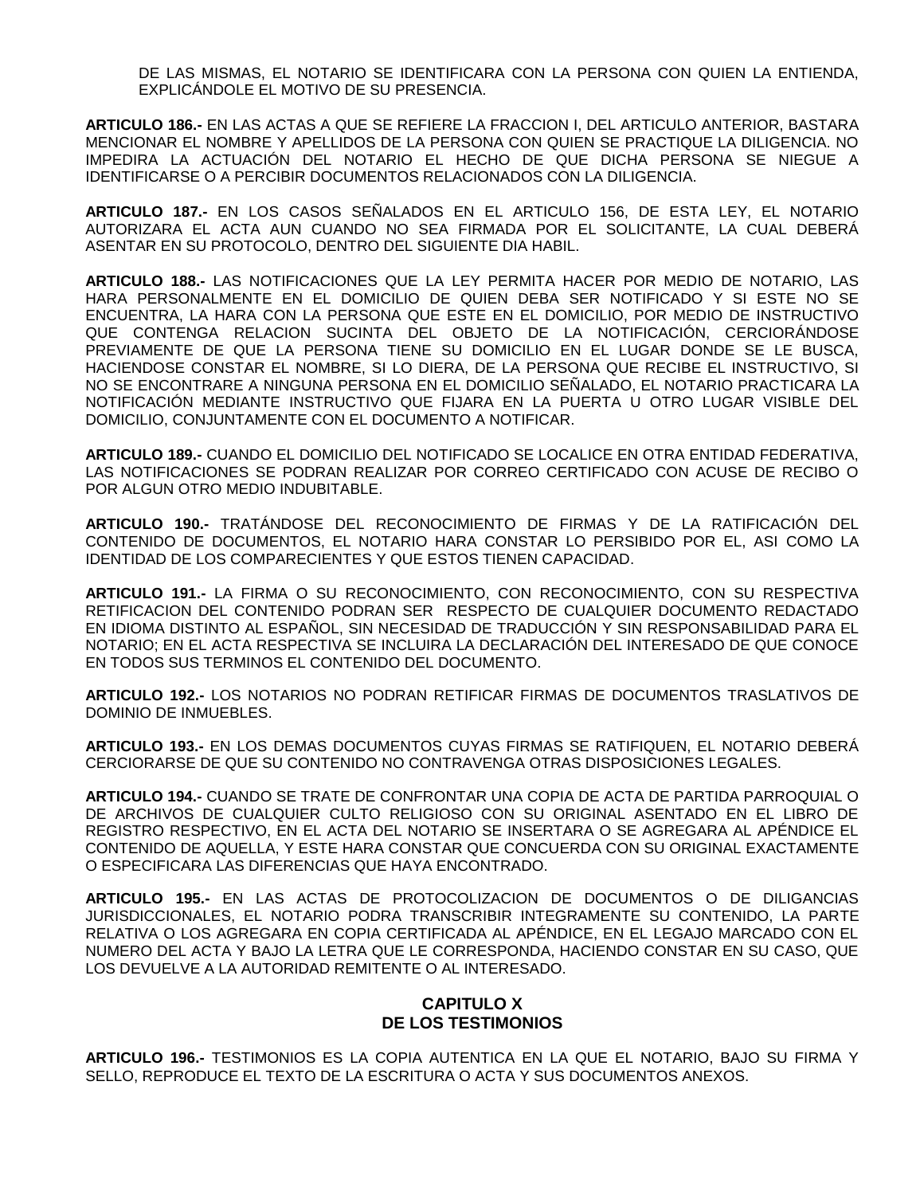DE LAS MISMAS, EL NOTARIO SE IDENTIFICARA CON LA PERSONA CON QUIEN LA ENTIENDA, EXPLICÁNDOLE EL MOTIVO DE SU PRESENCIA.

**ARTICULO 186.-** EN LAS ACTAS A QUE SE REFIERE LA FRACCION I, DEL ARTICULO ANTERIOR, BASTARA MENCIONAR EL NOMBRE Y APELLIDOS DE LA PERSONA CON QUIEN SE PRACTIQUE LA DILIGENCIA. NO IMPEDIRA LA ACTUACIÓN DEL NOTARIO EL HECHO DE QUE DICHA PERSONA SE NIEGUE A IDENTIFICARSE O A PERCIBIR DOCUMENTOS RELACIONADOS CON LA DILIGENCIA.

**ARTICULO 187.-** EN LOS CASOS SEÑALADOS EN EL ARTICULO 156, DE ESTA LEY, EL NOTARIO AUTORIZARA EL ACTA AUN CUANDO NO SEA FIRMADA POR EL SOLICITANTE, LA CUAL DEBERÁ ASENTAR EN SU PROTOCOLO, DENTRO DEL SIGUIENTE DIA HABIL.

**ARTICULO 188.-** LAS NOTIFICACIONES QUE LA LEY PERMITA HACER POR MEDIO DE NOTARIO, LAS HARA PERSONALMENTE EN EL DOMICILIO DE QUIEN DEBA SER NOTIFICADO Y SI ESTE NO SE ENCUENTRA, LA HARA CON LA PERSONA QUE ESTE EN EL DOMICILIO, POR MEDIO DE INSTRUCTIVO QUE CONTENGA RELACION SUCINTA DEL OBJETO DE LA NOTIFICACIÓN, CERCIORÁNDOSE PREVIAMENTE DE QUE LA PERSONA TIENE SU DOMICILIO EN EL LUGAR DONDE SE LE BUSCA, HACIENDOSE CONSTAR EL NOMBRE, SI LO DIERA, DE LA PERSONA QUE RECIBE EL INSTRUCTIVO, SI NO SE ENCONTRARE A NINGUNA PERSONA EN EL DOMICILIO SEÑALADO, EL NOTARIO PRACTICARA LA NOTIFICACIÓN MEDIANTE INSTRUCTIVO QUE FIJARA EN LA PUERTA U OTRO LUGAR VISIBLE DEL DOMICILIO, CONJUNTAMENTE CON EL DOCUMENTO A NOTIFICAR.

**ARTICULO 189.-** CUANDO EL DOMICILIO DEL NOTIFICADO SE LOCALICE EN OTRA ENTIDAD FEDERATIVA, LAS NOTIFICACIONES SE PODRAN REALIZAR POR CORREO CERTIFICADO CON ACUSE DE RECIBO O POR ALGUN OTRO MEDIO INDUBITABLE.

**ARTICULO 190.-** TRATÁNDOSE DEL RECONOCIMIENTO DE FIRMAS Y DE LA RATIFICACIÓN DEL CONTENIDO DE DOCUMENTOS, EL NOTARIO HARA CONSTAR LO PERSIBIDO POR EL, ASI COMO LA IDENTIDAD DE LOS COMPARECIENTES Y QUE ESTOS TIENEN CAPACIDAD.

**ARTICULO 191.-** LA FIRMA O SU RECONOCIMIENTO, CON RECONOCIMIENTO, CON SU RESPECTIVA RETIFICACION DEL CONTENIDO PODRAN SER RESPECTO DE CUALQUIER DOCUMENTO REDACTADO EN IDIOMA DISTINTO AL ESPAÑOL, SIN NECESIDAD DE TRADUCCIÓN Y SIN RESPONSABILIDAD PARA EL NOTARIO; EN EL ACTA RESPECTIVA SE INCLUIRA LA DECLARACIÓN DEL INTERESADO DE QUE CONOCE EN TODOS SUS TERMINOS EL CONTENIDO DEL DOCUMENTO.

**ARTICULO 192.-** LOS NOTARIOS NO PODRAN RETIFICAR FIRMAS DE DOCUMENTOS TRASLATIVOS DE DOMINIO DE INMUEBLES.

**ARTICULO 193.-** EN LOS DEMAS DOCUMENTOS CUYAS FIRMAS SE RATIFIQUEN, EL NOTARIO DEBERÁ CERCIORARSE DE QUE SU CONTENIDO NO CONTRAVENGA OTRAS DISPOSICIONES LEGALES.

**ARTICULO 194.-** CUANDO SE TRATE DE CONFRONTAR UNA COPIA DE ACTA DE PARTIDA PARROQUIAL O DE ARCHIVOS DE CUALQUIER CULTO RELIGIOSO CON SU ORIGINAL ASENTADO EN EL LIBRO DE REGISTRO RESPECTIVO, EN EL ACTA DEL NOTARIO SE INSERTARA O SE AGREGARA AL APÉNDICE EL CONTENIDO DE AQUELLA, Y ESTE HARA CONSTAR QUE CONCUERDA CON SU ORIGINAL EXACTAMENTE O ESPECIFICARA LAS DIFERENCIAS QUE HAYA ENCONTRADO.

**ARTICULO 195.-** EN LAS ACTAS DE PROTOCOLIZACION DE DOCUMENTOS O DE DILIGANCIAS JURISDICCIONALES, EL NOTARIO PODRA TRANSCRIBIR INTEGRAMENTE SU CONTENIDO, LA PARTE RELATIVA O LOS AGREGARA EN COPIA CERTIFICADA AL APÉNDICE, EN EL LEGAJO MARCADO CON EL NUMERO DEL ACTA Y BAJO LA LETRA QUE LE CORRESPONDA, HACIENDO CONSTAR EN SU CASO, QUE LOS DEVUELVE A LA AUTORIDAD REMITENTE O AL INTERESADO.

## CAPITULO X
## DE LOS TESTIMONIOS

**ARTICULO 196.-** TESTIMONIOS ES LA COPIA AUTENTICA EN LA QUE EL NOTARIO, BAJO SU FIRMA Y SELLO, REPRODUCE EL TEXTO DE LA ESCRITURA O ACTA Y SUS DOCUMENTOS ANEXOS.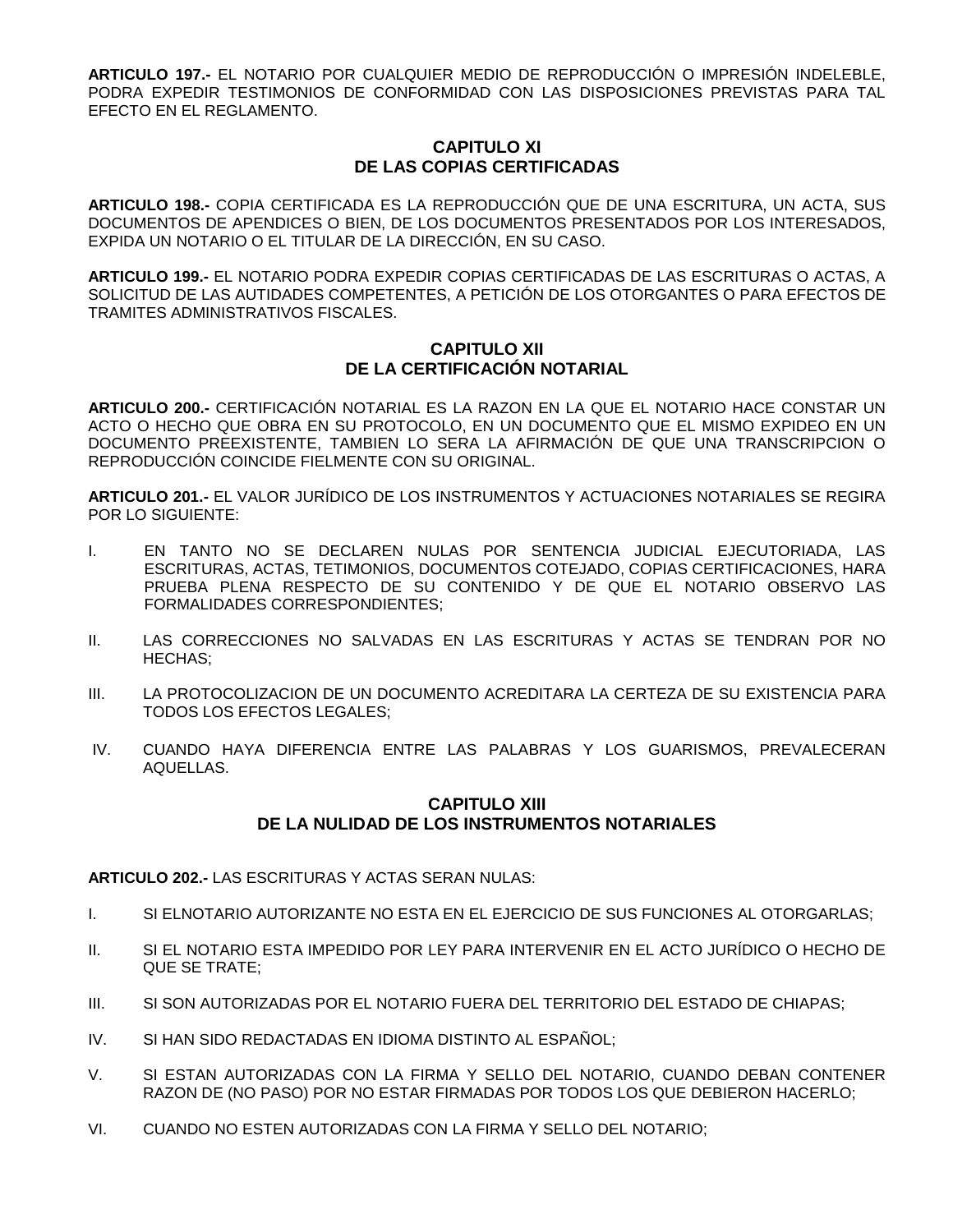**ARTICULO 197.-** EL NOTARIO POR CUALQUIER MEDIO DE REPRODUCCIÓN O IMPRESIÓN INDELEBLE, PODRA EXPEDIR TESTIMONIOS DE CONFORMIDAD CON LAS DISPOSICIONES PREVISTAS PARA TAL EFECTO EN EL REGLAMENTO.

## CAPITULO XI
## DE LAS COPIAS CERTIFICADAS

**ARTICULO 198.-** COPIA CERTIFICADA ES LA REPRODUCCIÓN QUE DE UNA ESCRITURA, UN ACTA, SUS DOCUMENTOS DE APENDICES O BIEN, DE LOS DOCUMENTOS PRESENTADOS POR LOS INTERESADOS, EXPIDA UN NOTARIO O EL TITULAR DE LA DIRECCIÓN, EN SU CASO.

**ARTICULO 199.-** EL NOTARIO PODRA EXPEDIR COPIAS CERTIFICADAS DE LAS ESCRITURAS O ACTAS, A SOLICITUD DE LAS AUTIDADES COMPETENTES, A PETICIÓN DE LOS OTORGANTES O PARA EFECTOS DE TRAMITES ADMINISTRATIVOS FISCALES.

## CAPITULO XII
## DE LA CERTIFICACIÓN NOTARIAL

**ARTICULO 200.-** CERTIFICACIÓN NOTARIAL ES LA RAZON EN LA QUE EL NOTARIO HACE CONSTAR UN ACTO O HECHO QUE OBRA EN SU PROTOCOLO, EN UN DOCUMENTO QUE EL MISMO EXPIDEO EN UN DOCUMENTO PREEXISTENTE, TAMBIEN LO SERA LA AFIRMACIÓN DE QUE UNA TRANSCRIPCION O REPRODUCCIÓN COINCIDE FIELMENTE CON SU ORIGINAL.

**ARTICULO 201.-** EL VALOR JURÍDICO DE LOS INSTRUMENTOS Y ACTUACIONES NOTARIALES SE REGIRA POR LO SIGUIENTE:

I. EN TANTO NO SE DECLAREN NULAS POR SENTENCIA JUDICIAL EJECUTORIADA, LAS ESCRITURAS, ACTAS, TETIMONIOS, DOCUMENTOS COTEJADO, COPIAS CERTIFICACIONES, HARA PRUEBA PLENA RESPECTO DE SU CONTENIDO Y DE QUE EL NOTARIO OBSERVO LAS FORMALIDADES CORRESPONDIENTES;

II. LAS CORRECCIONES NO SALVADAS EN LAS ESCRITURAS Y ACTAS SE TENDRAN POR NO HECHAS;

III. LA PROTOCOLIZACION DE UN DOCUMENTO ACREDITARA LA CERTEZA DE SU EXISTENCIA PARA TODOS LOS EFECTOS LEGALES;

IV. CUANDO HAYA DIFERENCIA ENTRE LAS PALABRAS Y LOS GUARISMOS, PREVALECERAN AQUELLAS.

## CAPITULO XIII
## DE LA NULIDAD DE LOS INSTRUMENTOS NOTARIALES

**ARTICULO 202.-** LAS ESCRITURAS Y ACTAS SERAN NULAS:

I. SI ELNOTARIO AUTORIZANTE NO ESTA EN EL EJERCICIO DE SUS FUNCIONES AL OTORGARLAS;

II. SI EL NOTARIO ESTA IMPEDIDO POR LEY PARA INTERVENIR EN EL ACTO JURÍDICO O HECHO DE QUE SE TRATE;

III. SI SON AUTORIZADAS POR EL NOTARIO FUERA DEL TERRITORIO DEL ESTADO DE CHIAPAS;

IV. SI HAN SIDO REDACTADAS EN IDIOMA DISTINTO AL ESPAÑOL;

V. SI ESTAN AUTORIZADAS CON LA FIRMA Y SELLO DEL NOTARIO, CUANDO DEBAN CONTENER RAZON DE (NO PASO) POR NO ESTAR FIRMADAS POR TODOS LOS QUE DEBIERON HACERLO;

VI. CUANDO NO ESTEN AUTORIZADAS CON LA FIRMA Y SELLO DEL NOTARIO;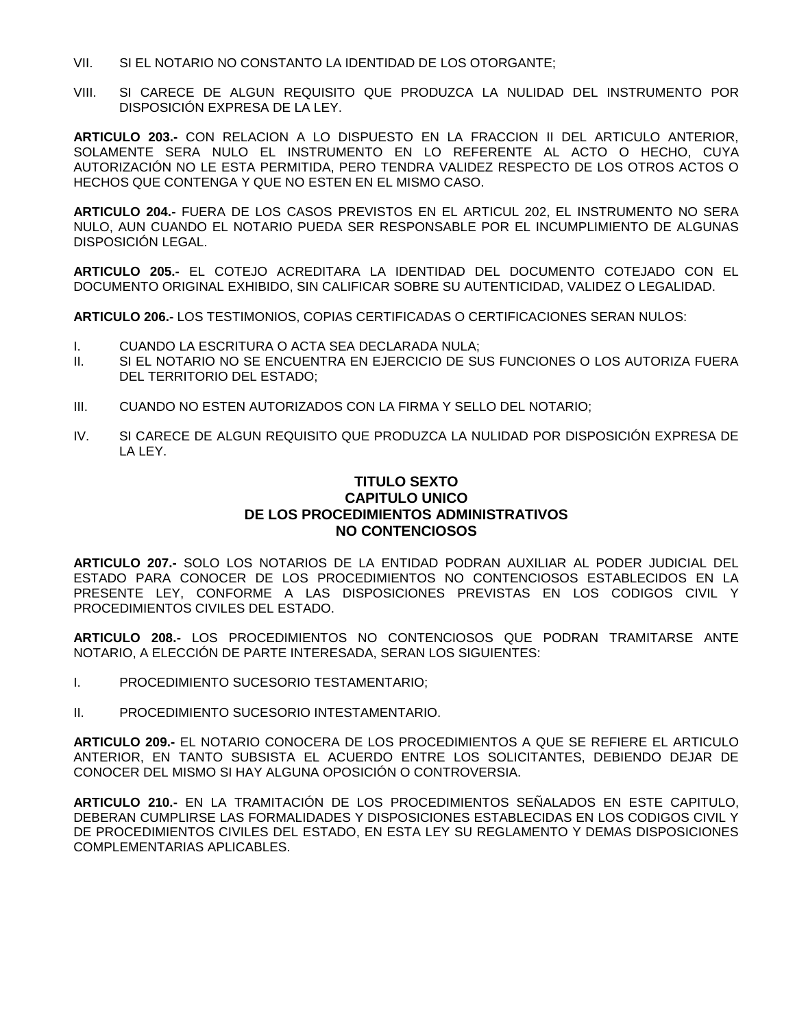VII. SI EL NOTARIO NO CONSTANTO LA IDENTIDAD DE LOS OTORGANTE;

VIII. SI CARECE DE ALGUN REQUISITO QUE PRODUZCA LA NULIDAD DEL INSTRUMENTO POR DISPOSICIÓN EXPRESA DE LA LEY.

**ARTICULO 203.-** CON RELACION A LO DISPUESTO EN LA FRACCION II DEL ARTICULO ANTERIOR, SOLAMENTE SERA NULO EL INSTRUMENTO EN LO REFERENTE AL ACTO O HECHO, CUYA AUTORIZACIÓN NO LE ESTA PERMITIDA, PERO TENDRA VALIDEZ RESPECTO DE LOS OTROS ACTOS O HECHOS QUE CONTENGA Y QUE NO ESTEN EN EL MISMO CASO.

**ARTICULO 204.-** FUERA DE LOS CASOS PREVISTOS EN EL ARTICUL 202, EL INSTRUMENTO NO SERA NULO, AUN CUANDO EL NOTARIO PUEDA SER RESPONSABLE POR EL INCUMPLIMIENTO DE ALGUNAS DISPOSICIÓN LEGAL.

**ARTICULO 205.-** EL COTEJO ACREDITARA LA IDENTIDAD DEL DOCUMENTO COTEJADO CON EL DOCUMENTO ORIGINAL EXHIBIDO, SIN CALIFICAR SOBRE SU AUTENTICIDAD, VALIDEZ O LEGALIDAD.

**ARTICULO 206.-** LOS TESTIMONIOS, COPIAS CERTIFICADAS O CERTIFICACIONES SERAN NULOS:

I. CUANDO LA ESCRITURA O ACTA SEA DECLARADA NULA;
II. SI EL NOTARIO NO SE ENCUENTRA EN EJERCICIO DE SUS FUNCIONES O LOS AUTORIZA FUERA DEL TERRITORIO DEL ESTADO;

III. CUANDO NO ESTEN AUTORIZADOS CON LA FIRMA Y SELLO DEL NOTARIO;

IV. SI CARECE DE ALGUN REQUISITO QUE PRODUZCA LA NULIDAD POR DISPOSICIÓN EXPRESA DE LA LEY.

## TITULO SEXTO
## CAPITULO UNICO
## DE LOS PROCEDIMIENTOS ADMINISTRATIVOS NO CONTENCIOSOS

**ARTICULO 207.-** SOLO LOS NOTARIOS DE LA ENTIDAD PODRAN AUXILIAR AL PODER JUDICIAL DEL ESTADO PARA CONOCER DE LOS PROCEDIMIENTOS NO CONTENCIOSOS ESTABLECIDOS EN LA PRESENTE LEY, CONFORME A LAS DISPOSICIONES PREVISTAS EN LOS CODIGOS CIVIL Y PROCEDIMIENTOS CIVILES DEL ESTADO.

**ARTICULO 208.-** LOS PROCEDIMIENTOS NO CONTENCIOSOS QUE PODRAN TRAMITARSE ANTE NOTARIO, A ELECCIÓN DE PARTE INTERESADA, SERAN LOS SIGUIENTES:

I. PROCEDIMIENTO SUCESORIO TESTAMENTARIO;

II. PROCEDIMIENTO SUCESORIO INTESTAMENTARIO.

**ARTICULO 209.-** EL NOTARIO CONOCERA DE LOS PROCEDIMIENTOS A QUE SE REFIERE EL ARTICULO ANTERIOR, EN TANTO SUBSISTA EL ACUERDO ENTRE LOS SOLICITANTES, DEBIENDO DEJAR DE CONOCER DEL MISMO SI HAY ALGUNA OPOSICIÓN O CONTROVERSIA.

**ARTICULO 210.-** EN LA TRAMITACIÓN DE LOS PROCEDIMIENTOS SEÑALADOS EN ESTE CAPITULO, DEBERAN CUMPLIRSE LAS FORMALIDADES Y DISPOSICIONES ESTABLECIDAS EN LOS CODIGOS CIVIL Y DE PROCEDIMIENTOS CIVILES DEL ESTADO, EN ESTA LEY SU REGLAMENTO Y DEMAS DISPOSICIONES COMPLEMENTARIAS APLICABLES.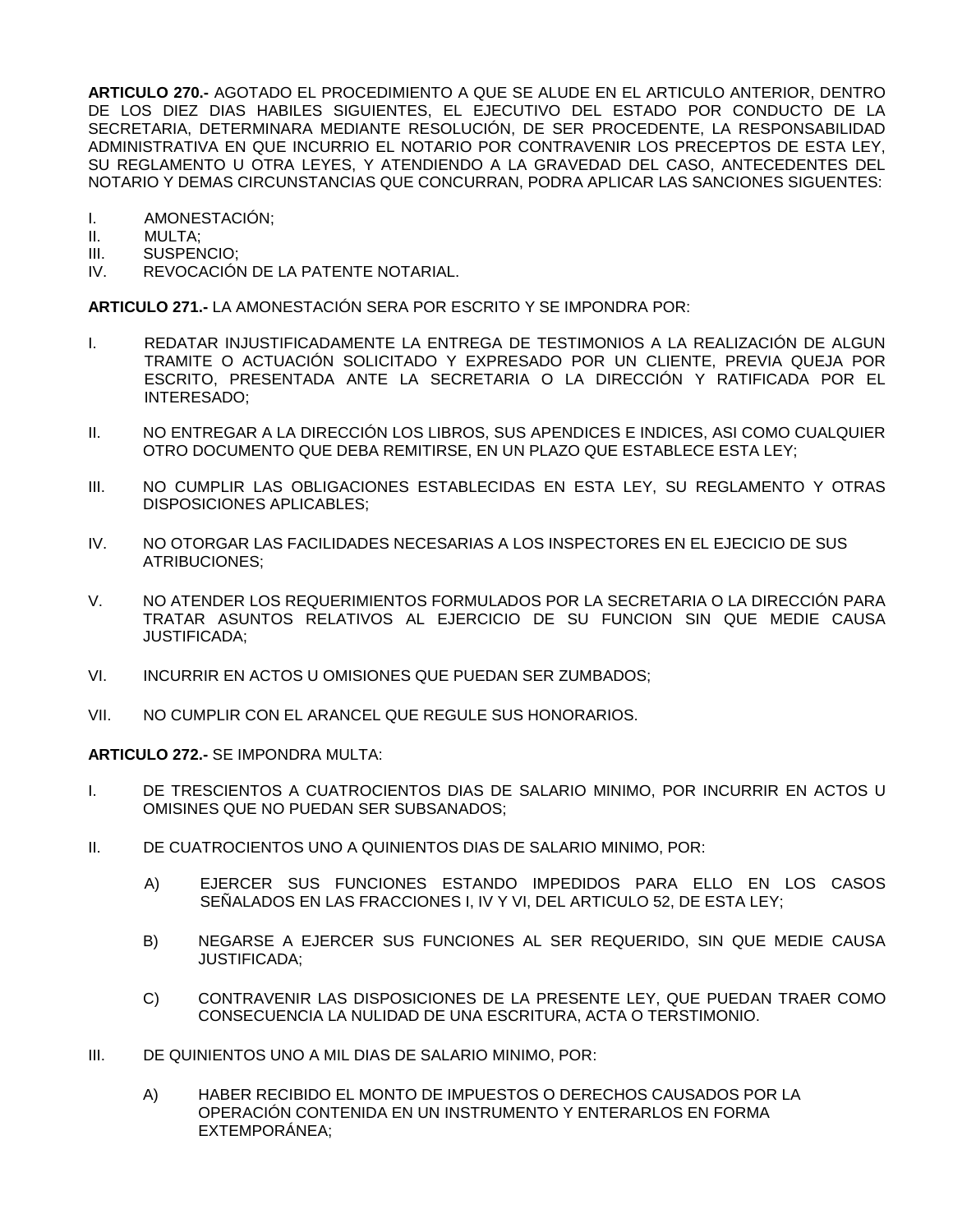**ARTICULO 270.-** AGOTADO EL PROCEDIMIENTO A QUE SE ALUDE EN EL ARTICULO ANTERIOR, DENTRO DE LOS DIEZ DIAS HABILES SIGUIENTES, EL EJECUTIVO DEL ESTADO POR CONDUCTO DE LA SECRETARIA, DETERMINARA MEDIANTE RESOLUCIÓN, DE SER PROCEDENTE, LA RESPONSABILIDAD ADMINISTRATIVA EN QUE INCURRIO EL NOTARIO POR CONTRAVENIR LOS PRECEPTOS DE ESTA LEY, SU REGLAMENTO U OTRA LEYES, Y ATENDIENDO A LA GRAVEDAD DEL CASO, ANTECEDENTES DEL NOTARIO Y DEMAS CIRCUNSTANCIAS QUE CONCURRAN, PODRA APLICAR LAS SANCIONES SIGUENTES:

I. AMONESTACIÓN;
II. MULTA;
III. SUSPENCIO;
IV. REVOCACIÓN DE LA PATENTE NOTARIAL.

**ARTICULO 271.-** LA AMONESTACIÓN SERA POR ESCRITO Y SE IMPONDRA POR:

I. REDATAR INJUSTIFICADAMENTE LA ENTREGA DE TESTIMONIOS A LA REALIZACIÓN DE ALGUN TRAMITE O ACTUACIÓN SOLICITADO Y EXPRESADO POR UN CLIENTE, PREVIA QUEJA POR ESCRITO, PRESENTADA ANTE LA SECRETARIA O LA DIRECCIÓN Y RATIFICADA POR EL INTERESADO;

II. NO ENTREGAR A LA DIRECCIÓN LOS LIBROS, SUS APENDICES E INDICES, ASI COMO CUALQUIER OTRO DOCUMENTO QUE DEBA REMITIRSE, EN UN PLAZO QUE ESTABLECE ESTA LEY;

III. NO CUMPLIR LAS OBLIGACIONES ESTABLECIDAS EN ESTA LEY, SU REGLAMENTO Y OTRAS DISPOSICIONES APLICABLES;

IV. NO OTORGAR LAS FACILIDADES NECESARIAS A LOS INSPECTORES EN EL EJECICIO DE SUS ATRIBUCIONES;

V. NO ATENDER LOS REQUERIMIENTOS FORMULADOS POR LA SECRETARIA O LA DIRECCIÓN PARA TRATAR ASUNTOS RELATIVOS AL EJERCICIO DE SU FUNCION SIN QUE MEDIE CAUSA JUSTIFICADA;

VI. INCURRIR EN ACTOS U OMISIONES QUE PUEDAN SER ZUMBADOS;

VII. NO CUMPLIR CON EL ARANCEL QUE REGULE SUS HONORARIOS.

**ARTICULO 272.-** SE IMPONDRA MULTA:

I. DE TRESCIENTOS A CUATROCIENTOS DIAS DE SALARIO MINIMO, POR INCURRIR EN ACTOS U OMISINES QUE NO PUEDAN SER SUBSANADOS;

II. DE CUATROCIENTOS UNO A QUINIENTOS DIAS DE SALARIO MINIMO, POR:

   A) EJERCER SUS FUNCIONES ESTANDO IMPEDIDOS PARA ELLO EN LOS CASOS SEÑALADOS EN LAS FRACCIONES I, IV Y VI, DEL ARTICULO 52, DE ESTA LEY;

   B) NEGARSE A EJERCER SUS FUNCIONES AL SER REQUERIDO, SIN QUE MEDIE CAUSA JUSTIFICADA;

   C) CONTRAVENIR LAS DISPOSICIONES DE LA PRESENTE LEY, QUE PUEDAN TRAER COMO CONSECUENCIA LA NULIDAD DE UNA ESCRITURA, ACTA O TERSTIMONIO.

III. DE QUINIENTOS UNO A MIL DIAS DE SALARIO MINIMO, POR:

   A) HABER RECIBIDO EL MONTO DE IMPUESTOS O DERECHOS CAUSADOS POR LA OPERACIÓN CONTENIDA EN UN INSTRUMENTO Y ENTERARLOS EN FORMA EXTEMPORÁNEA;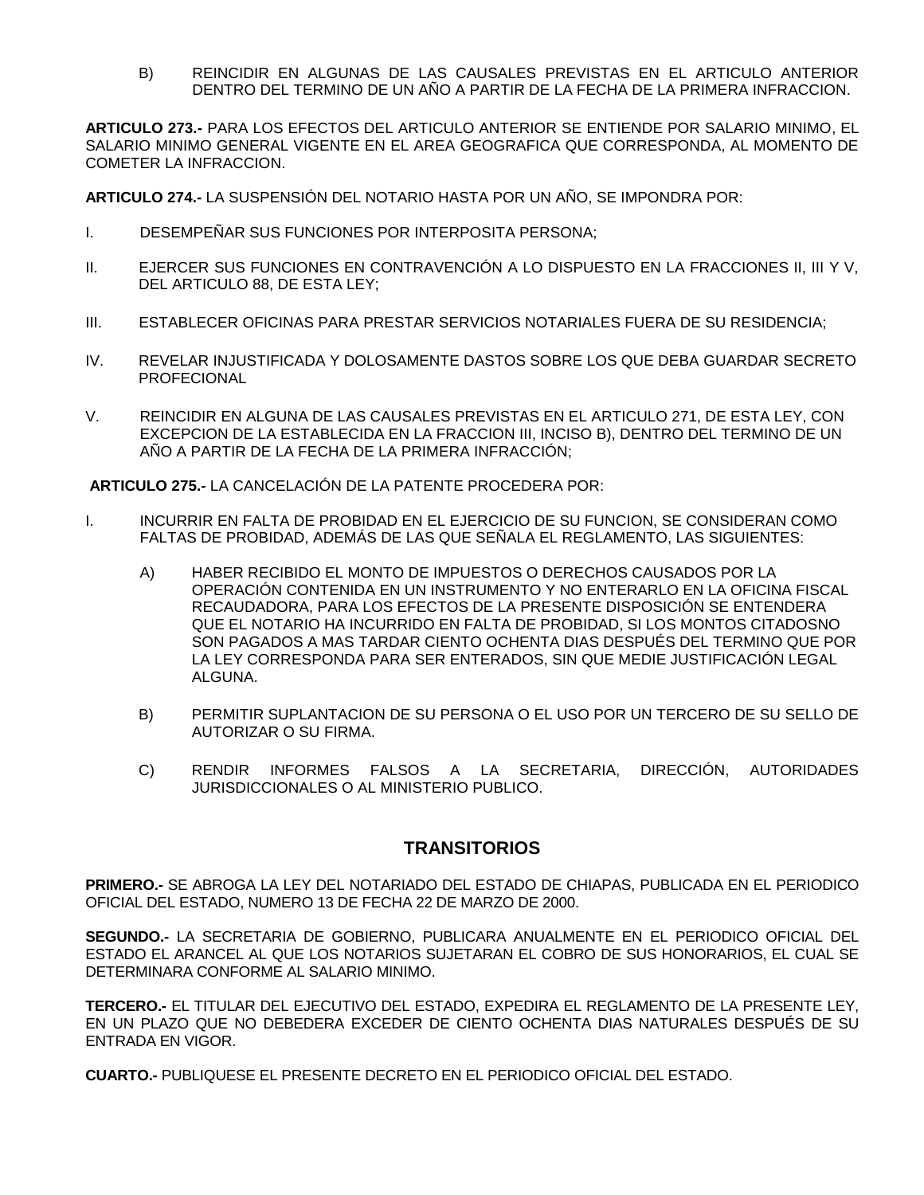B) REINCIDIR EN ALGUNAS DE LAS CAUSALES PREVISTAS EN EL ARTICULO ANTERIOR DENTRO DEL TERMINO DE UN AÑO A PARTIR DE LA FECHA DE LA PRIMERA INFRACCION.

**ARTICULO 273.-** PARA LOS EFECTOS DEL ARTICULO ANTERIOR SE ENTIENDE POR SALARIO MINIMO, EL SALARIO MINIMO GENERAL VIGENTE EN EL AREA GEOGRAFICA QUE CORRESPONDA, AL MOMENTO DE COMETER LA INFRACCION.

**ARTICULO 274.-** LA SUSPENSIÓN DEL NOTARIO HASTA POR UN AÑO, SE IMPONDRA POR:

I. DESEMPEÑAR SUS FUNCIONES POR INTERPOSITA PERSONA;

II. EJERCER SUS FUNCIONES EN CONTRAVENCIÓN A LO DISPUESTO EN LA FRACCIONES II, III Y V, DEL ARTICULO 88, DE ESTA LEY;

III. ESTABLECER OFICINAS PARA PRESTAR SERVICIOS NOTARIALES FUERA DE SU RESIDENCIA;

IV. REVELAR INJUSTIFICADA Y DOLOSAMENTE DASTOS SOBRE LOS QUE DEBA GUARDAR SECRETO PROFECIONAL

V. REINCIDIR EN ALGUNA DE LAS CAUSALES PREVISTAS EN EL ARTICULO 271, DE ESTA LEY, CON EXCEPCION DE LA ESTABLECIDA EN LA FRACCION III, INCISO B), DENTRO DEL TERMINO DE UN AÑO A PARTIR DE LA FECHA DE LA PRIMERA INFRACCIÓN;

**ARTICULO 275.-** LA CANCELACIÓN DE LA PATENTE PROCEDERA POR:

I. INCURRIR EN FALTA DE PROBIDAD EN EL EJERCICIO DE SU FUNCION, SE CONSIDERAN COMO FALTAS DE PROBIDAD, ADEMÁS DE LAS QUE SEÑALA EL REGLAMENTO, LAS SIGUIENTES:

A) HABER RECIBIDO EL MONTO DE IMPUESTOS O DERECHOS CAUSADOS POR LA OPERACIÓN CONTENIDA EN UN INSTRUMENTO Y NO ENTERARLO EN LA OFICINA FISCAL RECAUDADORA, PARA LOS EFECTOS DE LA PRESENTE DISPOSICIÓN SE ENTENDERA QUE EL NOTARIO HA INCURRIDO EN FALTA DE PROBIDAD, SI LOS MONTOS CITADOSNO SON PAGADOS A MAS TARDAR CIENTO OCHENTA DIAS DESPUÉS DEL TERMINO QUE POR LA LEY CORRESPONDA PARA SER ENTERADOS, SIN QUE MEDIE JUSTIFICACIÓN LEGAL ALGUNA.

B) PERMITIR SUPLANTACION DE SU PERSONA O EL USO POR UN TERCERO DE SU SELLO DE AUTORIZAR O SU FIRMA.

C) RENDIR INFORMES FALSOS A LA SECRETARIA, DIRECCIÓN, AUTORIDADES JURISDICCIONALES O AL MINISTERIO PUBLICO.

## TRANSITORIOS

**PRIMERO.-** SE ABROGA LA LEY DEL NOTARIADO DEL ESTADO DE CHIAPAS, PUBLICADA EN EL PERIODICO OFICIAL DEL ESTADO, NUMERO 13 DE FECHA 22 DE MARZO DE 2000.

**SEGUNDO.-** LA SECRETARIA DE GOBIERNO, PUBLICARA ANUALMENTE EN EL PERIODICO OFICIAL DEL ESTADO EL ARANCEL AL QUE LOS NOTARIOS SUJETARAN EL COBRO DE SUS HONORARIOS, EL CUAL SE DETERMINARA CONFORME AL SALARIO MINIMO.

**TERCERO.-** EL TITULAR DEL EJECUTIVO DEL ESTADO, EXPEDIRA EL REGLAMENTO DE LA PRESENTE LEY, EN UN PLAZO QUE NO DEBEDERA EXCEDER DE CIENTO OCHENTA DIAS NATURALES DESPUÉS DE SU ENTRADA EN VIGOR.

**CUARTO.-** PUBLIQUESE EL PRESENTE DECRETO EN EL PERIODICO OFICIAL DEL ESTADO.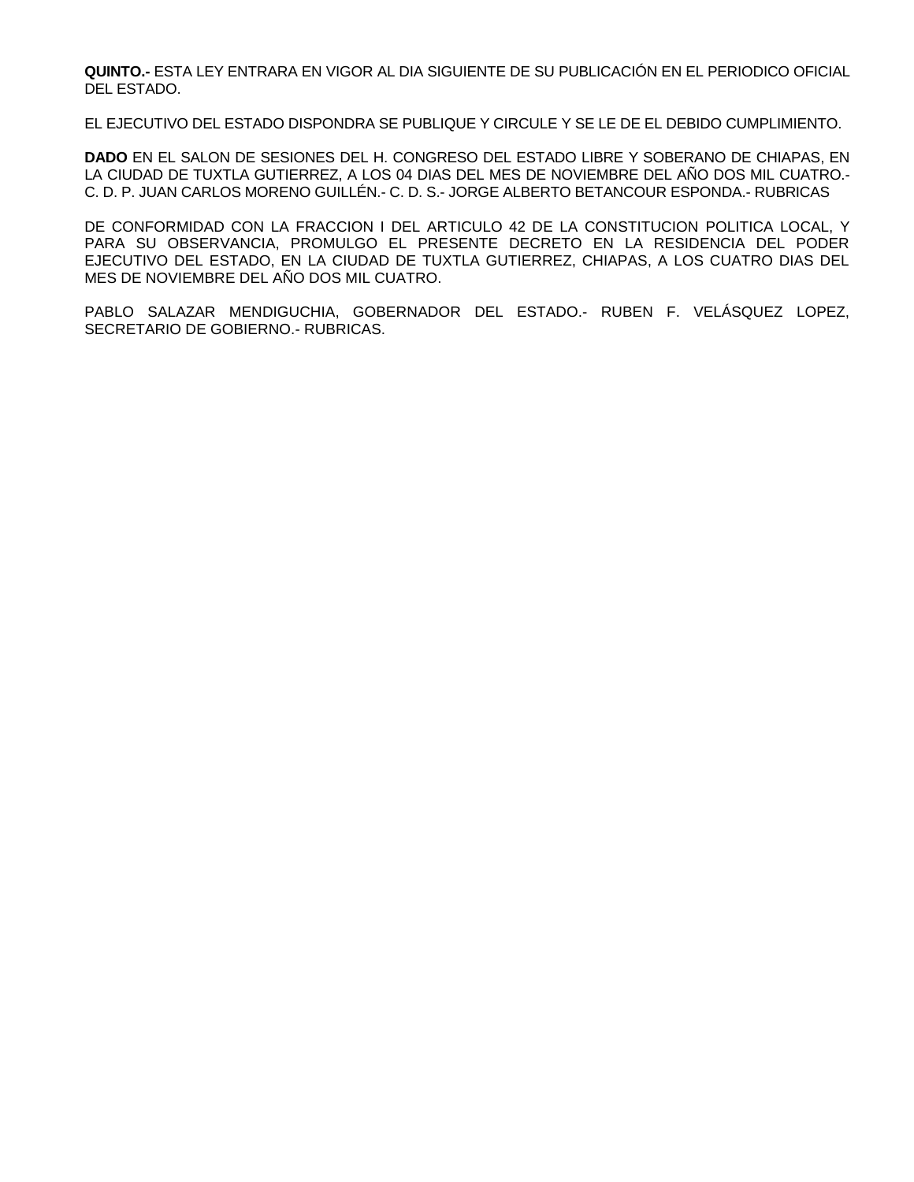**QUINTO.-** ESTA LEY ENTRARA EN VIGOR AL DIA SIGUIENTE DE SU PUBLICACIÓN EN EL PERIODICO OFICIAL DEL ESTADO.

EL EJECUTIVO DEL ESTADO DISPONDRA SE PUBLIQUE Y CIRCULE Y SE LE DE EL DEBIDO CUMPLIMIENTO.

**DADO** EN EL SALON DE SESIONES DEL H. CONGRESO DEL ESTADO LIBRE Y SOBERANO DE CHIAPAS, EN LA CIUDAD DE TUXTLA GUTIERREZ, A LOS 04 DIAS DEL MES DE NOVIEMBRE DEL AÑO DOS MIL CUATRO.- C. D. P. JUAN CARLOS MORENO GUILLÉN.- C. D. S.- JORGE ALBERTO BETANCOUR ESPONDA.- RUBRICAS

DE CONFORMIDAD CON LA FRACCION I DEL ARTICULO 42 DE LA CONSTITUCION POLITICA LOCAL, Y PARA SU OBSERVANCIA, PROMULGO EL PRESENTE DECRETO EN LA RESIDENCIA DEL PODER EJECUTIVO DEL ESTADO, EN LA CIUDAD DE TUXTLA GUTIERREZ, CHIAPAS, A LOS CUATRO DIAS DEL MES DE NOVIEMBRE DEL AÑO DOS MIL CUATRO.

PABLO SALAZAR MENDIGUCHIA, GOBERNADOR DEL ESTADO.- RUBEN F. VELÁSQUEZ LOPEZ, SECRETARIO DE GOBIERNO.- RUBRICAS.